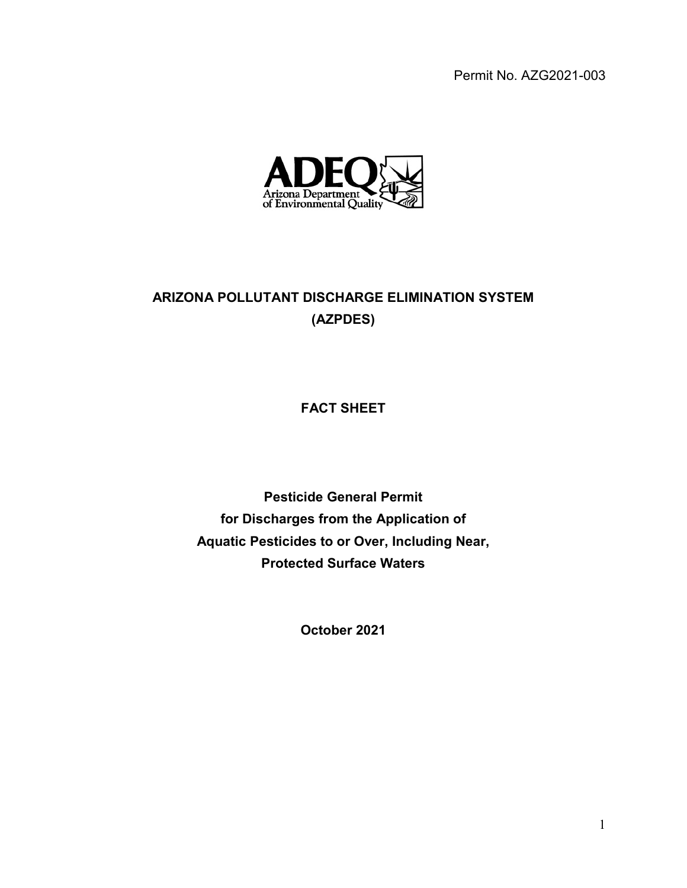Permit No. AZG2021-003

ADEQ
Arizona Department of Environmental Quality

# ARIZONA POLLUTANT DISCHARGE ELIMINATION SYSTEM (AZPDES)

## FACT SHEET

**Pesticide General Permit for Discharges from the Application of Aquatic Pesticides to or Over, Including Near, Protected Surface Waters**

**October 2021**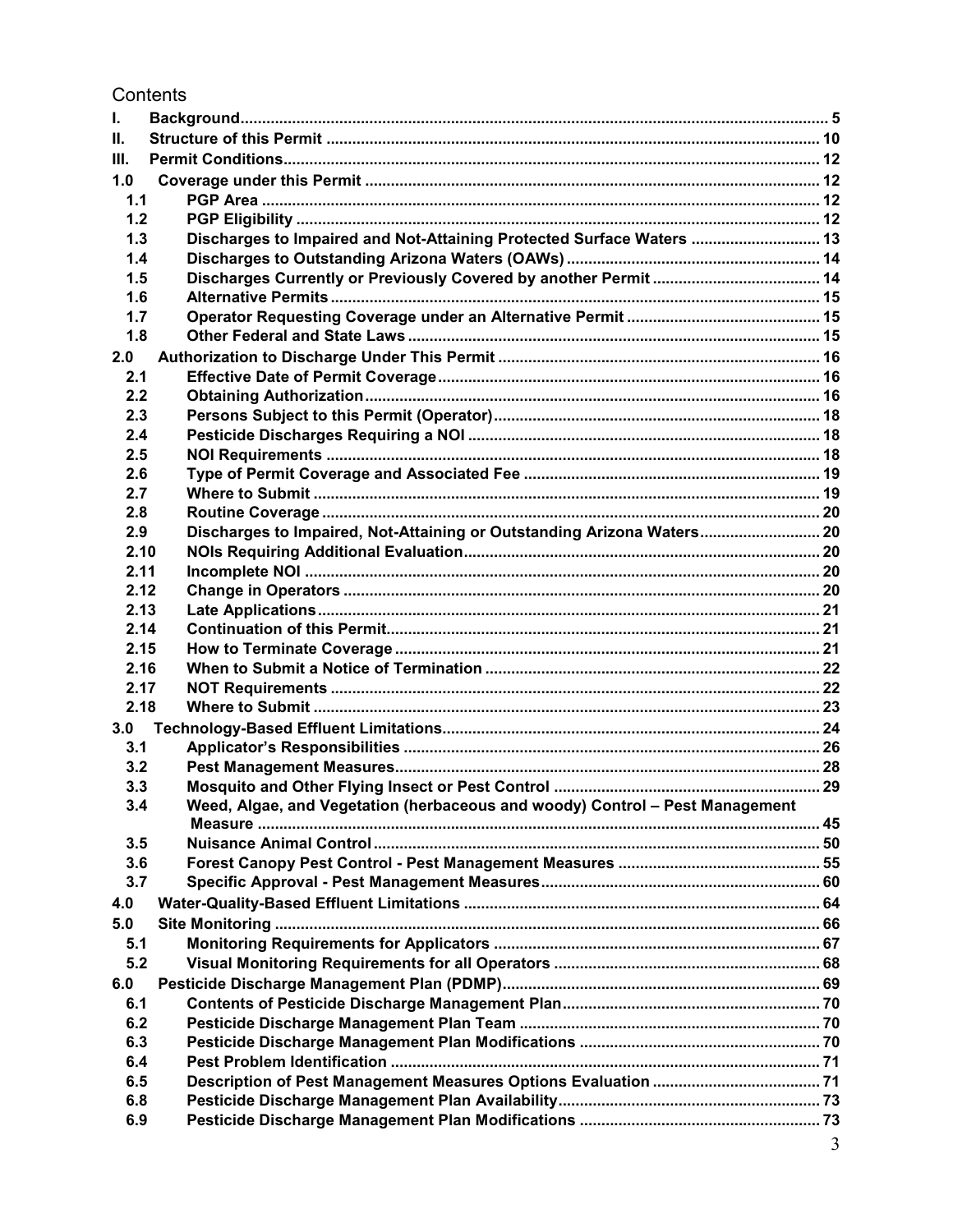# Contents

| | | |
|---|---|---|
| **I.** | **Background** | 5 |
| **II.** | **Structure of this Permit** | 10 |
| **III.** | **Permit Conditions** | 12 |
| **1.0** | **Coverage under this Permit** | 12 |
| **1.1** | **PGP Area** | 12 |
| **1.2** | **PGP Eligibility** | 12 |
| **1.3** | **Discharges to Impaired and Not-Attaining Protected Surface Waters** | 13 |
| **1.4** | **Discharges to Outstanding Arizona Waters (OAWs)** | 14 |
| **1.5** | **Discharges Currently or Previously Covered by another Permit** | 14 |
| **1.6** | **Alternative Permits** | 15 |
| **1.7** | **Operator Requesting Coverage under an Alternative Permit** | 15 |
| **1.8** | **Other Federal and State Laws** | 15 |
| **2.0** | **Authorization to Discharge Under This Permit** | 16 |
| **2.1** | **Effective Date of Permit Coverage** | 16 |
| **2.2** | **Obtaining Authorization** | 16 |
| **2.3** | **Persons Subject to this Permit (Operator)** | 18 |
| **2.4** | **Pesticide Discharges Requiring a NOI** | 18 |
| **2.5** | **NOI Requirements** | 18 |
| **2.6** | **Type of Permit Coverage and Associated Fee** | 19 |
| **2.7** | **Where to Submit** | 19 |
| **2.8** | **Routine Coverage** | 20 |
| **2.9** | **Discharges to Impaired, Not-Attaining or Outstanding Arizona Waters** | 20 |
| **2.10** | **NOIs Requiring Additional Evaluation** | 20 |
| **2.11** | **Incomplete NOI** | 20 |
| **2.12** | **Change in Operators** | 20 |
| **2.13** | **Late Applications** | 21 |
| **2.14** | **Continuation of this Permit** | 21 |
| **2.15** | **How to Terminate Coverage** | 21 |
| **2.16** | **When to Submit a Notice of Termination** | 22 |
| **2.17** | **NOT Requirements** | 22 |
| **2.18** | **Where to Submit** | 23 |
| **3.0** | **Technology-Based Effluent Limitations** | 24 |
| **3.1** | **Applicator's Responsibilities** | 26 |
| **3.2** | **Pest Management Measures** | 28 |
| **3.3** | **Mosquito and Other Flying Insect or Pest Control** | 29 |
| **3.4** | **Weed, Algae, and Vegetation (herbaceous and woody) Control – Pest Management Measure** | 45 |
| **3.5** | **Nuisance Animal Control** | 50 |
| **3.6** | **Forest Canopy Pest Control - Pest Management Measures** | 55 |
| **3.7** | **Specific Approval - Pest Management Measures** | 60 |
| **4.0** | **Water-Quality-Based Effluent Limitations** | 64 |
| **5.0** | **Site Monitoring** | 66 |
| **5.1** | **Monitoring Requirements for Applicators** | 67 |
| **5.2** | **Visual Monitoring Requirements for all Operators** | 68 |
| **6.0** | **Pesticide Discharge Management Plan (PDMP)** | 69 |
| **6.1** | **Contents of Pesticide Discharge Management Plan** | 70 |
| **6.2** | **Pesticide Discharge Management Plan Team** | 70 |
| **6.3** | **Pesticide Discharge Management Plan Modifications** | 70 |
| **6.4** | **Pest Problem Identification** | 71 |
| **6.5** | **Description of Pest Management Measures Options Evaluation** | 71 |
| **6.8** | **Pesticide Discharge Management Plan Availability** | 73 |
| **6.9** | **Pesticide Discharge Management Plan Modifications** | 73 |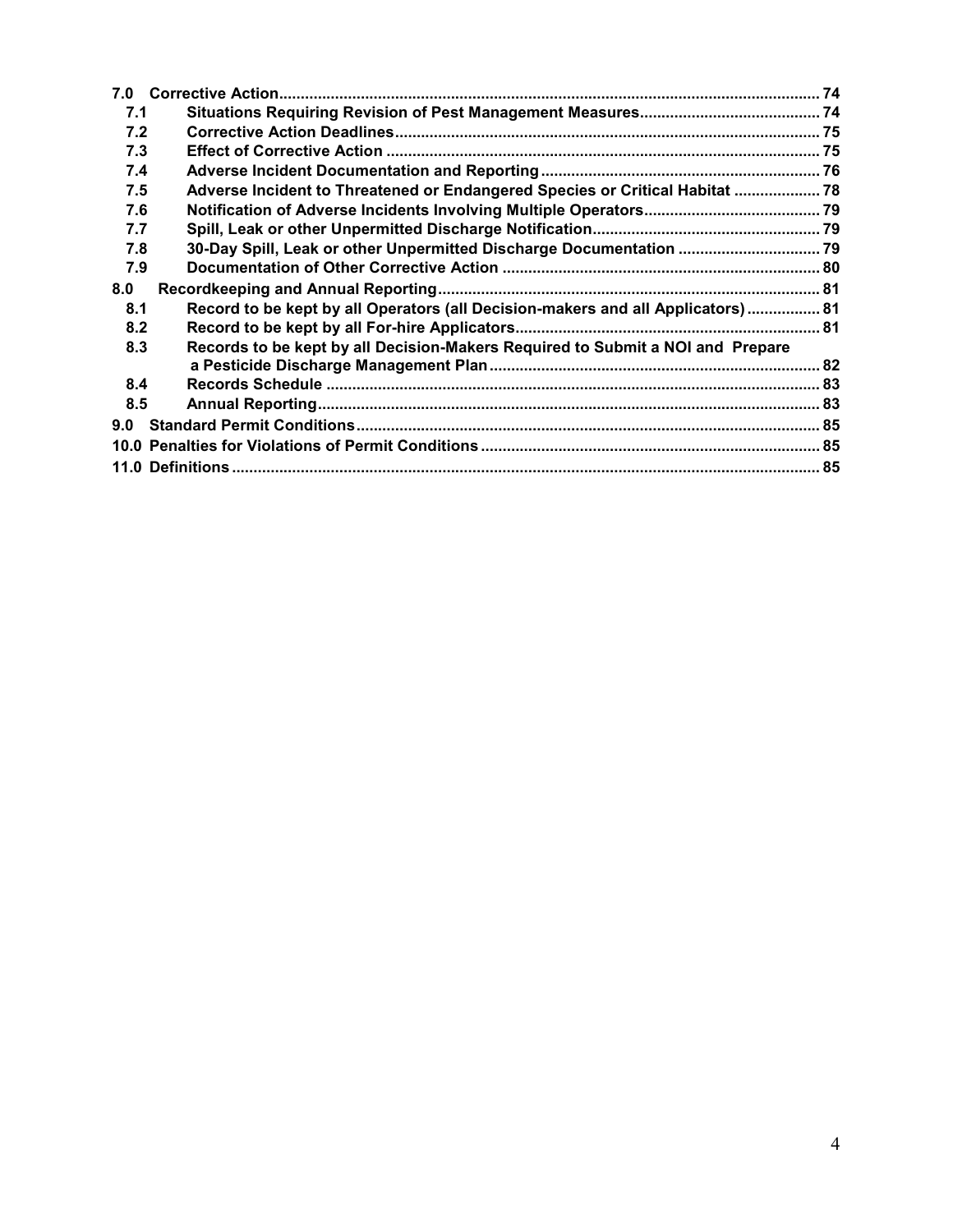| | | |
|---|---|---|
| **7.0** | **Corrective Action** | **74** |
| **7.1** | **Situations Requiring Revision of Pest Management Measures** | **74** |
| **7.2** | **Corrective Action Deadlines** | **75** |
| **7.3** | **Effect of Corrective Action** | **75** |
| **7.4** | **Adverse Incident Documentation and Reporting** | **76** |
| **7.5** | **Adverse Incident to Threatened or Endangered Species or Critical Habitat** | **78** |
| **7.6** | **Notification of Adverse Incidents Involving Multiple Operators** | **79** |
| **7.7** | **Spill, Leak or other Unpermitted Discharge Notification** | **79** |
| **7.8** | **30-Day Spill, Leak or other Unpermitted Discharge Documentation** | **79** |
| **7.9** | **Documentation of Other Corrective Action** | **80** |
| **8.0** | **Recordkeeping and Annual Reporting** | **81** |
| **8.1** | **Record to be kept by all Operators (all Decision-makers and all Applicators)** | **81** |
| **8.2** | **Record to be kept by all For-hire Applicators** | **81** |
| **8.3** | **Records to be kept by all Decision-Makers Required to Submit a NOI and Prepare a Pesticide Discharge Management Plan** | **82** |
| **8.4** | **Records Schedule** | **83** |
| **8.5** | **Annual Reporting** | **83** |
| **9.0** | **Standard Permit Conditions** | **85** |
| **10.0** | **Penalties for Violations of Permit Conditions** | **85** |
| **11.0** | **Definitions** | **85** |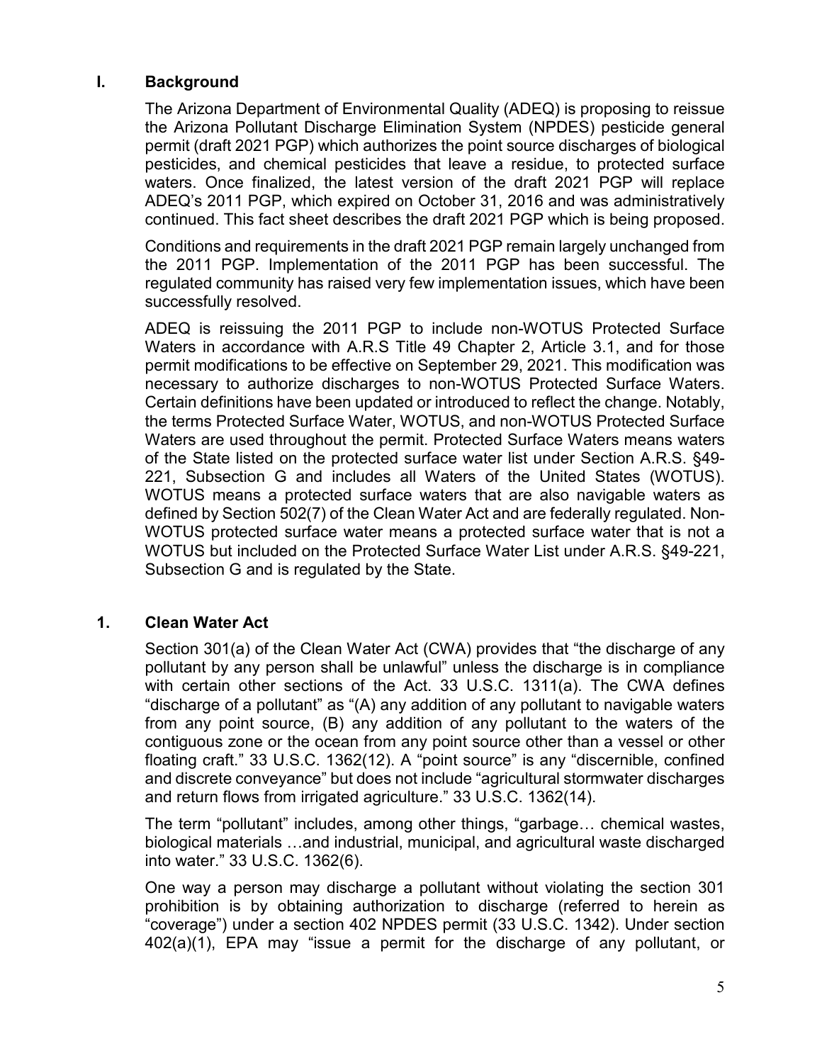## I. Background

The Arizona Department of Environmental Quality (ADEQ) is proposing to reissue the Arizona Pollutant Discharge Elimination System (NPDES) pesticide general permit (draft 2021 PGP) which authorizes the point source discharges of biological pesticides, and chemical pesticides that leave a residue, to protected surface waters. Once finalized, the latest version of the draft 2021 PGP will replace ADEQ's 2011 PGP, which expired on October 31, 2016 and was administratively continued. This fact sheet describes the draft 2021 PGP which is being proposed.

Conditions and requirements in the draft 2021 PGP remain largely unchanged from the 2011 PGP. Implementation of the 2011 PGP has been successful. The regulated community has raised very few implementation issues, which have been successfully resolved.

ADEQ is reissuing the 2011 PGP to include non-WOTUS Protected Surface Waters in accordance with A.R.S Title 49 Chapter 2, Article 3.1, and for those permit modifications to be effective on September 29, 2021. This modification was necessary to authorize discharges to non-WOTUS Protected Surface Waters. Certain definitions have been updated or introduced to reflect the change. Notably, the terms Protected Surface Water, WOTUS, and non-WOTUS Protected Surface Waters are used throughout the permit. Protected Surface Waters means waters of the State listed on the protected surface water list under Section A.R.S. §49-221, Subsection G and includes all Waters of the United States (WOTUS). WOTUS means a protected surface waters that are also navigable waters as defined by Section 502(7) of the Clean Water Act and are federally regulated. Non-WOTUS protected surface water means a protected surface water that is not a WOTUS but included on the Protected Surface Water List under A.R.S. §49-221, Subsection G and is regulated by the State.

## 1. Clean Water Act

Section 301(a) of the Clean Water Act (CWA) provides that "the discharge of any pollutant by any person shall be unlawful" unless the discharge is in compliance with certain other sections of the Act. 33 U.S.C. 1311(a). The CWA defines "discharge of a pollutant" as "(A) any addition of any pollutant to navigable waters from any point source, (B) any addition of any pollutant to the waters of the contiguous zone or the ocean from any point source other than a vessel or other floating craft." 33 U.S.C. 1362(12). A "point source" is any "discernible, confined and discrete conveyance" but does not include "agricultural stormwater discharges and return flows from irrigated agriculture." 33 U.S.C. 1362(14).

The term "pollutant" includes, among other things, "garbage… chemical wastes, biological materials …and industrial, municipal, and agricultural waste discharged into water." 33 U.S.C. 1362(6).

One way a person may discharge a pollutant without violating the section 301 prohibition is by obtaining authorization to discharge (referred to herein as "coverage") under a section 402 NPDES permit (33 U.S.C. 1342). Under section 402(a)(1), EPA may "issue a permit for the discharge of any pollutant, or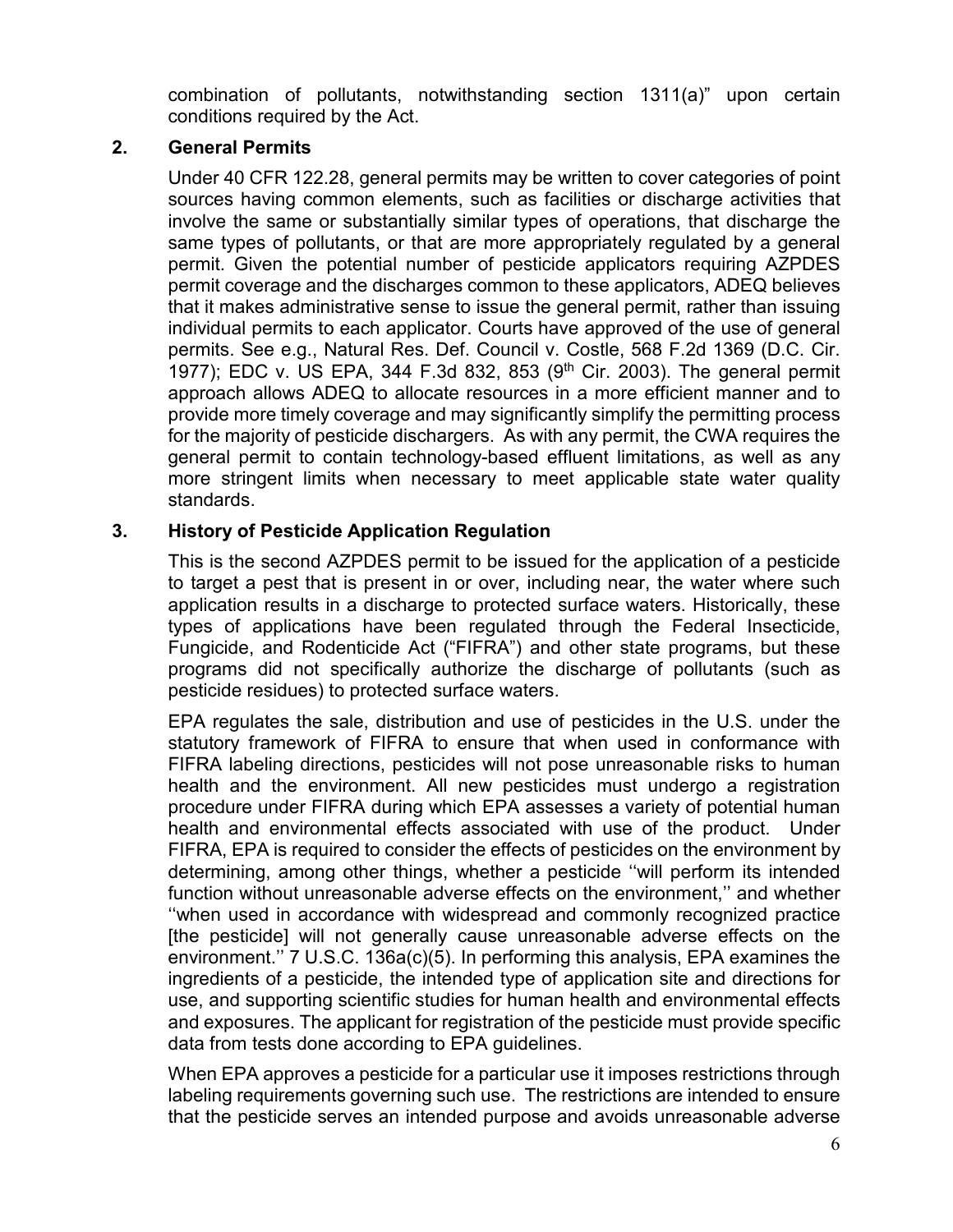combination of pollutants, notwithstanding section 1311(a)" upon certain conditions required by the Act.

## 2. General Permits

Under 40 CFR 122.28, general permits may be written to cover categories of point sources having common elements, such as facilities or discharge activities that involve the same or substantially similar types of operations, that discharge the same types of pollutants, or that are more appropriately regulated by a general permit. Given the potential number of pesticide applicators requiring AZPDES permit coverage and the discharges common to these applicators, ADEQ believes that it makes administrative sense to issue the general permit, rather than issuing individual permits to each applicator. Courts have approved of the use of general permits. See e.g., Natural Res. Def. Council v. Costle, 568 F.2d 1369 (D.C. Cir. 1977); EDC v. US EPA, 344 F.3d 832, 853 (9th Cir. 2003). The general permit approach allows ADEQ to allocate resources in a more efficient manner and to provide more timely coverage and may significantly simplify the permitting process for the majority of pesticide dischargers. As with any permit, the CWA requires the general permit to contain technology-based effluent limitations, as well as any more stringent limits when necessary to meet applicable state water quality standards.

## 3. History of Pesticide Application Regulation

This is the second AZPDES permit to be issued for the application of a pesticide to target a pest that is present in or over, including near, the water where such application results in a discharge to protected surface waters. Historically, these types of applications have been regulated through the Federal Insecticide, Fungicide, and Rodenticide Act ("FIFRA") and other state programs, but these programs did not specifically authorize the discharge of pollutants (such as pesticide residues) to protected surface waters.

EPA regulates the sale, distribution and use of pesticides in the U.S. under the statutory framework of FIFRA to ensure that when used in conformance with FIFRA labeling directions, pesticides will not pose unreasonable risks to human health and the environment. All new pesticides must undergo a registration procedure under FIFRA during which EPA assesses a variety of potential human health and environmental effects associated with use of the product. Under FIFRA, EPA is required to consider the effects of pesticides on the environment by determining, among other things, whether a pesticide ''will perform its intended function without unreasonable adverse effects on the environment,'' and whether ''when used in accordance with widespread and commonly recognized practice [the pesticide] will not generally cause unreasonable adverse effects on the environment.'' 7 U.S.C. 136a(c)(5). In performing this analysis, EPA examines the ingredients of a pesticide, the intended type of application site and directions for use, and supporting scientific studies for human health and environmental effects and exposures. The applicant for registration of the pesticide must provide specific data from tests done according to EPA guidelines.

When EPA approves a pesticide for a particular use it imposes restrictions through labeling requirements governing such use. The restrictions are intended to ensure that the pesticide serves an intended purpose and avoids unreasonable adverse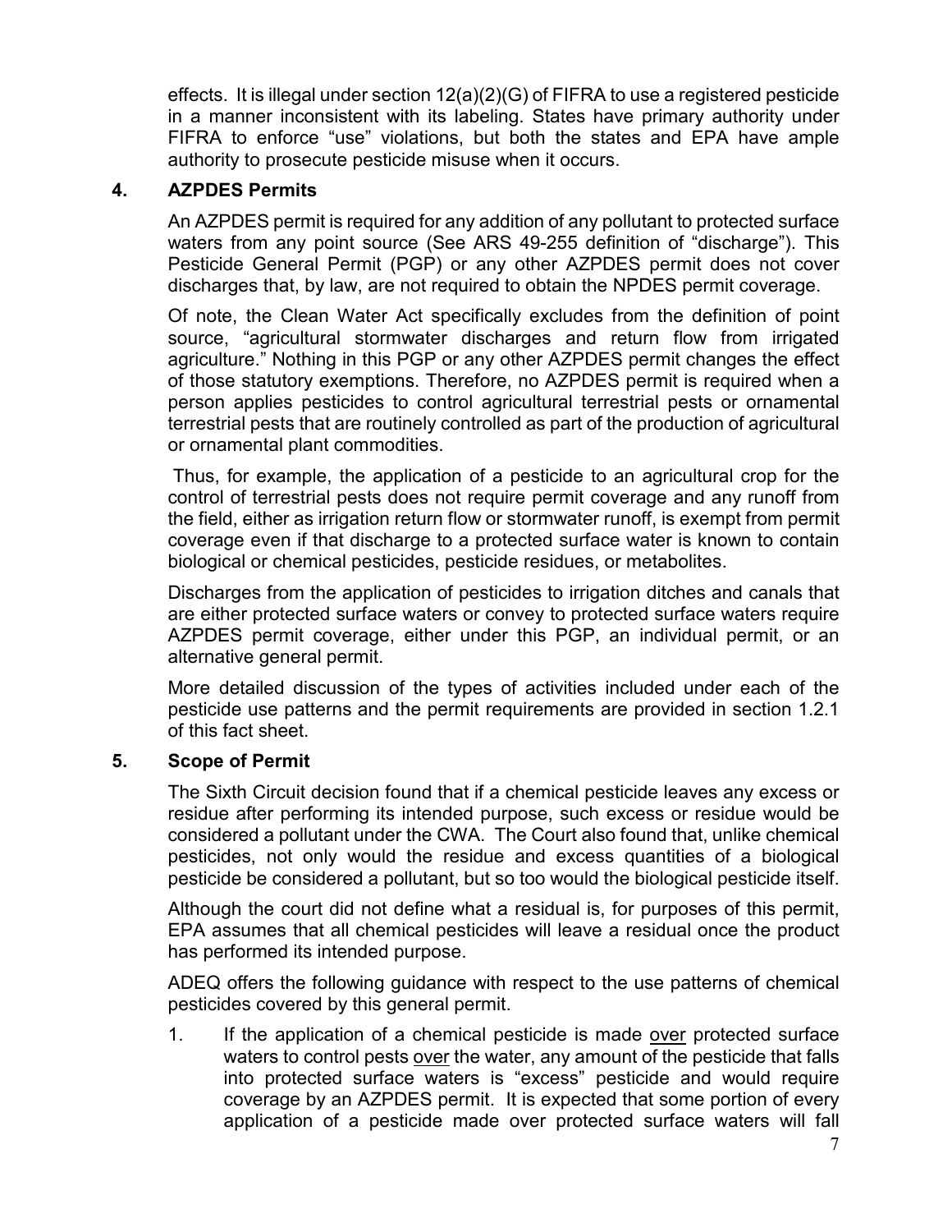effects. It is illegal under section 12(a)(2)(G) of FIFRA to use a registered pesticide in a manner inconsistent with its labeling. States have primary authority under FIFRA to enforce "use" violations, but both the states and EPA have ample authority to prosecute pesticide misuse when it occurs.

## 4. AZPDES Permits

An AZPDES permit is required for any addition of any pollutant to protected surface waters from any point source (See ARS 49-255 definition of "discharge"). This Pesticide General Permit (PGP) or any other AZPDES permit does not cover discharges that, by law, are not required to obtain the NPDES permit coverage.

Of note, the Clean Water Act specifically excludes from the definition of point source, "agricultural stormwater discharges and return flow from irrigated agriculture." Nothing in this PGP or any other AZPDES permit changes the effect of those statutory exemptions. Therefore, no AZPDES permit is required when a person applies pesticides to control agricultural terrestrial pests or ornamental terrestrial pests that are routinely controlled as part of the production of agricultural or ornamental plant commodities.

Thus, for example, the application of a pesticide to an agricultural crop for the control of terrestrial pests does not require permit coverage and any runoff from the field, either as irrigation return flow or stormwater runoff, is exempt from permit coverage even if that discharge to a protected surface water is known to contain biological or chemical pesticides, pesticide residues, or metabolites.

Discharges from the application of pesticides to irrigation ditches and canals that are either protected surface waters or convey to protected surface waters require AZPDES permit coverage, either under this PGP, an individual permit, or an alternative general permit.

More detailed discussion of the types of activities included under each of the pesticide use patterns and the permit requirements are provided in section 1.2.1 of this fact sheet.

## 5. Scope of Permit

The Sixth Circuit decision found that if a chemical pesticide leaves any excess or residue after performing its intended purpose, such excess or residue would be considered a pollutant under the CWA. The Court also found that, unlike chemical pesticides, not only would the residue and excess quantities of a biological pesticide be considered a pollutant, but so too would the biological pesticide itself.

Although the court did not define what a residual is, for purposes of this permit, EPA assumes that all chemical pesticides will leave a residual once the product has performed its intended purpose.

ADEQ offers the following guidance with respect to the use patterns of chemical pesticides covered by this general permit.

1. If the application of a chemical pesticide is made <u>over</u> protected surface waters to control pests <u>over</u> the water, any amount of the pesticide that falls into protected surface waters is "excess" pesticide and would require coverage by an AZPDES permit. It is expected that some portion of every application of a pesticide made over protected surface waters will fall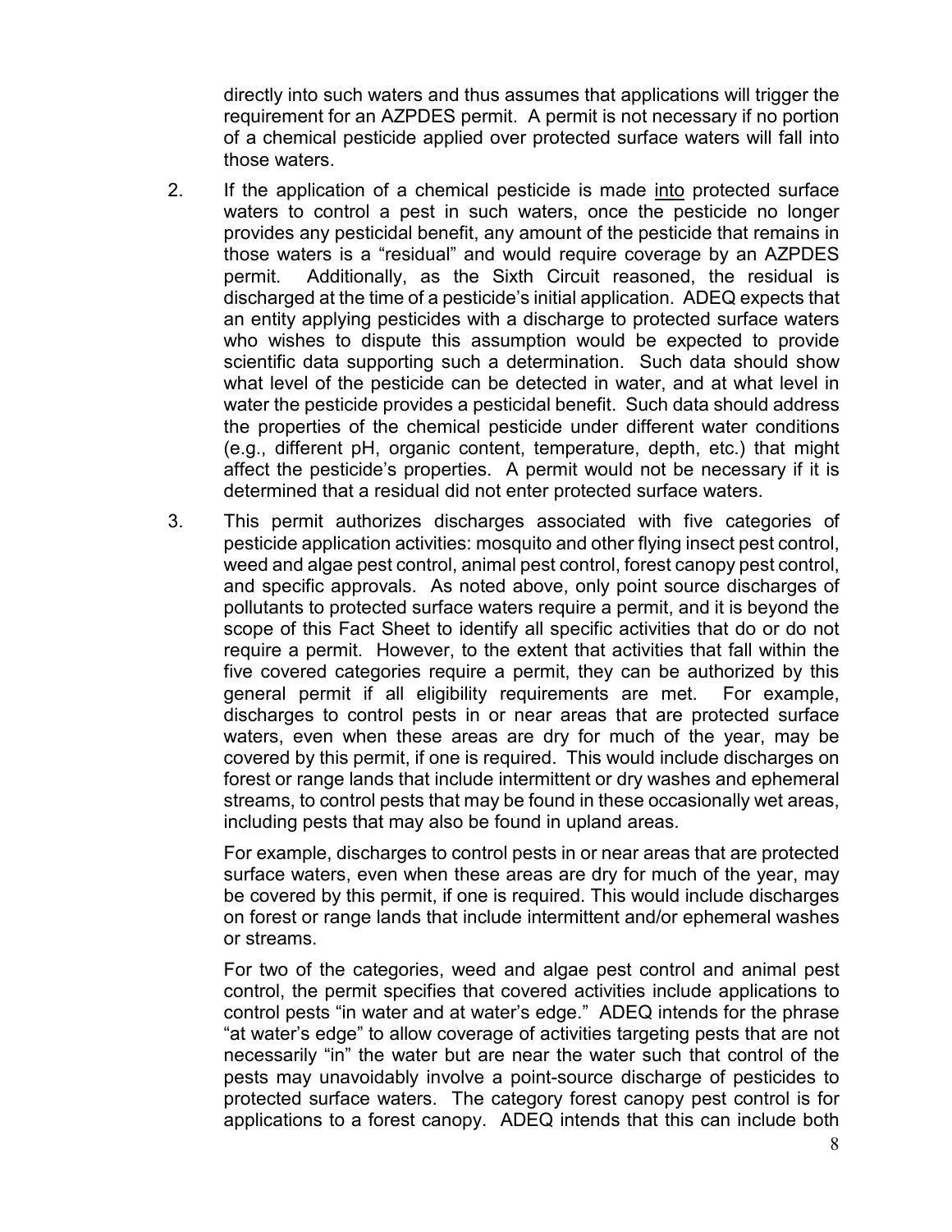directly into such waters and thus assumes that applications will trigger the requirement for an AZPDES permit. A permit is not necessary if no portion of a chemical pesticide applied over protected surface waters will fall into those waters.

2. If the application of a chemical pesticide is made <u>into</u> protected surface waters to control a pest in such waters, once the pesticide no longer provides any pesticidal benefit, any amount of the pesticide that remains in those waters is a "residual" and would require coverage by an AZPDES permit. Additionally, as the Sixth Circuit reasoned, the residual is discharged at the time of a pesticide's initial application. ADEQ expects that an entity applying pesticides with a discharge to protected surface waters who wishes to dispute this assumption would be expected to provide scientific data supporting such a determination. Such data should show what level of the pesticide can be detected in water, and at what level in water the pesticide provides a pesticidal benefit. Such data should address the properties of the chemical pesticide under different water conditions (e.g., different pH, organic content, temperature, depth, etc.) that might affect the pesticide's properties. A permit would not be necessary if it is determined that a residual did not enter protected surface waters.

3. This permit authorizes discharges associated with five categories of pesticide application activities: mosquito and other flying insect pest control, weed and algae pest control, animal pest control, forest canopy pest control, and specific approvals. As noted above, only point source discharges of pollutants to protected surface waters require a permit, and it is beyond the scope of this Fact Sheet to identify all specific activities that do or do not require a permit. However, to the extent that activities that fall within the five covered categories require a permit, they can be authorized by this general permit if all eligibility requirements are met. For example, discharges to control pests in or near areas that are protected surface waters, even when these areas are dry for much of the year, may be covered by this permit, if one is required. This would include discharges on forest or range lands that include intermittent or dry washes and ephemeral streams, to control pests that may be found in these occasionally wet areas, including pests that may also be found in upland areas.

   For example, discharges to control pests in or near areas that are protected surface waters, even when these areas are dry for much of the year, may be covered by this permit, if one is required. This would include discharges on forest or range lands that include intermittent and/or ephemeral washes or streams.

   For two of the categories, weed and algae pest control and animal pest control, the permit specifies that covered activities include applications to control pests "in water and at water's edge." ADEQ intends for the phrase "at water's edge" to allow coverage of activities targeting pests that are not necessarily "in" the water but are near the water such that control of the pests may unavoidably involve a point-source discharge of pesticides to protected surface waters. The category forest canopy pest control is for applications to a forest canopy. ADEQ intends that this can include both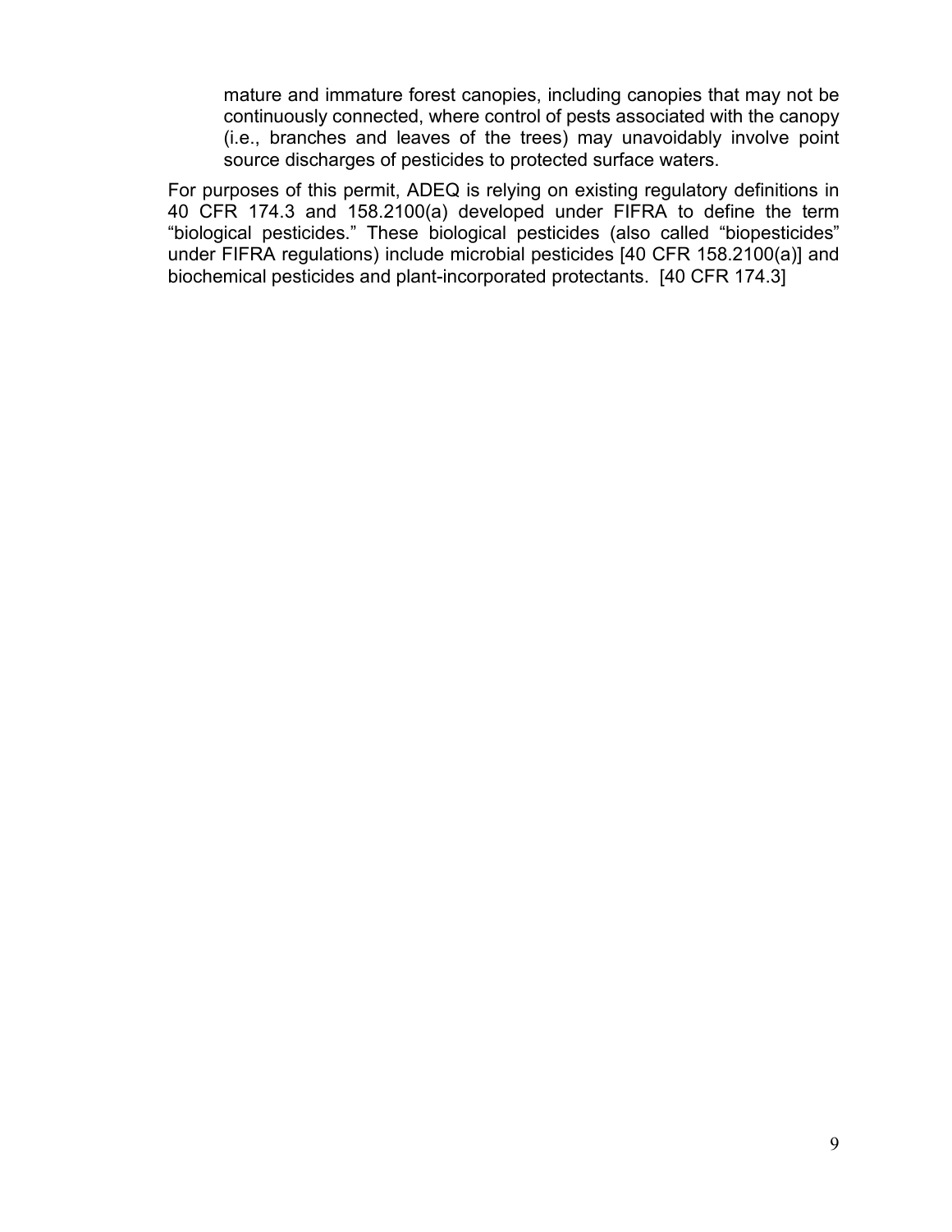mature and immature forest canopies, including canopies that may not be continuously connected, where control of pests associated with the canopy (i.e., branches and leaves of the trees) may unavoidably involve point source discharges of pesticides to protected surface waters.

For purposes of this permit, ADEQ is relying on existing regulatory definitions in 40 CFR 174.3 and 158.2100(a) developed under FIFRA to define the term "biological pesticides." These biological pesticides (also called "biopesticides" under FIFRA regulations) include microbial pesticides [40 CFR 158.2100(a)] and biochemical pesticides and plant-incorporated protectants. [40 CFR 174.3]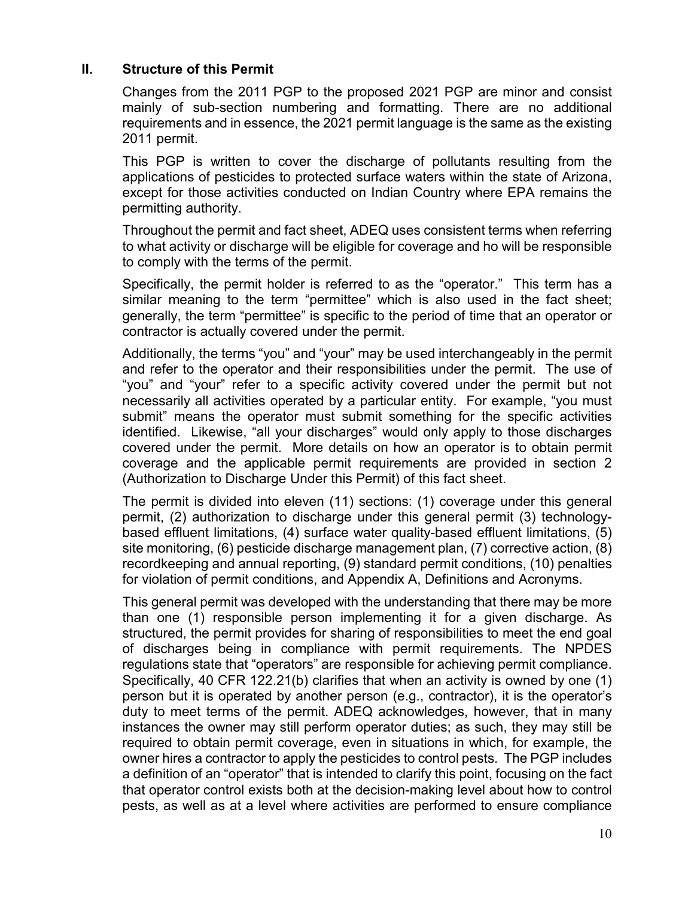## II. Structure of this Permit

Changes from the 2011 PGP to the proposed 2021 PGP are minor and consist mainly of sub-section numbering and formatting. There are no additional requirements and in essence, the 2021 permit language is the same as the existing 2011 permit.

This PGP is written to cover the discharge of pollutants resulting from the applications of pesticides to protected surface waters within the state of Arizona, except for those activities conducted on Indian Country where EPA remains the permitting authority.

Throughout the permit and fact sheet, ADEQ uses consistent terms when referring to what activity or discharge will be eligible for coverage and ho will be responsible to comply with the terms of the permit.

Specifically, the permit holder is referred to as the "operator." This term has a similar meaning to the term "permittee" which is also used in the fact sheet; generally, the term "permittee" is specific to the period of time that an operator or contractor is actually covered under the permit.

Additionally, the terms "you" and "your" may be used interchangeably in the permit and refer to the operator and their responsibilities under the permit. The use of "you" and "your" refer to a specific activity covered under the permit but not necessarily all activities operated by a particular entity. For example, "you must submit" means the operator must submit something for the specific activities identified. Likewise, "all your discharges" would only apply to those discharges covered under the permit. More details on how an operator is to obtain permit coverage and the applicable permit requirements are provided in section 2 (Authorization to Discharge Under this Permit) of this fact sheet.

The permit is divided into eleven (11) sections: (1) coverage under this general permit, (2) authorization to discharge under this general permit (3) technology-based effluent limitations, (4) surface water quality-based effluent limitations, (5) site monitoring, (6) pesticide discharge management plan, (7) corrective action, (8) recordkeeping and annual reporting, (9) standard permit conditions, (10) penalties for violation of permit conditions, and Appendix A, Definitions and Acronyms.

This general permit was developed with the understanding that there may be more than one (1) responsible person implementing it for a given discharge. As structured, the permit provides for sharing of responsibilities to meet the end goal of discharges being in compliance with permit requirements. The NPDES regulations state that "operators" are responsible for achieving permit compliance. Specifically, 40 CFR 122.21(b) clarifies that when an activity is owned by one (1) person but it is operated by another person (e.g., contractor), it is the operator's duty to meet terms of the permit. ADEQ acknowledges, however, that in many instances the owner may still perform operator duties; as such, they may still be required to obtain permit coverage, even in situations in which, for example, the owner hires a contractor to apply the pesticides to control pests. The PGP includes a definition of an "operator" that is intended to clarify this point, focusing on the fact that operator control exists both at the decision-making level about how to control pests, as well as at a level where activities are performed to ensure compliance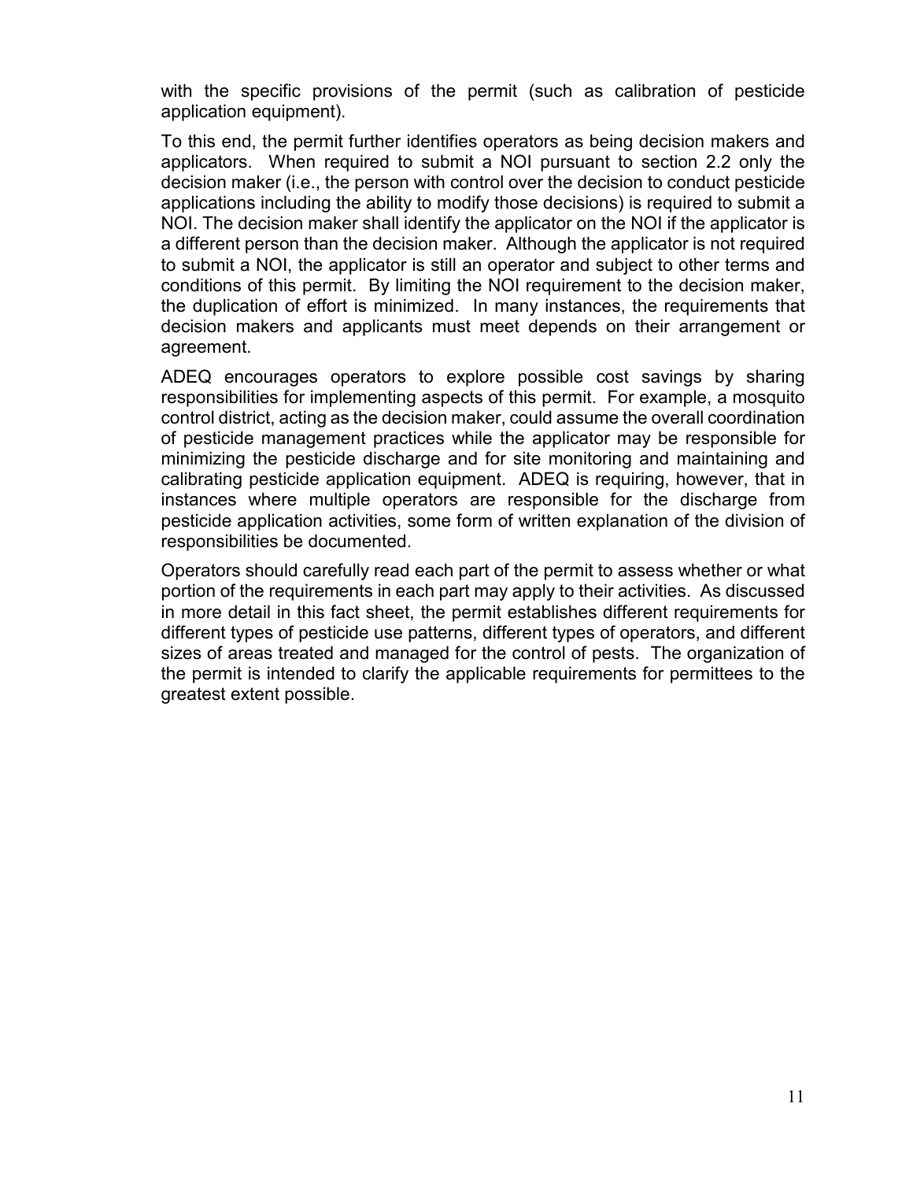with the specific provisions of the permit (such as calibration of pesticide application equipment).

To this end, the permit further identifies operators as being decision makers and applicators. When required to submit a NOI pursuant to section 2.2 only the decision maker (i.e., the person with control over the decision to conduct pesticide applications including the ability to modify those decisions) is required to submit a NOI. The decision maker shall identify the applicator on the NOI if the applicator is a different person than the decision maker. Although the applicator is not required to submit a NOI, the applicator is still an operator and subject to other terms and conditions of this permit. By limiting the NOI requirement to the decision maker, the duplication of effort is minimized. In many instances, the requirements that decision makers and applicants must meet depends on their arrangement or agreement.

ADEQ encourages operators to explore possible cost savings by sharing responsibilities for implementing aspects of this permit. For example, a mosquito control district, acting as the decision maker, could assume the overall coordination of pesticide management practices while the applicator may be responsible for minimizing the pesticide discharge and for site monitoring and maintaining and calibrating pesticide application equipment. ADEQ is requiring, however, that in instances where multiple operators are responsible for the discharge from pesticide application activities, some form of written explanation of the division of responsibilities be documented.

Operators should carefully read each part of the permit to assess whether or what portion of the requirements in each part may apply to their activities. As discussed in more detail in this fact sheet, the permit establishes different requirements for different types of pesticide use patterns, different types of operators, and different sizes of areas treated and managed for the control of pests. The organization of the permit is intended to clarify the applicable requirements for permittees to the greatest extent possible.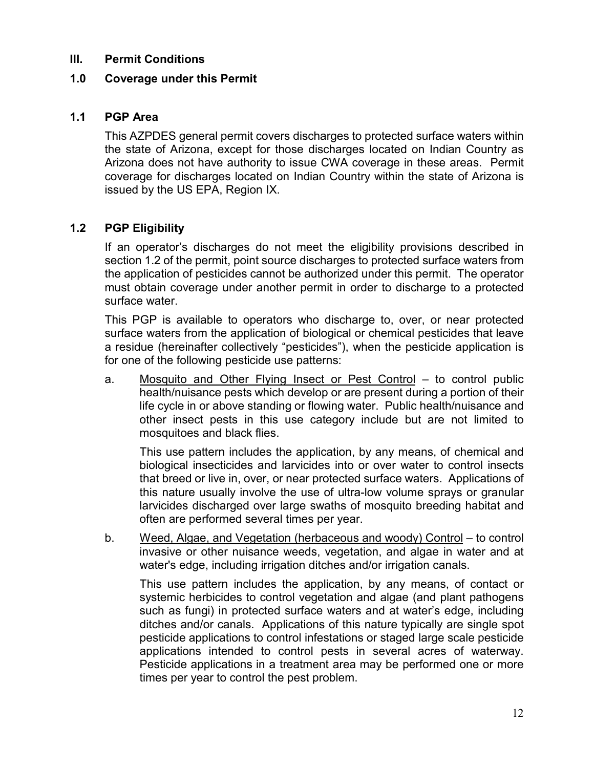## III. Permit Conditions

### 1.0 Coverage under this Permit

### 1.1 PGP Area

This AZPDES general permit covers discharges to protected surface waters within the state of Arizona, except for those discharges located on Indian Country as Arizona does not have authority to issue CWA coverage in these areas. Permit coverage for discharges located on Indian Country within the state of Arizona is issued by the US EPA, Region IX.

### 1.2 PGP Eligibility

If an operator's discharges do not meet the eligibility provisions described in section 1.2 of the permit, point source discharges to protected surface waters from the application of pesticides cannot be authorized under this permit. The operator must obtain coverage under another permit in order to discharge to a protected surface water.

This PGP is available to operators who discharge to, over, or near protected surface waters from the application of biological or chemical pesticides that leave a residue (hereinafter collectively "pesticides"), when the pesticide application is for one of the following pesticide use patterns:

a. <u>Mosquito and Other Flying Insect or Pest Control</u> – to control public health/nuisance pests which develop or are present during a portion of their life cycle in or above standing or flowing water. Public health/nuisance and other insect pests in this use category include but are not limited to mosquitoes and black flies.

   This use pattern includes the application, by any means, of chemical and biological insecticides and larvicides into or over water to control insects that breed or live in, over, or near protected surface waters. Applications of this nature usually involve the use of ultra-low volume sprays or granular larvicides discharged over large swaths of mosquito breeding habitat and often are performed several times per year.

b. <u>Weed, Algae, and Vegetation (herbaceous and woody) Control</u> – to control invasive or other nuisance weeds, vegetation, and algae in water and at water's edge, including irrigation ditches and/or irrigation canals.

   This use pattern includes the application, by any means, of contact or systemic herbicides to control vegetation and algae (and plant pathogens such as fungi) in protected surface waters and at water's edge, including ditches and/or canals. Applications of this nature typically are single spot pesticide applications to control infestations or staged large scale pesticide applications intended to control pests in several acres of waterway. Pesticide applications in a treatment area may be performed one or more times per year to control the pest problem.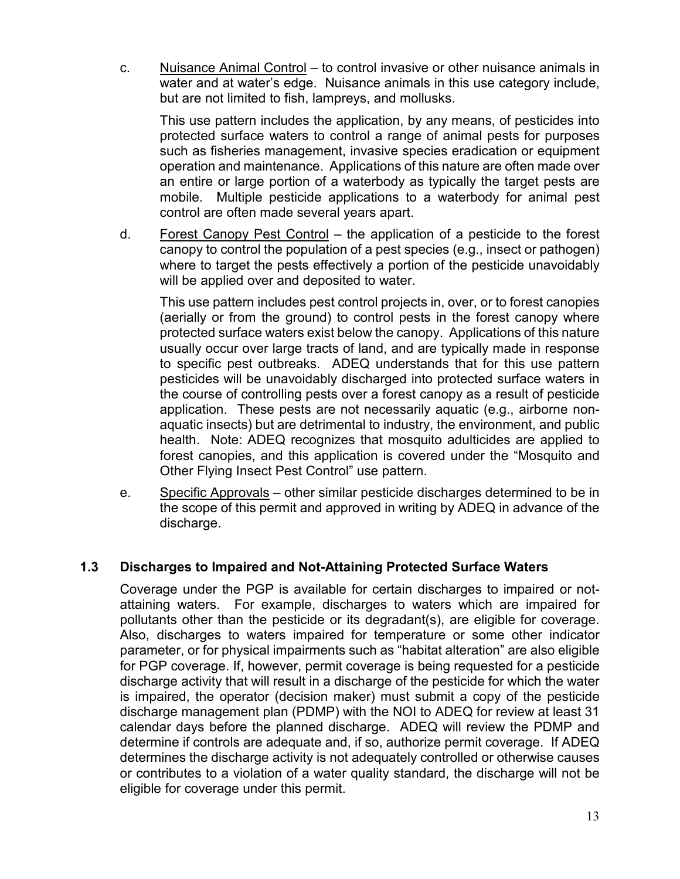c. <u>Nuisance Animal Control</u> – to control invasive or other nuisance animals in water and at water's edge. Nuisance animals in this use category include, but are not limited to fish, lampreys, and mollusks.

   This use pattern includes the application, by any means, of pesticides into protected surface waters to control a range of animal pests for purposes such as fisheries management, invasive species eradication or equipment operation and maintenance. Applications of this nature are often made over an entire or large portion of a waterbody as typically the target pests are mobile. Multiple pesticide applications to a waterbody for animal pest control are often made several years apart.

d. <u>Forest Canopy Pest Control</u> – the application of a pesticide to the forest canopy to control the population of a pest species (e.g., insect or pathogen) where to target the pests effectively a portion of the pesticide unavoidably will be applied over and deposited to water.

   This use pattern includes pest control projects in, over, or to forest canopies (aerially or from the ground) to control pests in the forest canopy where protected surface waters exist below the canopy. Applications of this nature usually occur over large tracts of land, and are typically made in response to specific pest outbreaks. ADEQ understands that for this use pattern pesticides will be unavoidably discharged into protected surface waters in the course of controlling pests over a forest canopy as a result of pesticide application. These pests are not necessarily aquatic (e.g., airborne non-aquatic insects) but are detrimental to industry, the environment, and public health. Note: ADEQ recognizes that mosquito adulticides are applied to forest canopies, and this application is covered under the "Mosquito and Other Flying Insect Pest Control" use pattern.

e. <u>Specific Approvals</u> – other similar pesticide discharges determined to be in the scope of this permit and approved in writing by ADEQ in advance of the discharge.

### 1.3 Discharges to Impaired and Not-Attaining Protected Surface Waters

Coverage under the PGP is available for certain discharges to impaired or not-attaining waters. For example, discharges to waters which are impaired for pollutants other than the pesticide or its degradant(s), are eligible for coverage. Also, discharges to waters impaired for temperature or some other indicator parameter, or for physical impairments such as "habitat alteration" are also eligible for PGP coverage. If, however, permit coverage is being requested for a pesticide discharge activity that will result in a discharge of the pesticide for which the water is impaired, the operator (decision maker) must submit a copy of the pesticide discharge management plan (PDMP) with the NOI to ADEQ for review at least 31 calendar days before the planned discharge. ADEQ will review the PDMP and determine if controls are adequate and, if so, authorize permit coverage. If ADEQ determines the discharge activity is not adequately controlled or otherwise causes or contributes to a violation of a water quality standard, the discharge will not be eligible for coverage under this permit.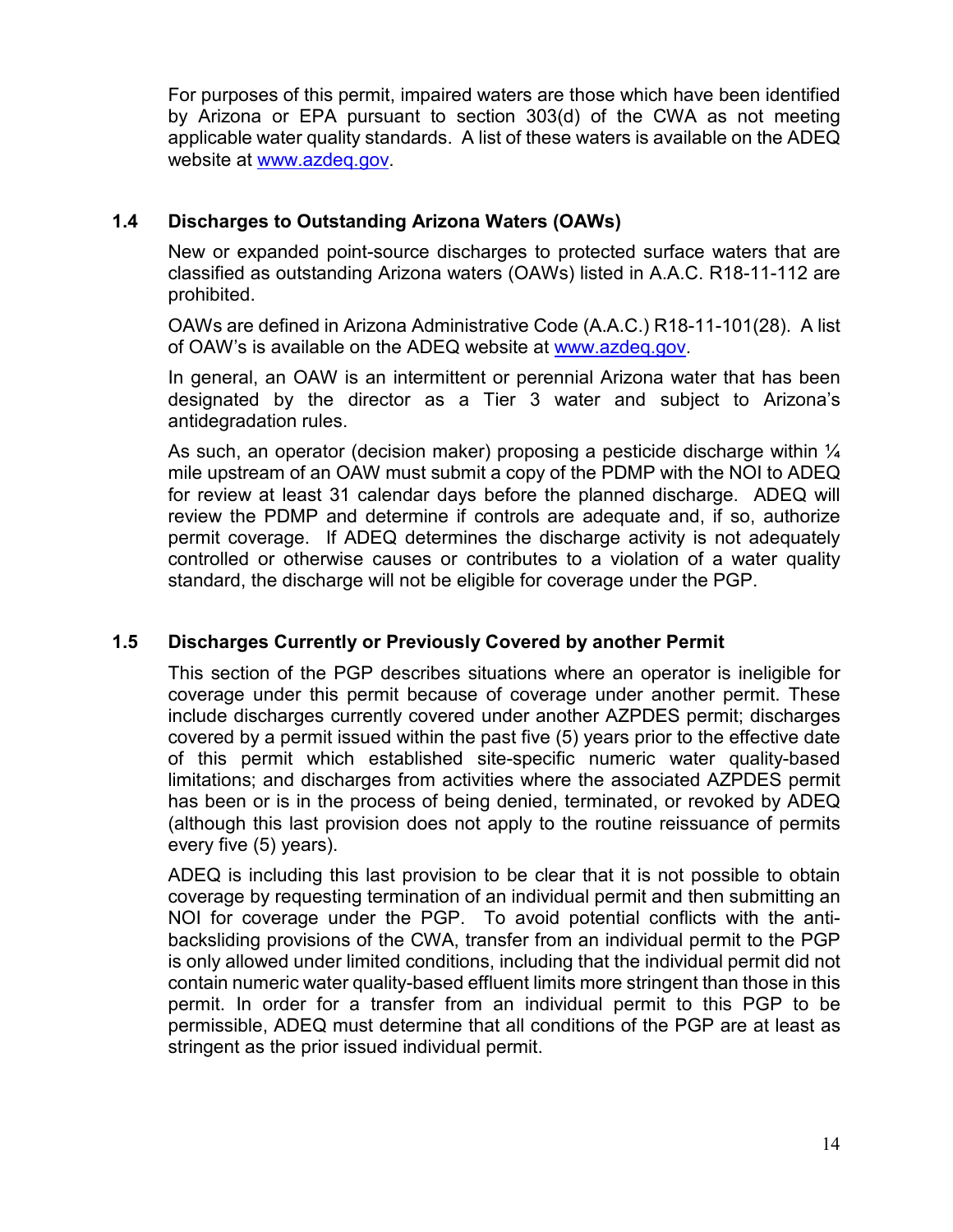For purposes of this permit, impaired waters are those which have been identified by Arizona or EPA pursuant to section 303(d) of the CWA as not meeting applicable water quality standards. A list of these waters is available on the ADEQ website at www.azdeq.gov.

### 1.4 Discharges to Outstanding Arizona Waters (OAWs)

New or expanded point-source discharges to protected surface waters that are classified as outstanding Arizona waters (OAWs) listed in A.A.C. R18-11-112 are prohibited.

OAWs are defined in Arizona Administrative Code (A.A.C.) R18-11-101(28). A list of OAW's is available on the ADEQ website at www.azdeq.gov.

In general, an OAW is an intermittent or perennial Arizona water that has been designated by the director as a Tier 3 water and subject to Arizona's antidegradation rules.

As such, an operator (decision maker) proposing a pesticide discharge within ¼ mile upstream of an OAW must submit a copy of the PDMP with the NOI to ADEQ for review at least 31 calendar days before the planned discharge. ADEQ will review the PDMP and determine if controls are adequate and, if so, authorize permit coverage. If ADEQ determines the discharge activity is not adequately controlled or otherwise causes or contributes to a violation of a water quality standard, the discharge will not be eligible for coverage under the PGP.

### 1.5 Discharges Currently or Previously Covered by another Permit

This section of the PGP describes situations where an operator is ineligible for coverage under this permit because of coverage under another permit. These include discharges currently covered under another AZPDES permit; discharges covered by a permit issued within the past five (5) years prior to the effective date of this permit which established site-specific numeric water quality-based limitations; and discharges from activities where the associated AZPDES permit has been or is in the process of being denied, terminated, or revoked by ADEQ (although this last provision does not apply to the routine reissuance of permits every five (5) years).

ADEQ is including this last provision to be clear that it is not possible to obtain coverage by requesting termination of an individual permit and then submitting an NOI for coverage under the PGP. To avoid potential conflicts with the anti-backsliding provisions of the CWA, transfer from an individual permit to the PGP is only allowed under limited conditions, including that the individual permit did not contain numeric water quality-based effluent limits more stringent than those in this permit. In order for a transfer from an individual permit to this PGP to be permissible, ADEQ must determine that all conditions of the PGP are at least as stringent as the prior issued individual permit.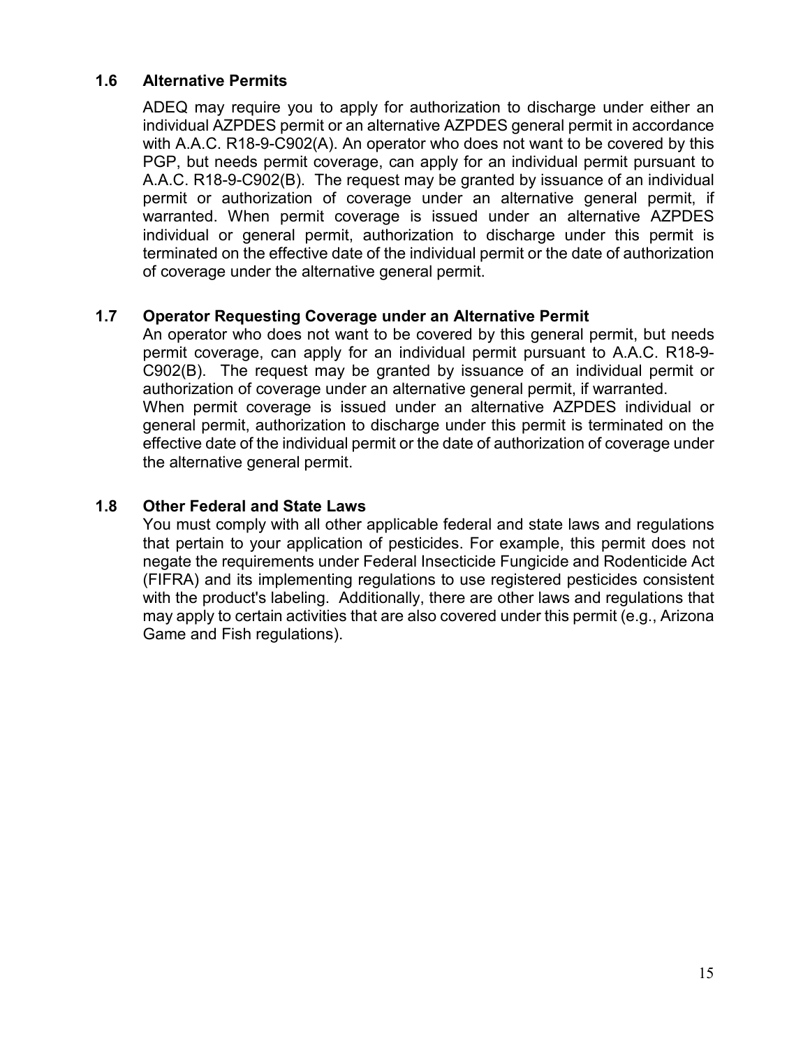### 1.6 Alternative Permits

ADEQ may require you to apply for authorization to discharge under either an individual AZPDES permit or an alternative AZPDES general permit in accordance with A.A.C. R18-9-C902(A). An operator who does not want to be covered by this PGP, but needs permit coverage, can apply for an individual permit pursuant to A.A.C. R18-9-C902(B). The request may be granted by issuance of an individual permit or authorization of coverage under an alternative general permit, if warranted. When permit coverage is issued under an alternative AZPDES individual or general permit, authorization to discharge under this permit is terminated on the effective date of the individual permit or the date of authorization of coverage under the alternative general permit.

### 1.7 Operator Requesting Coverage under an Alternative Permit

An operator who does not want to be covered by this general permit, but needs permit coverage, can apply for an individual permit pursuant to A.A.C. R18-9-C902(B). The request may be granted by issuance of an individual permit or authorization of coverage under an alternative general permit, if warranted.

When permit coverage is issued under an alternative AZPDES individual or general permit, authorization to discharge under this permit is terminated on the effective date of the individual permit or the date of authorization of coverage under the alternative general permit.

### 1.8 Other Federal and State Laws

You must comply with all other applicable federal and state laws and regulations that pertain to your application of pesticides. For example, this permit does not negate the requirements under Federal Insecticide Fungicide and Rodenticide Act (FIFRA) and its implementing regulations to use registered pesticides consistent with the product's labeling. Additionally, there are other laws and regulations that may apply to certain activities that are also covered under this permit (e.g., Arizona Game and Fish regulations).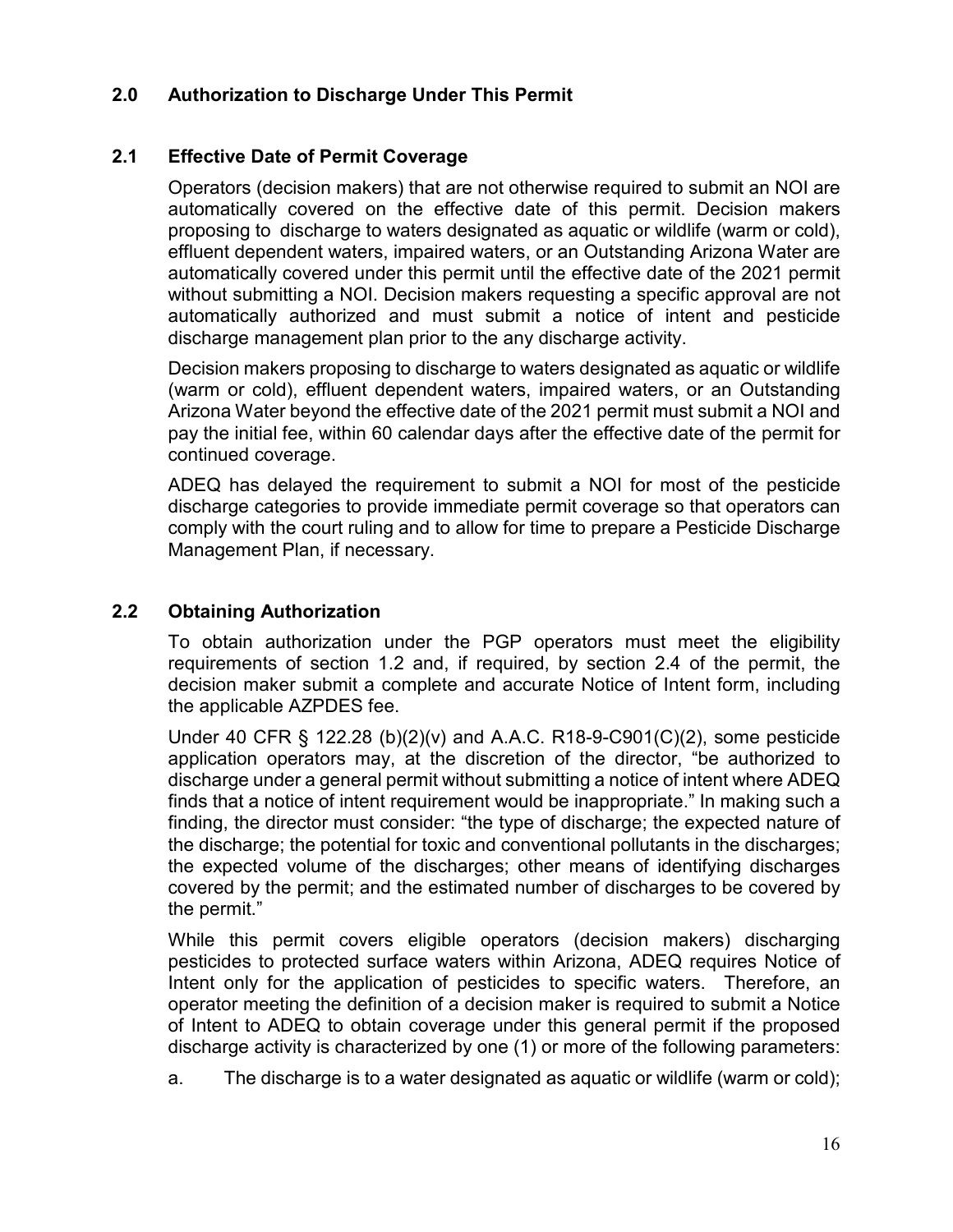## 2.0 Authorization to Discharge Under This Permit

### 2.1 Effective Date of Permit Coverage

Operators (decision makers) that are not otherwise required to submit an NOI are automatically covered on the effective date of this permit. Decision makers proposing to discharge to waters designated as aquatic or wildlife (warm or cold), effluent dependent waters, impaired waters, or an Outstanding Arizona Water are automatically covered under this permit until the effective date of the 2021 permit without submitting a NOI. Decision makers requesting a specific approval are not automatically authorized and must submit a notice of intent and pesticide discharge management plan prior to the any discharge activity.

Decision makers proposing to discharge to waters designated as aquatic or wildlife (warm or cold), effluent dependent waters, impaired waters, or an Outstanding Arizona Water beyond the effective date of the 2021 permit must submit a NOI and pay the initial fee, within 60 calendar days after the effective date of the permit for continued coverage.

ADEQ has delayed the requirement to submit a NOI for most of the pesticide discharge categories to provide immediate permit coverage so that operators can comply with the court ruling and to allow for time to prepare a Pesticide Discharge Management Plan, if necessary.

### 2.2 Obtaining Authorization

To obtain authorization under the PGP operators must meet the eligibility requirements of section 1.2 and, if required, by section 2.4 of the permit, the decision maker submit a complete and accurate Notice of Intent form, including the applicable AZPDES fee.

Under 40 CFR § 122.28 (b)(2)(v) and A.A.C. R18-9-C901(C)(2), some pesticide application operators may, at the discretion of the director, "be authorized to discharge under a general permit without submitting a notice of intent where ADEQ finds that a notice of intent requirement would be inappropriate." In making such a finding, the director must consider: "the type of discharge; the expected nature of the discharge; the potential for toxic and conventional pollutants in the discharges; the expected volume of the discharges; other means of identifying discharges covered by the permit; and the estimated number of discharges to be covered by the permit."

While this permit covers eligible operators (decision makers) discharging pesticides to protected surface waters within Arizona, ADEQ requires Notice of Intent only for the application of pesticides to specific waters. Therefore, an operator meeting the definition of a decision maker is required to submit a Notice of Intent to ADEQ to obtain coverage under this general permit if the proposed discharge activity is characterized by one (1) or more of the following parameters:

a. The discharge is to a water designated as aquatic or wildlife (warm or cold);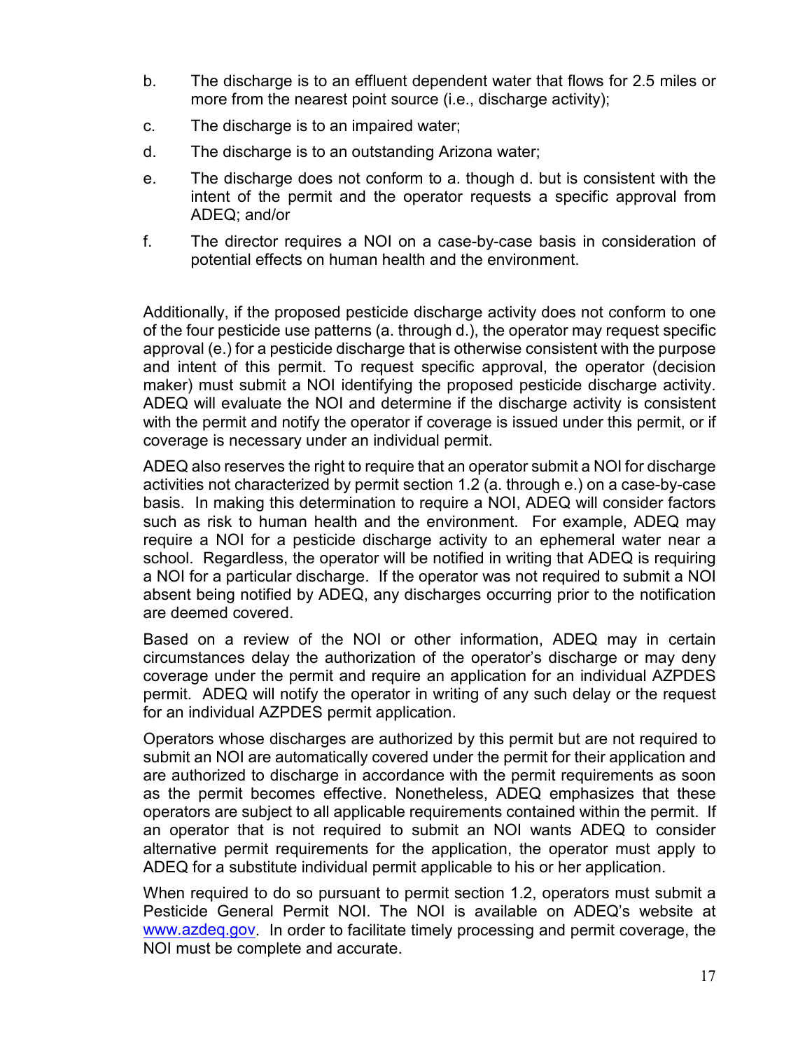b. The discharge is to an effluent dependent water that flows for 2.5 miles or more from the nearest point source (i.e., discharge activity);

c. The discharge is to an impaired water;

d. The discharge is to an outstanding Arizona water;

e. The discharge does not conform to a. though d. but is consistent with the intent of the permit and the operator requests a specific approval from ADEQ; and/or

f. The director requires a NOI on a case-by-case basis in consideration of potential effects on human health and the environment.

Additionally, if the proposed pesticide discharge activity does not conform to one of the four pesticide use patterns (a. through d.), the operator may request specific approval (e.) for a pesticide discharge that is otherwise consistent with the purpose and intent of this permit. To request specific approval, the operator (decision maker) must submit a NOI identifying the proposed pesticide discharge activity. ADEQ will evaluate the NOI and determine if the discharge activity is consistent with the permit and notify the operator if coverage is issued under this permit, or if coverage is necessary under an individual permit.

ADEQ also reserves the right to require that an operator submit a NOI for discharge activities not characterized by permit section 1.2 (a. through e.) on a case-by-case basis. In making this determination to require a NOI, ADEQ will consider factors such as risk to human health and the environment. For example, ADEQ may require a NOI for a pesticide discharge activity to an ephemeral water near a school. Regardless, the operator will be notified in writing that ADEQ is requiring a NOI for a particular discharge. If the operator was not required to submit a NOI absent being notified by ADEQ, any discharges occurring prior to the notification are deemed covered.

Based on a review of the NOI or other information, ADEQ may in certain circumstances delay the authorization of the operator's discharge or may deny coverage under the permit and require an application for an individual AZPDES permit. ADEQ will notify the operator in writing of any such delay or the request for an individual AZPDES permit application.

Operators whose discharges are authorized by this permit but are not required to submit an NOI are automatically covered under the permit for their application and are authorized to discharge in accordance with the permit requirements as soon as the permit becomes effective. Nonetheless, ADEQ emphasizes that these operators are subject to all applicable requirements contained within the permit. If an operator that is not required to submit an NOI wants ADEQ to consider alternative permit requirements for the application, the operator must apply to ADEQ for a substitute individual permit applicable to his or her application.

When required to do so pursuant to permit section 1.2, operators must submit a Pesticide General Permit NOI. The NOI is available on ADEQ's website at [www.azdeq.gov](www.azdeq.gov). In order to facilitate timely processing and permit coverage, the NOI must be complete and accurate.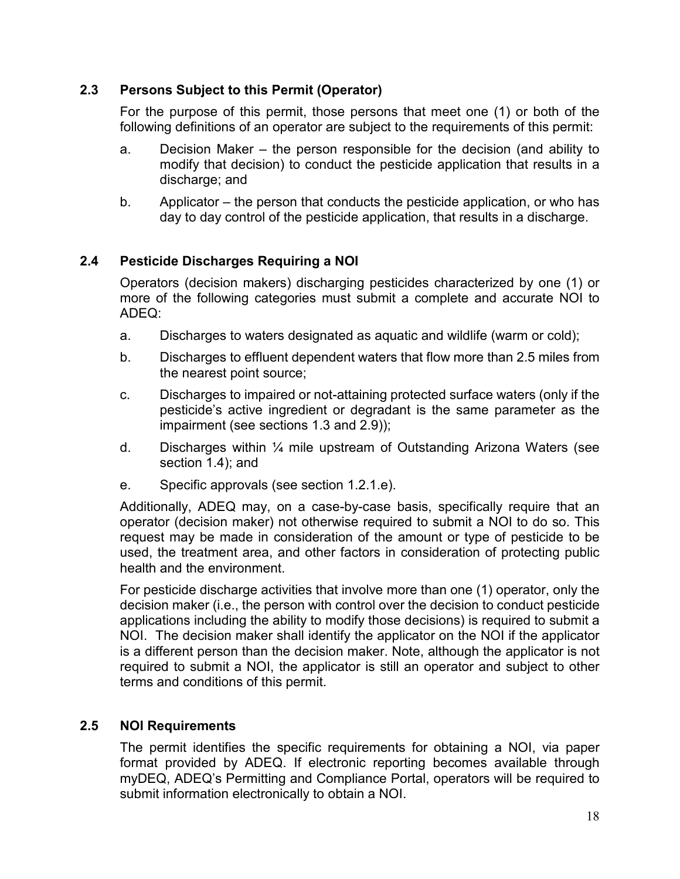## 2.3 Persons Subject to this Permit (Operator)

For the purpose of this permit, those persons that meet one (1) or both of the following definitions of an operator are subject to the requirements of this permit:

a. Decision Maker – the person responsible for the decision (and ability to modify that decision) to conduct the pesticide application that results in a discharge; and

b. Applicator – the person that conducts the pesticide application, or who has day to day control of the pesticide application, that results in a discharge.

## 2.4 Pesticide Discharges Requiring a NOI

Operators (decision makers) discharging pesticides characterized by one (1) or more of the following categories must submit a complete and accurate NOI to ADEQ:

a. Discharges to waters designated as aquatic and wildlife (warm or cold);

b. Discharges to effluent dependent waters that flow more than 2.5 miles from the nearest point source;

c. Discharges to impaired or not-attaining protected surface waters (only if the pesticide's active ingredient or degradant is the same parameter as the impairment (see sections 1.3 and 2.9));

d. Discharges within ¼ mile upstream of Outstanding Arizona Waters (see section 1.4); and

e. Specific approvals (see section 1.2.1.e).

Additionally, ADEQ may, on a case-by-case basis, specifically require that an operator (decision maker) not otherwise required to submit a NOI to do so. This request may be made in consideration of the amount or type of pesticide to be used, the treatment area, and other factors in consideration of protecting public health and the environment.

For pesticide discharge activities that involve more than one (1) operator, only the decision maker (i.e., the person with control over the decision to conduct pesticide applications including the ability to modify those decisions) is required to submit a NOI. The decision maker shall identify the applicator on the NOI if the applicator is a different person than the decision maker. Note, although the applicator is not required to submit a NOI, the applicator is still an operator and subject to other terms and conditions of this permit.

## 2.5 NOI Requirements

The permit identifies the specific requirements for obtaining a NOI, via paper format provided by ADEQ. If electronic reporting becomes available through myDEQ, ADEQ's Permitting and Compliance Portal, operators will be required to submit information electronically to obtain a NOI.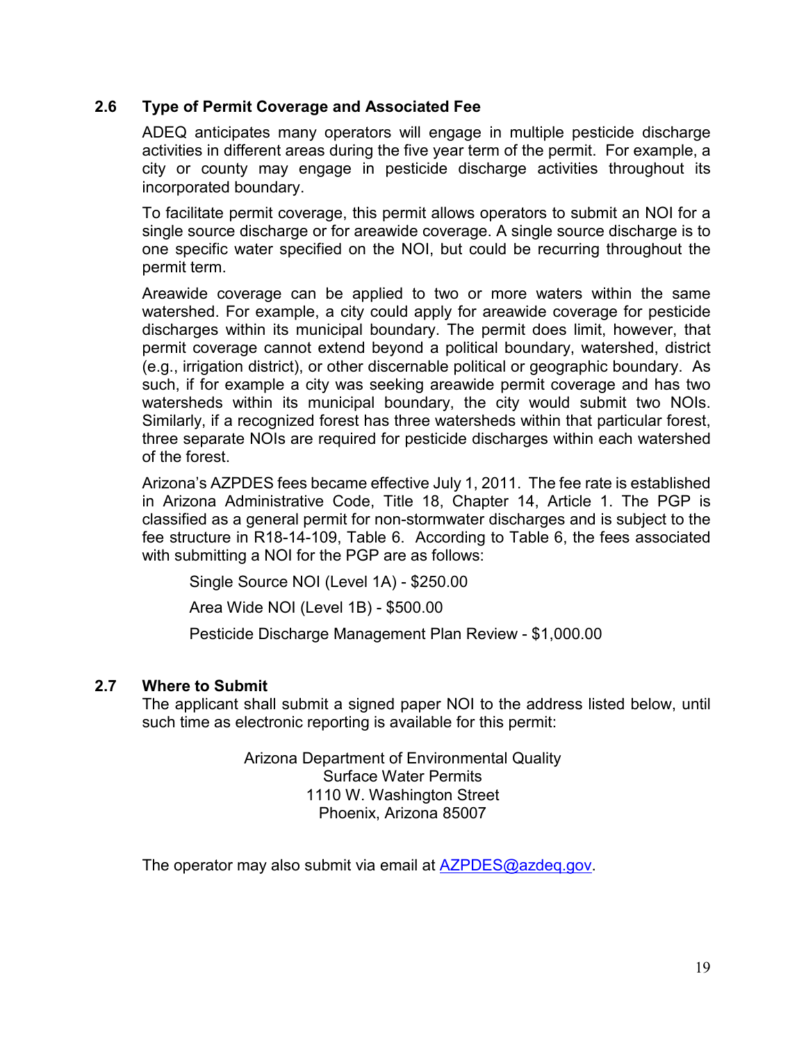### 2.6 Type of Permit Coverage and Associated Fee

ADEQ anticipates many operators will engage in multiple pesticide discharge activities in different areas during the five year term of the permit. For example, a city or county may engage in pesticide discharge activities throughout its incorporated boundary.

To facilitate permit coverage, this permit allows operators to submit an NOI for a single source discharge or for areawide coverage. A single source discharge is to one specific water specified on the NOI, but could be recurring throughout the permit term.

Areawide coverage can be applied to two or more waters within the same watershed. For example, a city could apply for areawide coverage for pesticide discharges within its municipal boundary. The permit does limit, however, that permit coverage cannot extend beyond a political boundary, watershed, district (e.g., irrigation district), or other discernable political or geographic boundary. As such, if for example a city was seeking areawide permit coverage and has two watersheds within its municipal boundary, the city would submit two NOIs. Similarly, if a recognized forest has three watersheds within that particular forest, three separate NOIs are required for pesticide discharges within each watershed of the forest.

Arizona's AZPDES fees became effective July 1, 2011. The fee rate is established in Arizona Administrative Code, Title 18, Chapter 14, Article 1. The PGP is classified as a general permit for non-stormwater discharges and is subject to the fee structure in R18-14-109, Table 6. According to Table 6, the fees associated with submitting a NOI for the PGP are as follows:

Single Source NOI (Level 1A) - $250.00

Area Wide NOI (Level 1B) - $500.00

Pesticide Discharge Management Plan Review - $1,000.00

### 2.7 Where to Submit

The applicant shall submit a signed paper NOI to the address listed below, until such time as electronic reporting is available for this permit:

Arizona Department of Environmental Quality
Surface Water Permits
1110 W. Washington Street
Phoenix, Arizona 85007

The operator may also submit via email at AZPDES@azdeq.gov.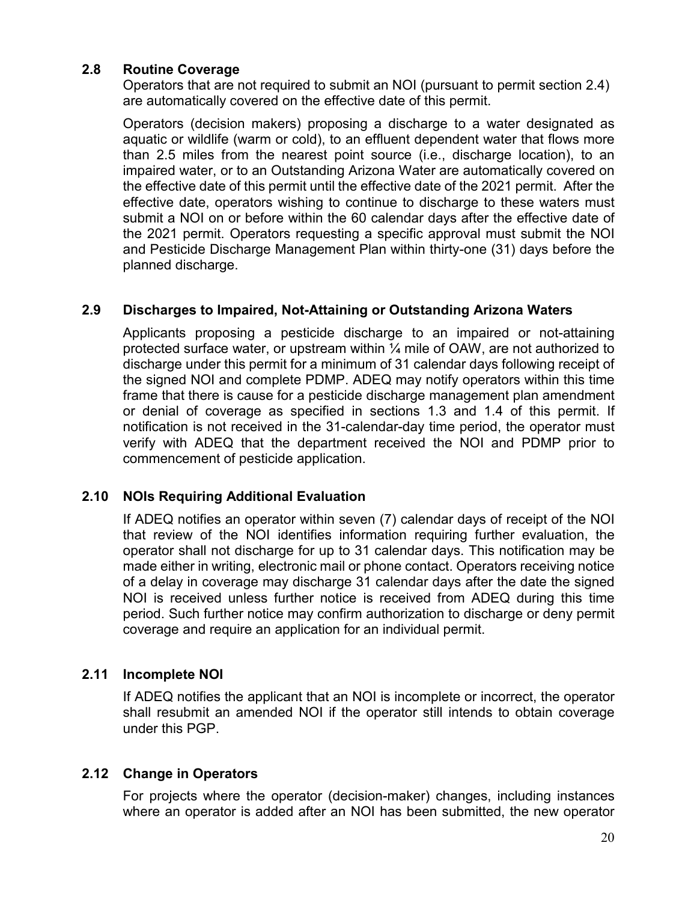### 2.8 Routine Coverage

Operators that are not required to submit an NOI (pursuant to permit section 2.4) are automatically covered on the effective date of this permit.

Operators (decision makers) proposing a discharge to a water designated as aquatic or wildlife (warm or cold), to an effluent dependent water that flows more than 2.5 miles from the nearest point source (i.e., discharge location), to an impaired water, or to an Outstanding Arizona Water are automatically covered on the effective date of this permit until the effective date of the 2021 permit. After the effective date, operators wishing to continue to discharge to these waters must submit a NOI on or before within the 60 calendar days after the effective date of the 2021 permit. Operators requesting a specific approval must submit the NOI and Pesticide Discharge Management Plan within thirty-one (31) days before the planned discharge.

### 2.9 Discharges to Impaired, Not-Attaining or Outstanding Arizona Waters

Applicants proposing a pesticide discharge to an impaired or not-attaining protected surface water, or upstream within ¼ mile of OAW, are not authorized to discharge under this permit for a minimum of 31 calendar days following receipt of the signed NOI and complete PDMP. ADEQ may notify operators within this time frame that there is cause for a pesticide discharge management plan amendment or denial of coverage as specified in sections 1.3 and 1.4 of this permit. If notification is not received in the 31-calendar-day time period, the operator must verify with ADEQ that the department received the NOI and PDMP prior to commencement of pesticide application.

### 2.10 NOIs Requiring Additional Evaluation

If ADEQ notifies an operator within seven (7) calendar days of receipt of the NOI that review of the NOI identifies information requiring further evaluation, the operator shall not discharge for up to 31 calendar days. This notification may be made either in writing, electronic mail or phone contact. Operators receiving notice of a delay in coverage may discharge 31 calendar days after the date the signed NOI is received unless further notice is received from ADEQ during this time period. Such further notice may confirm authorization to discharge or deny permit coverage and require an application for an individual permit.

### 2.11 Incomplete NOI

If ADEQ notifies the applicant that an NOI is incomplete or incorrect, the operator shall resubmit an amended NOI if the operator still intends to obtain coverage under this PGP.

### 2.12 Change in Operators

For projects where the operator (decision-maker) changes, including instances where an operator is added after an NOI has been submitted, the new operator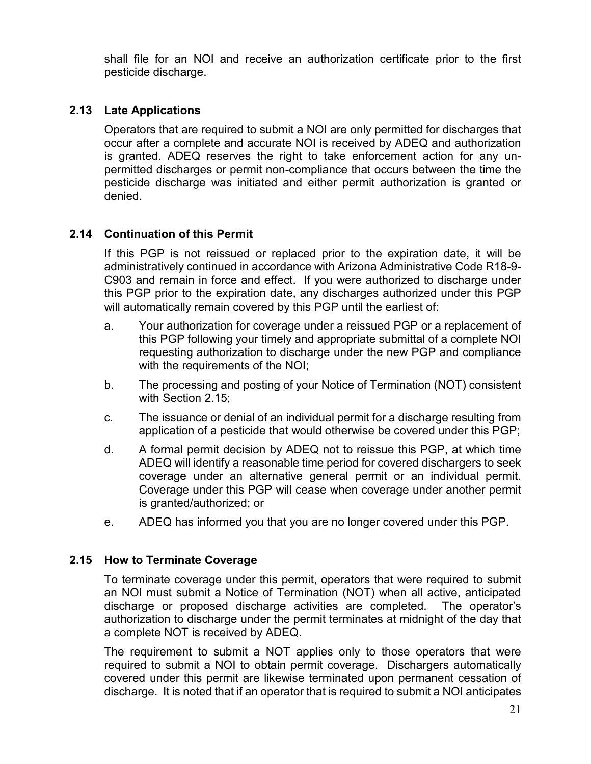shall file for an NOI and receive an authorization certificate prior to the first pesticide discharge.

### 2.13 Late Applications

Operators that are required to submit a NOI are only permitted for discharges that occur after a complete and accurate NOI is received by ADEQ and authorization is granted. ADEQ reserves the right to take enforcement action for any un-permitted discharges or permit non-compliance that occurs between the time the pesticide discharge was initiated and either permit authorization is granted or denied.

### 2.14 Continuation of this Permit

If this PGP is not reissued or replaced prior to the expiration date, it will be administratively continued in accordance with Arizona Administrative Code R18-9-C903 and remain in force and effect. If you were authorized to discharge under this PGP prior to the expiration date, any discharges authorized under this PGP will automatically remain covered by this PGP until the earliest of:

a. Your authorization for coverage under a reissued PGP or a replacement of this PGP following your timely and appropriate submittal of a complete NOI requesting authorization to discharge under the new PGP and compliance with the requirements of the NOI;

b. The processing and posting of your Notice of Termination (NOT) consistent with Section 2.15;

c. The issuance or denial of an individual permit for a discharge resulting from application of a pesticide that would otherwise be covered under this PGP;

d. A formal permit decision by ADEQ not to reissue this PGP, at which time ADEQ will identify a reasonable time period for covered dischargers to seek coverage under an alternative general permit or an individual permit. Coverage under this PGP will cease when coverage under another permit is granted/authorized; or

e. ADEQ has informed you that you are no longer covered under this PGP.

### 2.15 How to Terminate Coverage

To terminate coverage under this permit, operators that were required to submit an NOI must submit a Notice of Termination (NOT) when all active, anticipated discharge or proposed discharge activities are completed. The operator's authorization to discharge under the permit terminates at midnight of the day that a complete NOT is received by ADEQ.

The requirement to submit a NOT applies only to those operators that were required to submit a NOI to obtain permit coverage. Dischargers automatically covered under this permit are likewise terminated upon permanent cessation of discharge. It is noted that if an operator that is required to submit a NOI anticipates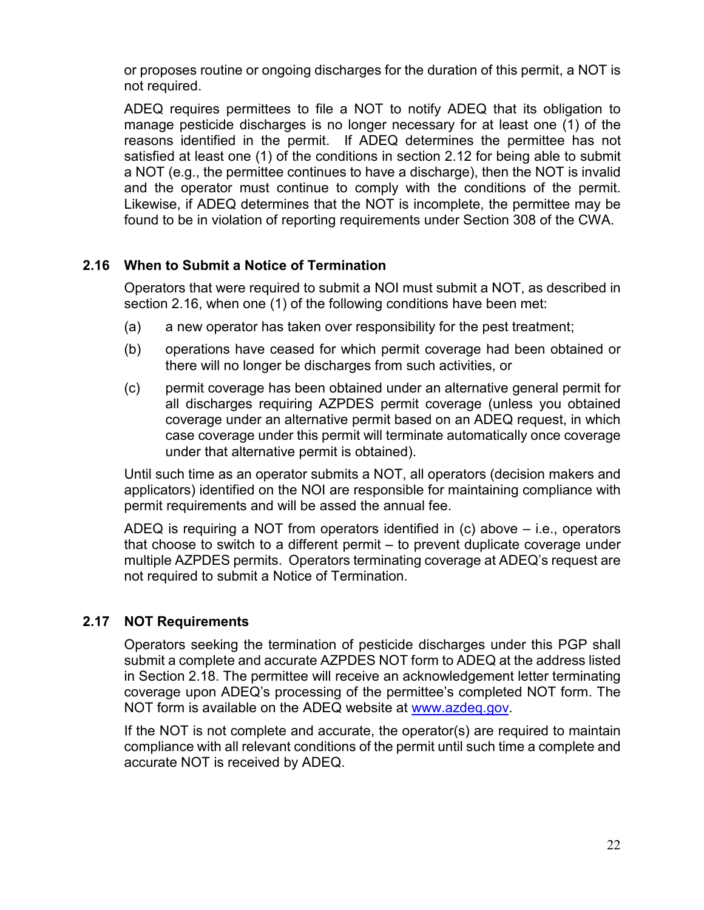or proposes routine or ongoing discharges for the duration of this permit, a NOT is not required.

ADEQ requires permittees to file a NOT to notify ADEQ that its obligation to manage pesticide discharges is no longer necessary for at least one (1) of the reasons identified in the permit. If ADEQ determines the permittee has not satisfied at least one (1) of the conditions in section 2.12 for being able to submit a NOT (e.g., the permittee continues to have a discharge), then the NOT is invalid and the operator must continue to comply with the conditions of the permit. Likewise, if ADEQ determines that the NOT is incomplete, the permittee may be found to be in violation of reporting requirements under Section 308 of the CWA.

## 2.16 When to Submit a Notice of Termination

Operators that were required to submit a NOI must submit a NOT, as described in section 2.16, when one (1) of the following conditions have been met:

(a) a new operator has taken over responsibility for the pest treatment;

(b) operations have ceased for which permit coverage had been obtained or there will no longer be discharges from such activities, or

(c) permit coverage has been obtained under an alternative general permit for all discharges requiring AZPDES permit coverage (unless you obtained coverage under an alternative permit based on an ADEQ request, in which case coverage under this permit will terminate automatically once coverage under that alternative permit is obtained).

Until such time as an operator submits a NOT, all operators (decision makers and applicators) identified on the NOI are responsible for maintaining compliance with permit requirements and will be assed the annual fee.

ADEQ is requiring a NOT from operators identified in (c) above – i.e., operators that choose to switch to a different permit – to prevent duplicate coverage under multiple AZPDES permits. Operators terminating coverage at ADEQ's request are not required to submit a Notice of Termination.

## 2.17 NOT Requirements

Operators seeking the termination of pesticide discharges under this PGP shall submit a complete and accurate AZPDES NOT form to ADEQ at the address listed in Section 2.18. The permittee will receive an acknowledgement letter terminating coverage upon ADEQ's processing of the permittee's completed NOT form. The NOT form is available on the ADEQ website at [www.azdeq.gov](http://www.azdeq.gov).

If the NOT is not complete and accurate, the operator(s) are required to maintain compliance with all relevant conditions of the permit until such time a complete and accurate NOT is received by ADEQ.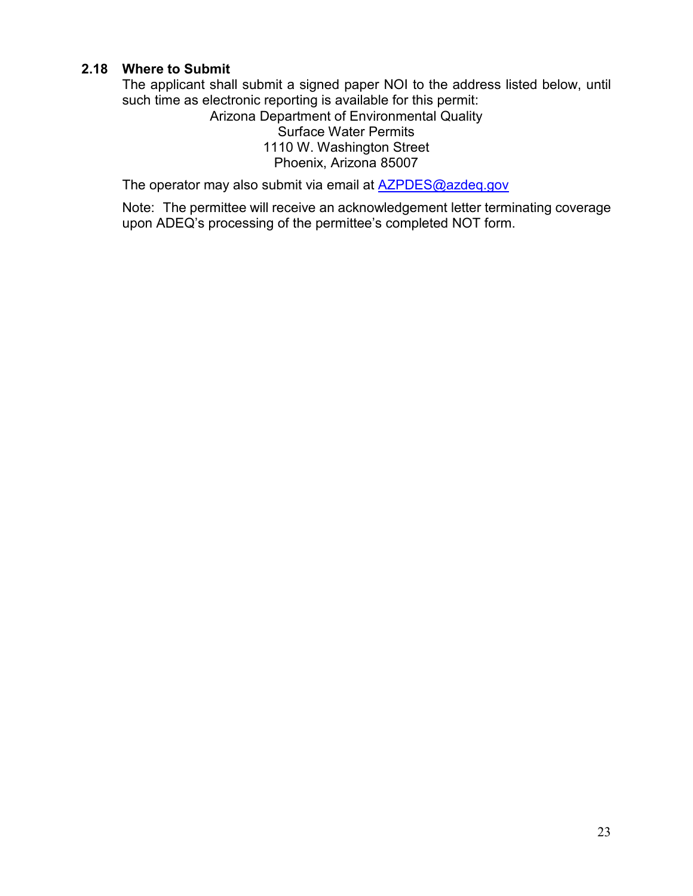### 2.18 Where to Submit

The applicant shall submit a signed paper NOI to the address listed below, until such time as electronic reporting is available for this permit:

Arizona Department of Environmental Quality
Surface Water Permits
1110 W. Washington Street
Phoenix, Arizona 85007

The operator may also submit via email at AZPDES@azdeq.gov

Note: The permittee will receive an acknowledgement letter terminating coverage upon ADEQ's processing of the permittee's completed NOT form.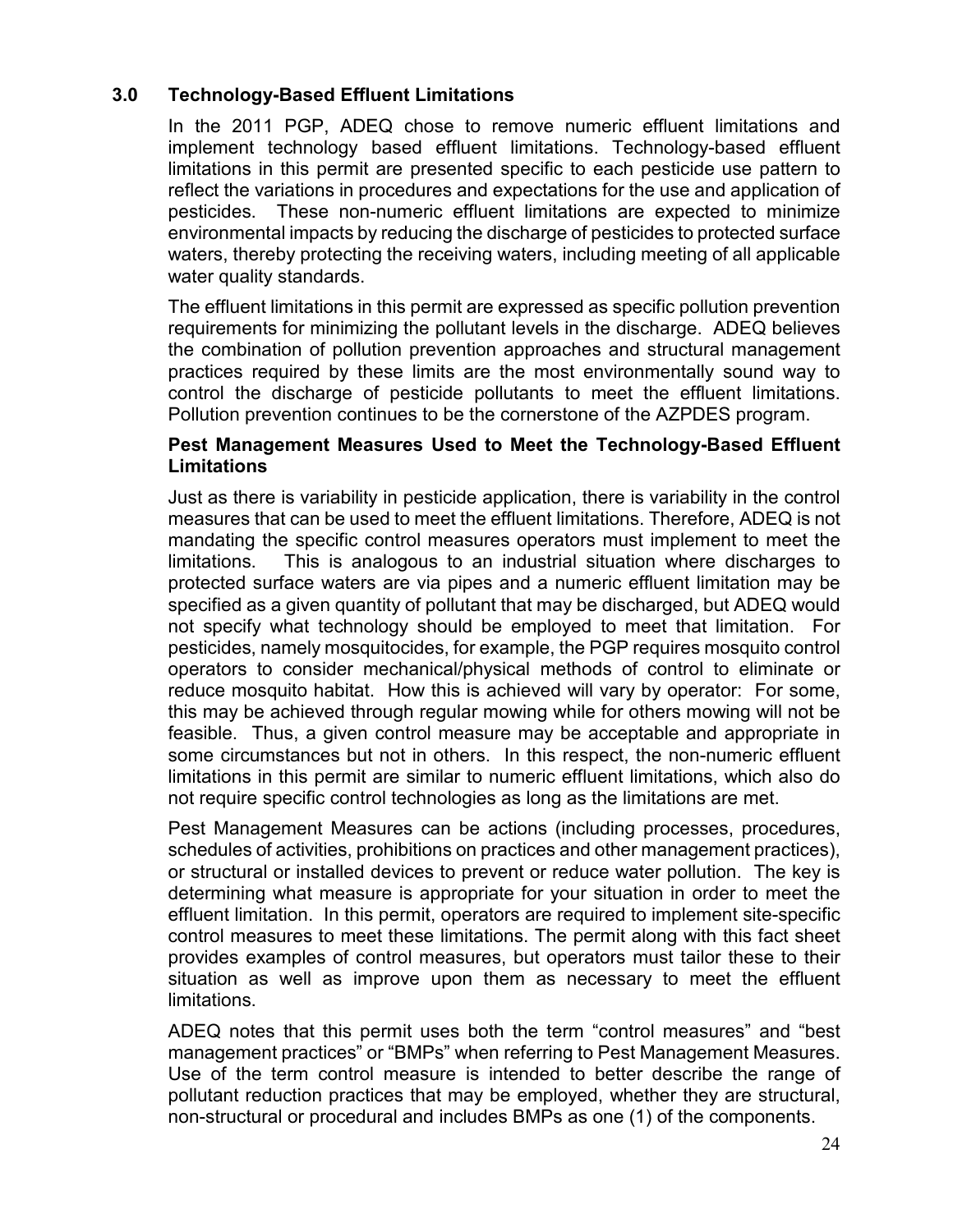## 3.0 Technology-Based Effluent Limitations

In the 2011 PGP, ADEQ chose to remove numeric effluent limitations and implement technology based effluent limitations. Technology-based effluent limitations in this permit are presented specific to each pesticide use pattern to reflect the variations in procedures and expectations for the use and application of pesticides. These non-numeric effluent limitations are expected to minimize environmental impacts by reducing the discharge of pesticides to protected surface waters, thereby protecting the receiving waters, including meeting of all applicable water quality standards.

The effluent limitations in this permit are expressed as specific pollution prevention requirements for minimizing the pollutant levels in the discharge. ADEQ believes the combination of pollution prevention approaches and structural management practices required by these limits are the most environmentally sound way to control the discharge of pesticide pollutants to meet the effluent limitations. Pollution prevention continues to be the cornerstone of the AZPDES program.

**Pest Management Measures Used to Meet the Technology-Based Effluent Limitations**

Just as there is variability in pesticide application, there is variability in the control measures that can be used to meet the effluent limitations. Therefore, ADEQ is not mandating the specific control measures operators must implement to meet the limitations. This is analogous to an industrial situation where discharges to protected surface waters are via pipes and a numeric effluent limitation may be specified as a given quantity of pollutant that may be discharged, but ADEQ would not specify what technology should be employed to meet that limitation. For pesticides, namely mosquitocides, for example, the PGP requires mosquito control operators to consider mechanical/physical methods of control to eliminate or reduce mosquito habitat. How this is achieved will vary by operator: For some, this may be achieved through regular mowing while for others mowing will not be feasible. Thus, a given control measure may be acceptable and appropriate in some circumstances but not in others. In this respect, the non-numeric effluent limitations in this permit are similar to numeric effluent limitations, which also do not require specific control technologies as long as the limitations are met.

Pest Management Measures can be actions (including processes, procedures, schedules of activities, prohibitions on practices and other management practices), or structural or installed devices to prevent or reduce water pollution. The key is determining what measure is appropriate for your situation in order to meet the effluent limitation. In this permit, operators are required to implement site-specific control measures to meet these limitations. The permit along with this fact sheet provides examples of control measures, but operators must tailor these to their situation as well as improve upon them as necessary to meet the effluent limitations.

ADEQ notes that this permit uses both the term "control measures" and "best management practices" or "BMPs" when referring to Pest Management Measures. Use of the term control measure is intended to better describe the range of pollutant reduction practices that may be employed, whether they are structural, non-structural or procedural and includes BMPs as one (1) of the components.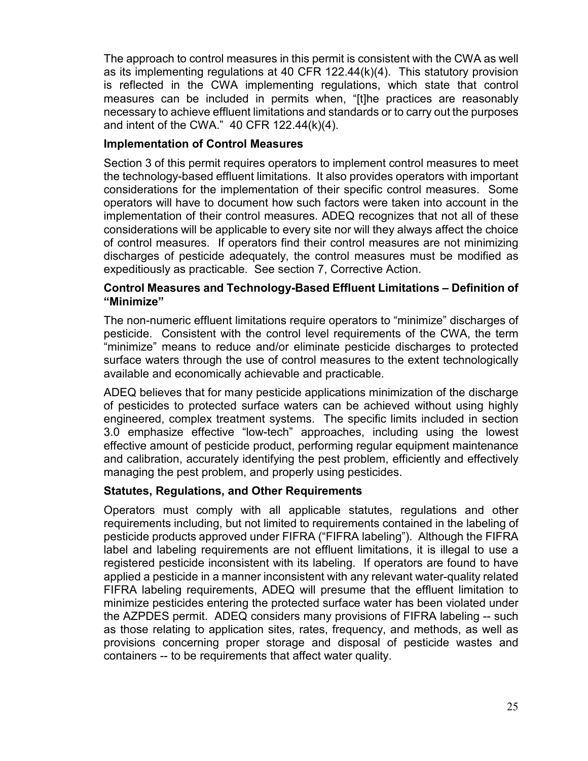The approach to control measures in this permit is consistent with the CWA as well as its implementing regulations at 40 CFR 122.44(k)(4). This statutory provision is reflected in the CWA implementing regulations, which state that control measures can be included in permits when, "[t]he practices are reasonably necessary to achieve effluent limitations and standards or to carry out the purposes and intent of the CWA." 40 CFR 122.44(k)(4).

**Implementation of Control Measures**

Section 3 of this permit requires operators to implement control measures to meet the technology-based effluent limitations. It also provides operators with important considerations for the implementation of their specific control measures. Some operators will have to document how such factors were taken into account in the implementation of their control measures. ADEQ recognizes that not all of these considerations will be applicable to every site nor will they always affect the choice of control measures. If operators find their control measures are not minimizing discharges of pesticide adequately, the control measures must be modified as expeditiously as practicable. See section 7, Corrective Action.

**Control Measures and Technology-Based Effluent Limitations – Definition of "Minimize"**

The non-numeric effluent limitations require operators to "minimize" discharges of pesticide. Consistent with the control level requirements of the CWA, the term "minimize" means to reduce and/or eliminate pesticide discharges to protected surface waters through the use of control measures to the extent technologically available and economically achievable and practicable.

ADEQ believes that for many pesticide applications minimization of the discharge of pesticides to protected surface waters can be achieved without using highly engineered, complex treatment systems. The specific limits included in section 3.0 emphasize effective "low-tech" approaches, including using the lowest effective amount of pesticide product, performing regular equipment maintenance and calibration, accurately identifying the pest problem, efficiently and effectively managing the pest problem, and properly using pesticides.

**Statutes, Regulations, and Other Requirements**

Operators must comply with all applicable statutes, regulations and other requirements including, but not limited to requirements contained in the labeling of pesticide products approved under FIFRA ("FIFRA labeling"). Although the FIFRA label and labeling requirements are not effluent limitations, it is illegal to use a registered pesticide inconsistent with its labeling. If operators are found to have applied a pesticide in a manner inconsistent with any relevant water-quality related FIFRA labeling requirements, ADEQ will presume that the effluent limitation to minimize pesticides entering the protected surface water has been violated under the AZPDES permit. ADEQ considers many provisions of FIFRA labeling -- such as those relating to application sites, rates, frequency, and methods, as well as provisions concerning proper storage and disposal of pesticide wastes and containers -- to be requirements that affect water quality.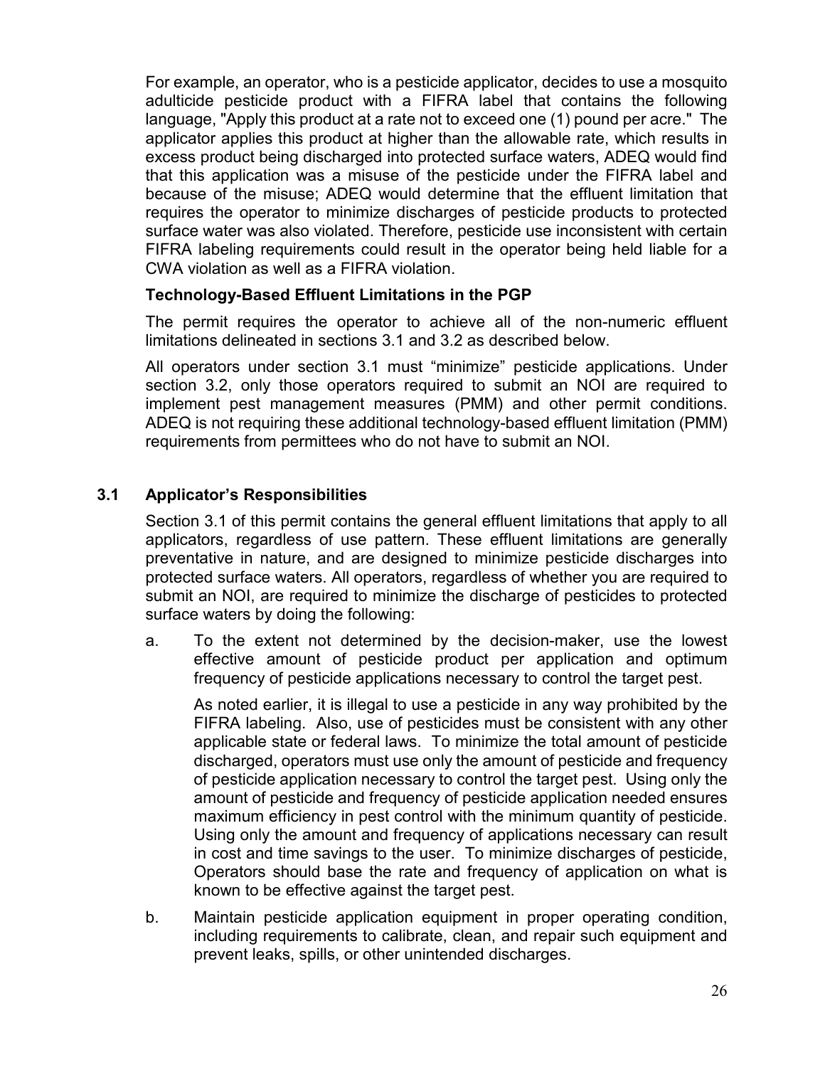For example, an operator, who is a pesticide applicator, decides to use a mosquito adulticide pesticide product with a FIFRA label that contains the following language, "Apply this product at a rate not to exceed one (1) pound per acre." The applicator applies this product at higher than the allowable rate, which results in excess product being discharged into protected surface waters, ADEQ would find that this application was a misuse of the pesticide under the FIFRA label and because of the misuse; ADEQ would determine that the effluent limitation that requires the operator to minimize discharges of pesticide products to protected surface water was also violated. Therefore, pesticide use inconsistent with certain FIFRA labeling requirements could result in the operator being held liable for a CWA violation as well as a FIFRA violation.

**Technology-Based Effluent Limitations in the PGP**

The permit requires the operator to achieve all of the non-numeric effluent limitations delineated in sections 3.1 and 3.2 as described below.

All operators under section 3.1 must "minimize" pesticide applications. Under section 3.2, only those operators required to submit an NOI are required to implement pest management measures (PMM) and other permit conditions. ADEQ is not requiring these additional technology-based effluent limitation (PMM) requirements from permittees who do not have to submit an NOI.

## 3.1 Applicator's Responsibilities

Section 3.1 of this permit contains the general effluent limitations that apply to all applicators, regardless of use pattern. These effluent limitations are generally preventative in nature, and are designed to minimize pesticide discharges into protected surface waters. All operators, regardless of whether you are required to submit an NOI, are required to minimize the discharge of pesticides to protected surface waters by doing the following:

a. To the extent not determined by the decision-maker, use the lowest effective amount of pesticide product per application and optimum frequency of pesticide applications necessary to control the target pest.

   As noted earlier, it is illegal to use a pesticide in any way prohibited by the FIFRA labeling. Also, use of pesticides must be consistent with any other applicable state or federal laws. To minimize the total amount of pesticide discharged, operators must use only the amount of pesticide and frequency of pesticide application necessary to control the target pest. Using only the amount of pesticide and frequency of pesticide application needed ensures maximum efficiency in pest control with the minimum quantity of pesticide. Using only the amount and frequency of applications necessary can result in cost and time savings to the user. To minimize discharges of pesticide, Operators should base the rate and frequency of application on what is known to be effective against the target pest.

b. Maintain pesticide application equipment in proper operating condition, including requirements to calibrate, clean, and repair such equipment and prevent leaks, spills, or other unintended discharges.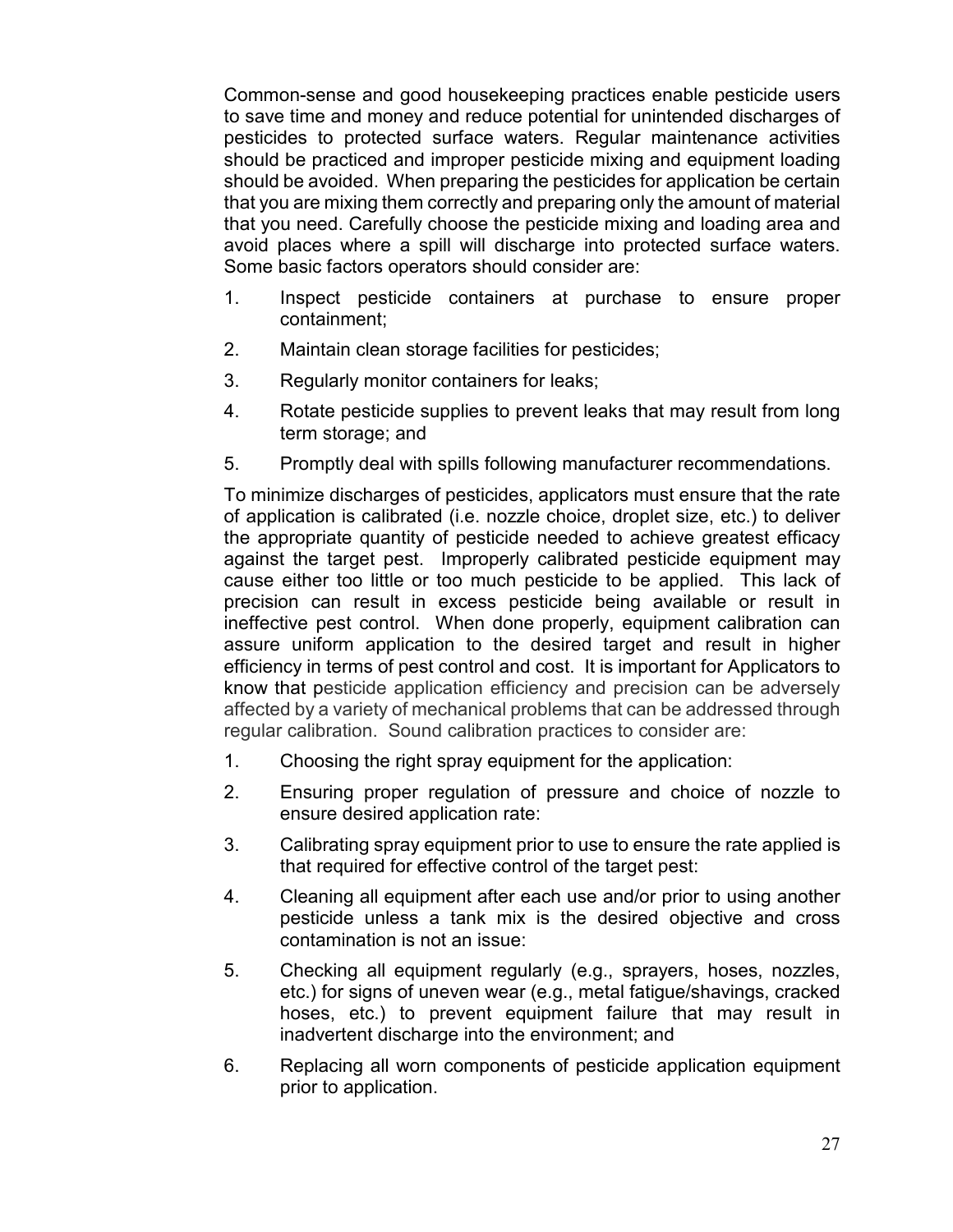Common-sense and good housekeeping practices enable pesticide users to save time and money and reduce potential for unintended discharges of pesticides to protected surface waters. Regular maintenance activities should be practiced and improper pesticide mixing and equipment loading should be avoided. When preparing the pesticides for application be certain that you are mixing them correctly and preparing only the amount of material that you need. Carefully choose the pesticide mixing and loading area and avoid places where a spill will discharge into protected surface waters. Some basic factors operators should consider are:

1. Inspect pesticide containers at purchase to ensure proper containment;
2. Maintain clean storage facilities for pesticides;
3. Regularly monitor containers for leaks;
4. Rotate pesticide supplies to prevent leaks that may result from long term storage; and
5. Promptly deal with spills following manufacturer recommendations.

To minimize discharges of pesticides, applicators must ensure that the rate of application is calibrated (i.e. nozzle choice, droplet size, etc.) to deliver the appropriate quantity of pesticide needed to achieve greatest efficacy against the target pest. Improperly calibrated pesticide equipment may cause either too little or too much pesticide to be applied. This lack of precision can result in excess pesticide being available or result in ineffective pest control. When done properly, equipment calibration can assure uniform application to the desired target and result in higher efficiency in terms of pest control and cost. It is important for Applicators to know that pesticide application efficiency and precision can be adversely affected by a variety of mechanical problems that can be addressed through regular calibration. Sound calibration practices to consider are:

1. Choosing the right spray equipment for the application:
2. Ensuring proper regulation of pressure and choice of nozzle to ensure desired application rate:
3. Calibrating spray equipment prior to use to ensure the rate applied is that required for effective control of the target pest:
4. Cleaning all equipment after each use and/or prior to using another pesticide unless a tank mix is the desired objective and cross contamination is not an issue:
5. Checking all equipment regularly (e.g., sprayers, hoses, nozzles, etc.) for signs of uneven wear (e.g., metal fatigue/shavings, cracked hoses, etc.) to prevent equipment failure that may result in inadvertent discharge into the environment; and
6. Replacing all worn components of pesticide application equipment prior to application.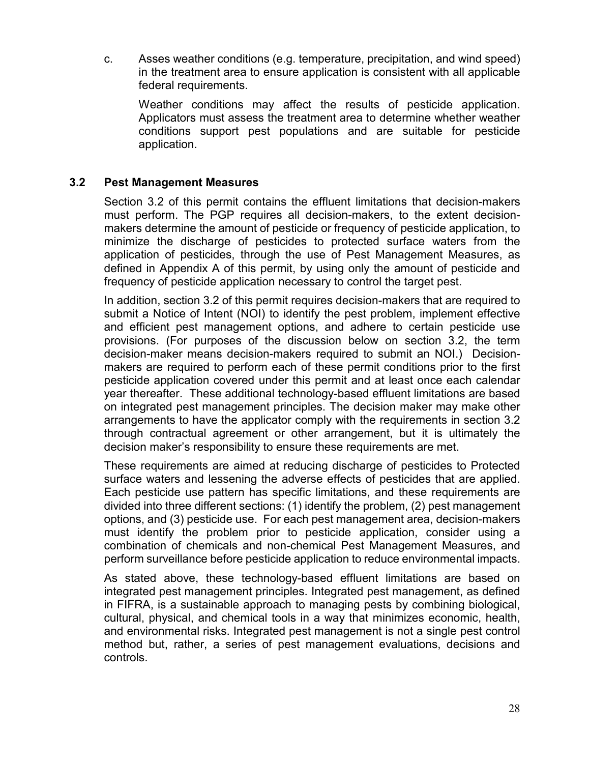c. Asses weather conditions (e.g. temperature, precipitation, and wind speed) in the treatment area to ensure application is consistent with all applicable federal requirements.

   Weather conditions may affect the results of pesticide application. Applicators must assess the treatment area to determine whether weather conditions support pest populations and are suitable for pesticide application.

### 3.2 Pest Management Measures

Section 3.2 of this permit contains the effluent limitations that decision-makers must perform. The PGP requires all decision-makers, to the extent decision-makers determine the amount of pesticide or frequency of pesticide application, to minimize the discharge of pesticides to protected surface waters from the application of pesticides, through the use of Pest Management Measures, as defined in Appendix A of this permit, by using only the amount of pesticide and frequency of pesticide application necessary to control the target pest.

In addition, section 3.2 of this permit requires decision-makers that are required to submit a Notice of Intent (NOI) to identify the pest problem, implement effective and efficient pest management options, and adhere to certain pesticide use provisions. (For purposes of the discussion below on section 3.2, the term decision-maker means decision-makers required to submit an NOI.) Decision-makers are required to perform each of these permit conditions prior to the first pesticide application covered under this permit and at least once each calendar year thereafter. These additional technology-based effluent limitations are based on integrated pest management principles. The decision maker may make other arrangements to have the applicator comply with the requirements in section 3.2 through contractual agreement or other arrangement, but it is ultimately the decision maker's responsibility to ensure these requirements are met.

These requirements are aimed at reducing discharge of pesticides to Protected surface waters and lessening the adverse effects of pesticides that are applied. Each pesticide use pattern has specific limitations, and these requirements are divided into three different sections: (1) identify the problem, (2) pest management options, and (3) pesticide use. For each pest management area, decision-makers must identify the problem prior to pesticide application, consider using a combination of chemicals and non-chemical Pest Management Measures, and perform surveillance before pesticide application to reduce environmental impacts.

As stated above, these technology-based effluent limitations are based on integrated pest management principles. Integrated pest management, as defined in FIFRA, is a sustainable approach to managing pests by combining biological, cultural, physical, and chemical tools in a way that minimizes economic, health, and environmental risks. Integrated pest management is not a single pest control method but, rather, a series of pest management evaluations, decisions and controls.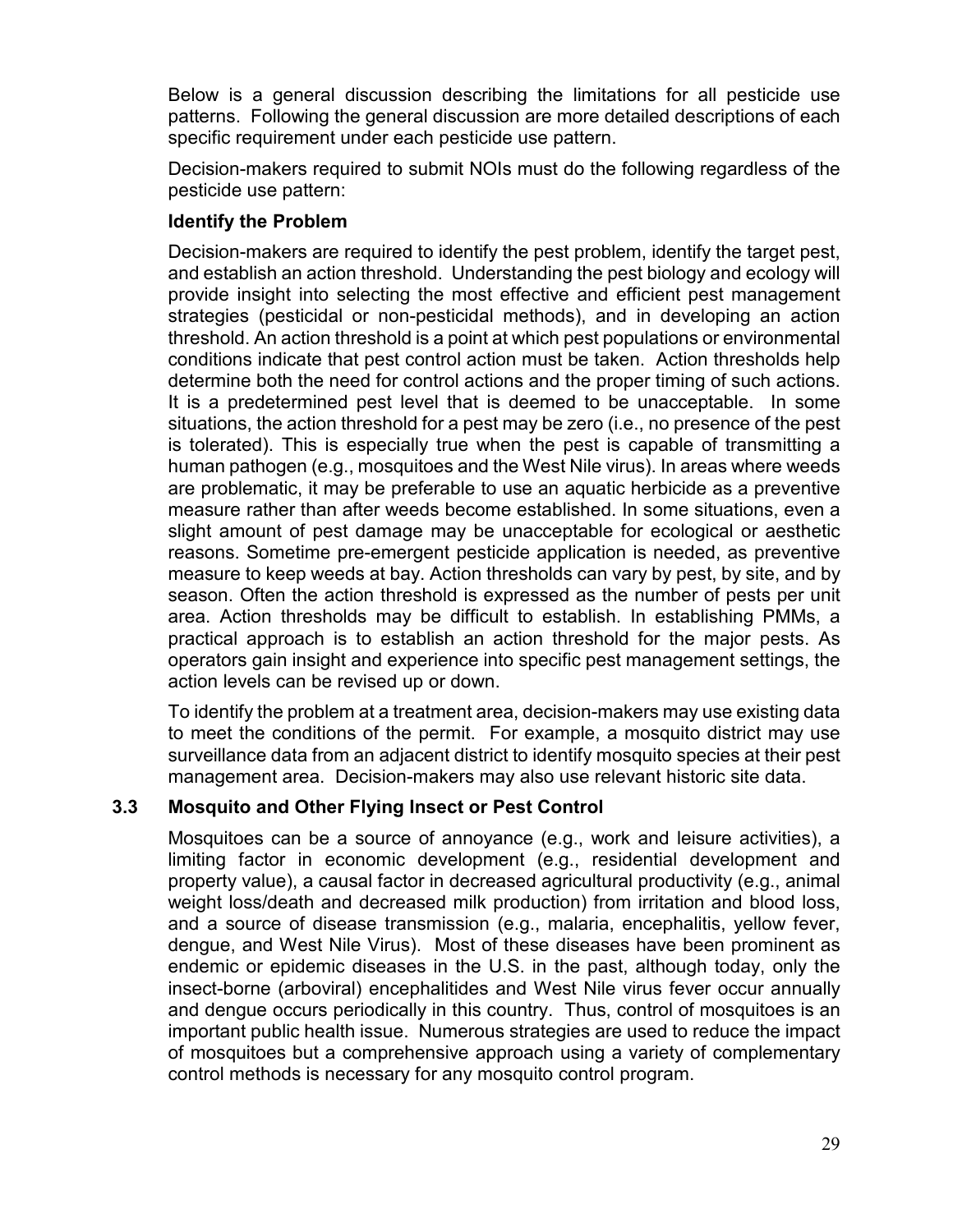Below is a general discussion describing the limitations for all pesticide use patterns. Following the general discussion are more detailed descriptions of each specific requirement under each pesticide use pattern.

Decision-makers required to submit NOIs must do the following regardless of the pesticide use pattern:

**Identify the Problem**

Decision-makers are required to identify the pest problem, identify the target pest, and establish an action threshold. Understanding the pest biology and ecology will provide insight into selecting the most effective and efficient pest management strategies (pesticidal or non-pesticidal methods), and in developing an action threshold. An action threshold is a point at which pest populations or environmental conditions indicate that pest control action must be taken. Action thresholds help determine both the need for control actions and the proper timing of such actions. It is a predetermined pest level that is deemed to be unacceptable. In some situations, the action threshold for a pest may be zero (i.e., no presence of the pest is tolerated). This is especially true when the pest is capable of transmitting a human pathogen (e.g., mosquitoes and the West Nile virus). In areas where weeds are problematic, it may be preferable to use an aquatic herbicide as a preventive measure rather than after weeds become established. In some situations, even a slight amount of pest damage may be unacceptable for ecological or aesthetic reasons. Sometime pre-emergent pesticide application is needed, as preventive measure to keep weeds at bay. Action thresholds can vary by pest, by site, and by season. Often the action threshold is expressed as the number of pests per unit area. Action thresholds may be difficult to establish. In establishing PMMs, a practical approach is to establish an action threshold for the major pests. As operators gain insight and experience into specific pest management settings, the action levels can be revised up or down.

To identify the problem at a treatment area, decision-makers may use existing data to meet the conditions of the permit. For example, a mosquito district may use surveillance data from an adjacent district to identify mosquito species at their pest management area. Decision-makers may also use relevant historic site data.

## 3.3 Mosquito and Other Flying Insect or Pest Control

Mosquitoes can be a source of annoyance (e.g., work and leisure activities), a limiting factor in economic development (e.g., residential development and property value), a causal factor in decreased agricultural productivity (e.g., animal weight loss/death and decreased milk production) from irritation and blood loss, and a source of disease transmission (e.g., malaria, encephalitis, yellow fever, dengue, and West Nile Virus). Most of these diseases have been prominent as endemic or epidemic diseases in the U.S. in the past, although today, only the insect-borne (arboviral) encephalitides and West Nile virus fever occur annually and dengue occurs periodically in this country. Thus, control of mosquitoes is an important public health issue. Numerous strategies are used to reduce the impact of mosquitoes but a comprehensive approach using a variety of complementary control methods is necessary for any mosquito control program.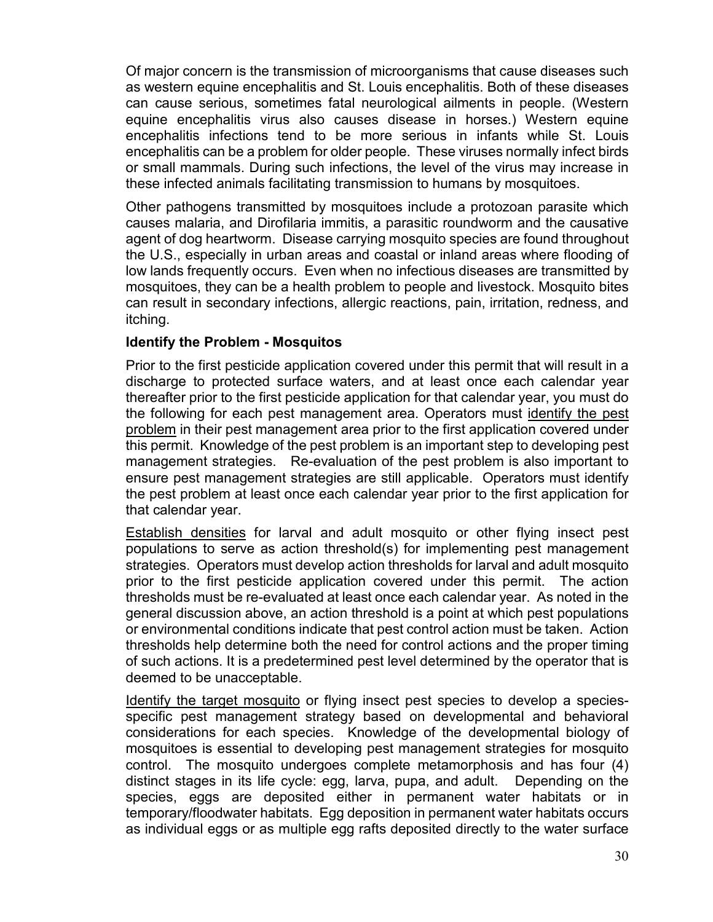Of major concern is the transmission of microorganisms that cause diseases such as western equine encephalitis and St. Louis encephalitis. Both of these diseases can cause serious, sometimes fatal neurological ailments in people. (Western equine encephalitis virus also causes disease in horses.) Western equine encephalitis infections tend to be more serious in infants while St. Louis encephalitis can be a problem for older people. These viruses normally infect birds or small mammals. During such infections, the level of the virus may increase in these infected animals facilitating transmission to humans by mosquitoes.

Other pathogens transmitted by mosquitoes include a protozoan parasite which causes malaria, and Dirofilaria immitis, a parasitic roundworm and the causative agent of dog heartworm. Disease carrying mosquito species are found throughout the U.S., especially in urban areas and coastal or inland areas where flooding of low lands frequently occurs. Even when no infectious diseases are transmitted by mosquitoes, they can be a health problem to people and livestock. Mosquito bites can result in secondary infections, allergic reactions, pain, irritation, redness, and itching.

**Identify the Problem - Mosquitos**

Prior to the first pesticide application covered under this permit that will result in a discharge to protected surface waters, and at least once each calendar year thereafter prior to the first pesticide application for that calendar year, you must do the following for each pest management area. Operators must identify the pest problem in their pest management area prior to the first application covered under this permit. Knowledge of the pest problem is an important step to developing pest management strategies. Re-evaluation of the pest problem is also important to ensure pest management strategies are still applicable. Operators must identify the pest problem at least once each calendar year prior to the first application for that calendar year.

Establish densities for larval and adult mosquito or other flying insect pest populations to serve as action threshold(s) for implementing pest management strategies. Operators must develop action thresholds for larval and adult mosquito prior to the first pesticide application covered under this permit. The action thresholds must be re-evaluated at least once each calendar year. As noted in the general discussion above, an action threshold is a point at which pest populations or environmental conditions indicate that pest control action must be taken. Action thresholds help determine both the need for control actions and the proper timing of such actions. It is a predetermined pest level determined by the operator that is deemed to be unacceptable.

Identify the target mosquito or flying insect pest species to develop a species-specific pest management strategy based on developmental and behavioral considerations for each species. Knowledge of the developmental biology of mosquitoes is essential to developing pest management strategies for mosquito control. The mosquito undergoes complete metamorphosis and has four (4) distinct stages in its life cycle: egg, larva, pupa, and adult. Depending on the species, eggs are deposited either in permanent water habitats or in temporary/floodwater habitats. Egg deposition in permanent water habitats occurs as individual eggs or as multiple egg rafts deposited directly to the water surface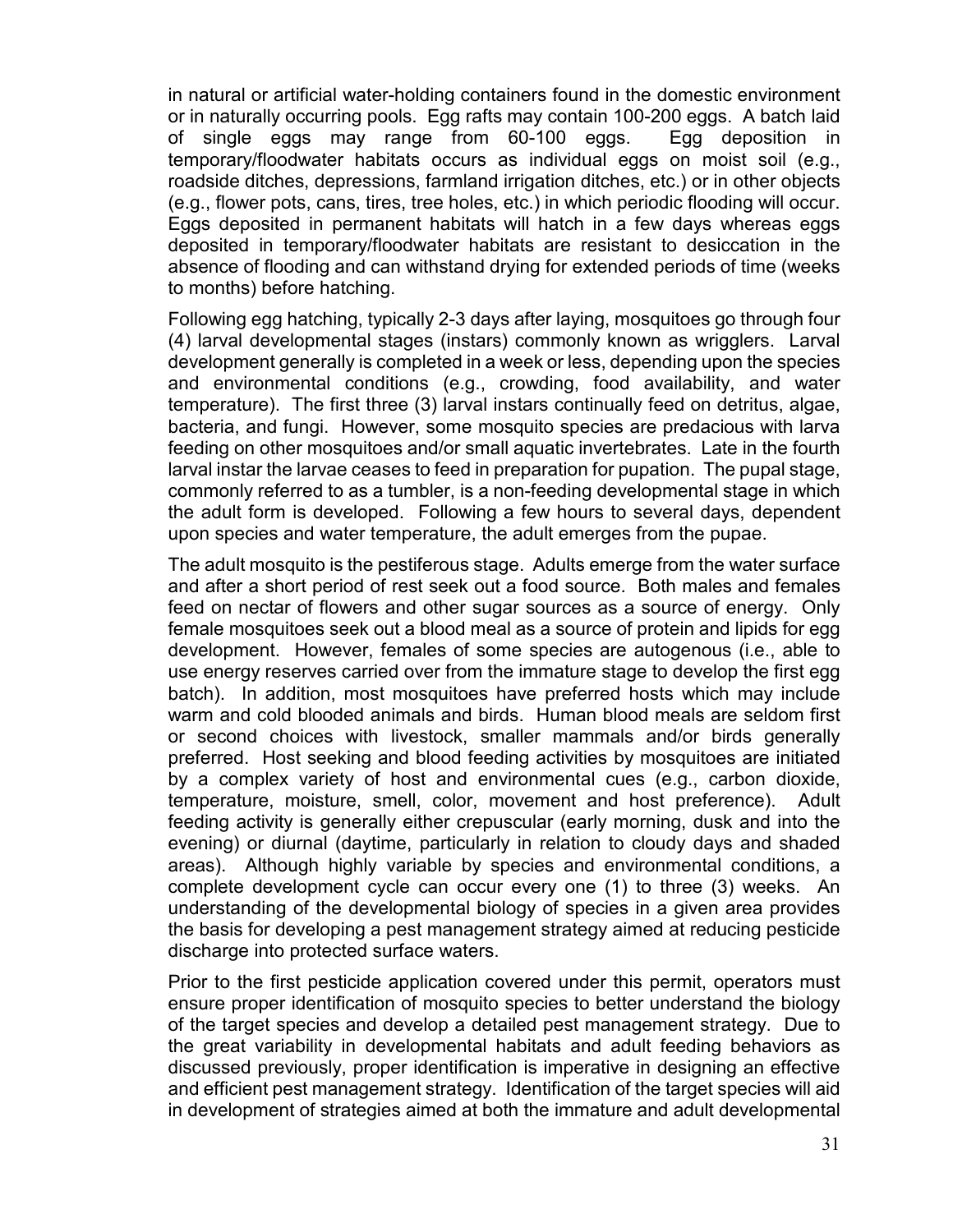in natural or artificial water-holding containers found in the domestic environment or in naturally occurring pools. Egg rafts may contain 100-200 eggs. A batch laid of single eggs may range from 60-100 eggs. Egg deposition in temporary/floodwater habitats occurs as individual eggs on moist soil (e.g., roadside ditches, depressions, farmland irrigation ditches, etc.) or in other objects (e.g., flower pots, cans, tires, tree holes, etc.) in which periodic flooding will occur. Eggs deposited in permanent habitats will hatch in a few days whereas eggs deposited in temporary/floodwater habitats are resistant to desiccation in the absence of flooding and can withstand drying for extended periods of time (weeks to months) before hatching.

Following egg hatching, typically 2-3 days after laying, mosquitoes go through four (4) larval developmental stages (instars) commonly known as wrigglers. Larval development generally is completed in a week or less, depending upon the species and environmental conditions (e.g., crowding, food availability, and water temperature). The first three (3) larval instars continually feed on detritus, algae, bacteria, and fungi. However, some mosquito species are predacious with larva feeding on other mosquitoes and/or small aquatic invertebrates. Late in the fourth larval instar the larvae ceases to feed in preparation for pupation. The pupal stage, commonly referred to as a tumbler, is a non-feeding developmental stage in which the adult form is developed. Following a few hours to several days, dependent upon species and water temperature, the adult emerges from the pupae.

The adult mosquito is the pestiferous stage. Adults emerge from the water surface and after a short period of rest seek out a food source. Both males and females feed on nectar of flowers and other sugar sources as a source of energy. Only female mosquitoes seek out a blood meal as a source of protein and lipids for egg development. However, females of some species are autogenous (i.e., able to use energy reserves carried over from the immature stage to develop the first egg batch). In addition, most mosquitoes have preferred hosts which may include warm and cold blooded animals and birds. Human blood meals are seldom first or second choices with livestock, smaller mammals and/or birds generally preferred. Host seeking and blood feeding activities by mosquitoes are initiated by a complex variety of host and environmental cues (e.g., carbon dioxide, temperature, moisture, smell, color, movement and host preference). Adult feeding activity is generally either crepuscular (early morning, dusk and into the evening) or diurnal (daytime, particularly in relation to cloudy days and shaded areas). Although highly variable by species and environmental conditions, a complete development cycle can occur every one (1) to three (3) weeks. An understanding of the developmental biology of species in a given area provides the basis for developing a pest management strategy aimed at reducing pesticide discharge into protected surface waters.

Prior to the first pesticide application covered under this permit, operators must ensure proper identification of mosquito species to better understand the biology of the target species and develop a detailed pest management strategy. Due to the great variability in developmental habitats and adult feeding behaviors as discussed previously, proper identification is imperative in designing an effective and efficient pest management strategy. Identification of the target species will aid in development of strategies aimed at both the immature and adult developmental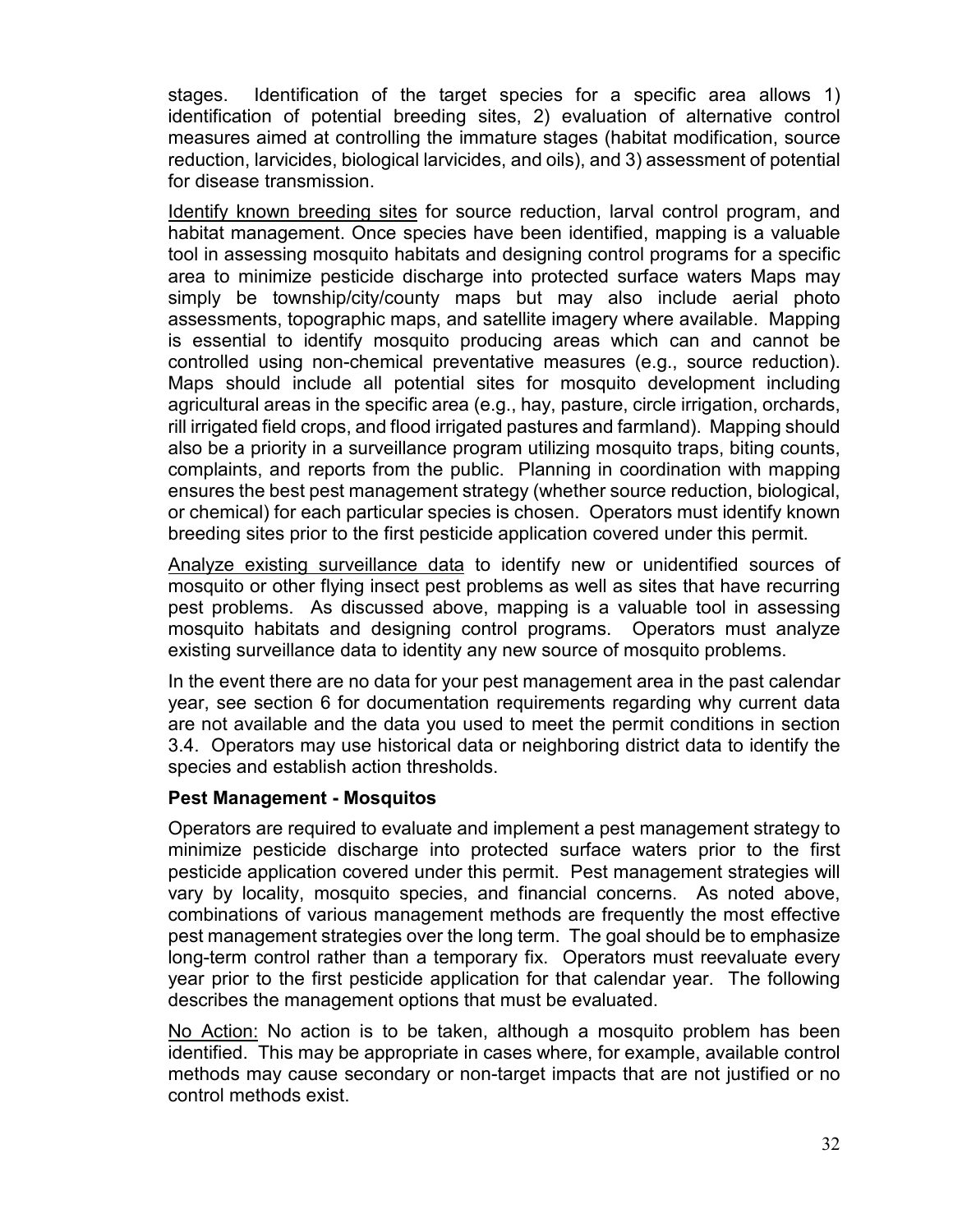stages. Identification of the target species for a specific area allows 1) identification of potential breeding sites, 2) evaluation of alternative control measures aimed at controlling the immature stages (habitat modification, source reduction, larvicides, biological larvicides, and oils), and 3) assessment of potential for disease transmission.

Identify known breeding sites for source reduction, larval control program, and habitat management. Once species have been identified, mapping is a valuable tool in assessing mosquito habitats and designing control programs for a specific area to minimize pesticide discharge into protected surface waters Maps may simply be township/city/county maps but may also include aerial photo assessments, topographic maps, and satellite imagery where available. Mapping is essential to identify mosquito producing areas which can and cannot be controlled using non-chemical preventative measures (e.g., source reduction). Maps should include all potential sites for mosquito development including agricultural areas in the specific area (e.g., hay, pasture, circle irrigation, orchards, rill irrigated field crops, and flood irrigated pastures and farmland). Mapping should also be a priority in a surveillance program utilizing mosquito traps, biting counts, complaints, and reports from the public. Planning in coordination with mapping ensures the best pest management strategy (whether source reduction, biological, or chemical) for each particular species is chosen. Operators must identify known breeding sites prior to the first pesticide application covered under this permit.

Analyze existing surveillance data to identify new or unidentified sources of mosquito or other flying insect pest problems as well as sites that have recurring pest problems. As discussed above, mapping is a valuable tool in assessing mosquito habitats and designing control programs. Operators must analyze existing surveillance data to identity any new source of mosquito problems.

In the event there are no data for your pest management area in the past calendar year, see section 6 for documentation requirements regarding why current data are not available and the data you used to meet the permit conditions in section 3.4. Operators may use historical data or neighboring district data to identify the species and establish action thresholds.

**Pest Management - Mosquitos**

Operators are required to evaluate and implement a pest management strategy to minimize pesticide discharge into protected surface waters prior to the first pesticide application covered under this permit. Pest management strategies will vary by locality, mosquito species, and financial concerns. As noted above, combinations of various management methods are frequently the most effective pest management strategies over the long term. The goal should be to emphasize long-term control rather than a temporary fix. Operators must reevaluate every year prior to the first pesticide application for that calendar year. The following describes the management options that must be evaluated.

No Action: No action is to be taken, although a mosquito problem has been identified. This may be appropriate in cases where, for example, available control methods may cause secondary or non-target impacts that are not justified or no control methods exist.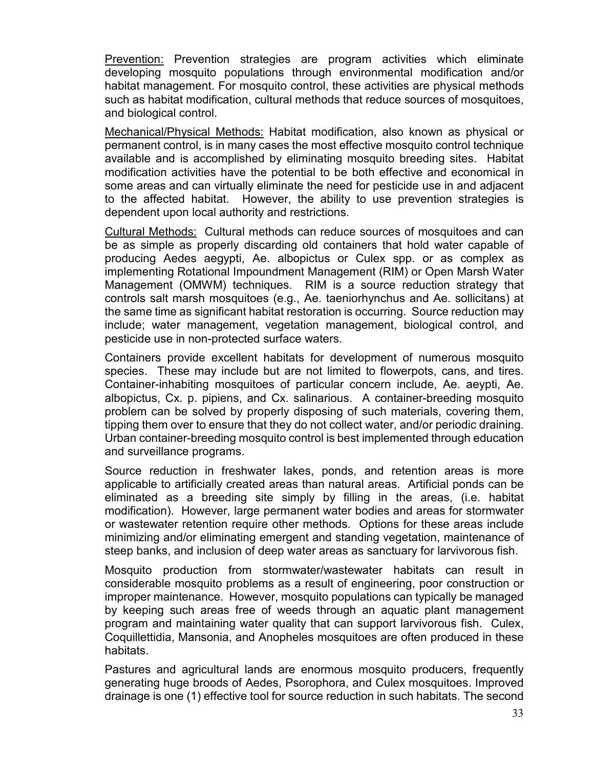Prevention: Prevention strategies are program activities which eliminate developing mosquito populations through environmental modification and/or habitat management. For mosquito control, these activities are physical methods such as habitat modification, cultural methods that reduce sources of mosquitoes, and biological control.

Mechanical/Physical Methods: Habitat modification, also known as physical or permanent control, is in many cases the most effective mosquito control technique available and is accomplished by eliminating mosquito breeding sites. Habitat modification activities have the potential to be both effective and economical in some areas and can virtually eliminate the need for pesticide use in and adjacent to the affected habitat. However, the ability to use prevention strategies is dependent upon local authority and restrictions.

Cultural Methods: Cultural methods can reduce sources of mosquitoes and can be as simple as properly discarding old containers that hold water capable of producing Aedes aegypti, Ae. albopictus or Culex spp. or as complex as implementing Rotational Impoundment Management (RIM) or Open Marsh Water Management (OMWM) techniques. RIM is a source reduction strategy that controls salt marsh mosquitoes (e.g., Ae. taeniorhynchus and Ae. sollicitans) at the same time as significant habitat restoration is occurring. Source reduction may include; water management, vegetation management, biological control, and pesticide use in non-protected surface waters.

Containers provide excellent habitats for development of numerous mosquito species. These may include but are not limited to flowerpots, cans, and tires. Container-inhabiting mosquitoes of particular concern include, Ae. aeypti, Ae. albopictus, Cx. p. pipiens, and Cx. salinarious. A container-breeding mosquito problem can be solved by properly disposing of such materials, covering them, tipping them over to ensure that they do not collect water, and/or periodic draining. Urban container-breeding mosquito control is best implemented through education and surveillance programs.

Source reduction in freshwater lakes, ponds, and retention areas is more applicable to artificially created areas than natural areas. Artificial ponds can be eliminated as a breeding site simply by filling in the areas, (i.e. habitat modification). However, large permanent water bodies and areas for stormwater or wastewater retention require other methods. Options for these areas include minimizing and/or eliminating emergent and standing vegetation, maintenance of steep banks, and inclusion of deep water areas as sanctuary for larvivorous fish.

Mosquito production from stormwater/wastewater habitats can result in considerable mosquito problems as a result of engineering, poor construction or improper maintenance. However, mosquito populations can typically be managed by keeping such areas free of weeds through an aquatic plant management program and maintaining water quality that can support larvivorous fish. Culex, Coquillettidia, Mansonia, and Anopheles mosquitoes are often produced in these habitats.

Pastures and agricultural lands are enormous mosquito producers, frequently generating huge broods of Aedes, Psorophora, and Culex mosquitoes. Improved drainage is one (1) effective tool for source reduction in such habitats. The second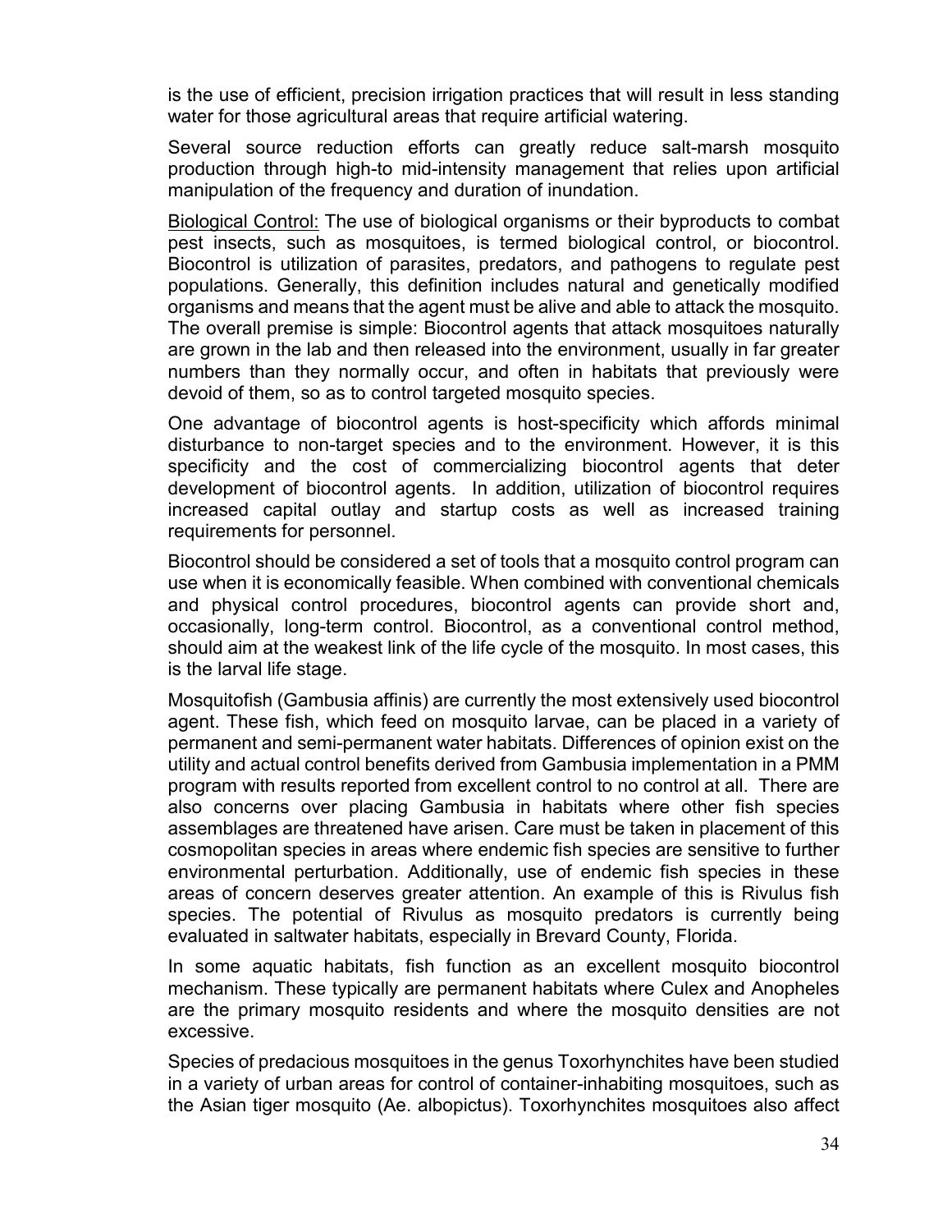is the use of efficient, precision irrigation practices that will result in less standing water for those agricultural areas that require artificial watering.

Several source reduction efforts can greatly reduce salt-marsh mosquito production through high-to mid-intensity management that relies upon artificial manipulation of the frequency and duration of inundation.

<u>Biological Control:</u> The use of biological organisms or their byproducts to combat pest insects, such as mosquitoes, is termed biological control, or biocontrol. Biocontrol is utilization of parasites, predators, and pathogens to regulate pest populations. Generally, this definition includes natural and genetically modified organisms and means that the agent must be alive and able to attack the mosquito. The overall premise is simple: Biocontrol agents that attack mosquitoes naturally are grown in the lab and then released into the environment, usually in far greater numbers than they normally occur, and often in habitats that previously were devoid of them, so as to control targeted mosquito species.

One advantage of biocontrol agents is host-specificity which affords minimal disturbance to non-target species and to the environment. However, it is this specificity and the cost of commercializing biocontrol agents that deter development of biocontrol agents. In addition, utilization of biocontrol requires increased capital outlay and startup costs as well as increased training requirements for personnel.

Biocontrol should be considered a set of tools that a mosquito control program can use when it is economically feasible. When combined with conventional chemicals and physical control procedures, biocontrol agents can provide short and, occasionally, long-term control. Biocontrol, as a conventional control method, should aim at the weakest link of the life cycle of the mosquito. In most cases, this is the larval life stage.

Mosquitofish (Gambusia affinis) are currently the most extensively used biocontrol agent. These fish, which feed on mosquito larvae, can be placed in a variety of permanent and semi-permanent water habitats. Differences of opinion exist on the utility and actual control benefits derived from Gambusia implementation in a PMM program with results reported from excellent control to no control at all. There are also concerns over placing Gambusia in habitats where other fish species assemblages are threatened have arisen. Care must be taken in placement of this cosmopolitan species in areas where endemic fish species are sensitive to further environmental perturbation. Additionally, use of endemic fish species in these areas of concern deserves greater attention. An example of this is Rivulus fish species. The potential of Rivulus as mosquito predators is currently being evaluated in saltwater habitats, especially in Brevard County, Florida.

In some aquatic habitats, fish function as an excellent mosquito biocontrol mechanism. These typically are permanent habitats where Culex and Anopheles are the primary mosquito residents and where the mosquito densities are not excessive.

Species of predacious mosquitoes in the genus Toxorhynchites have been studied in a variety of urban areas for control of container-inhabiting mosquitoes, such as the Asian tiger mosquito (Ae. albopictus). Toxorhynchites mosquitoes also affect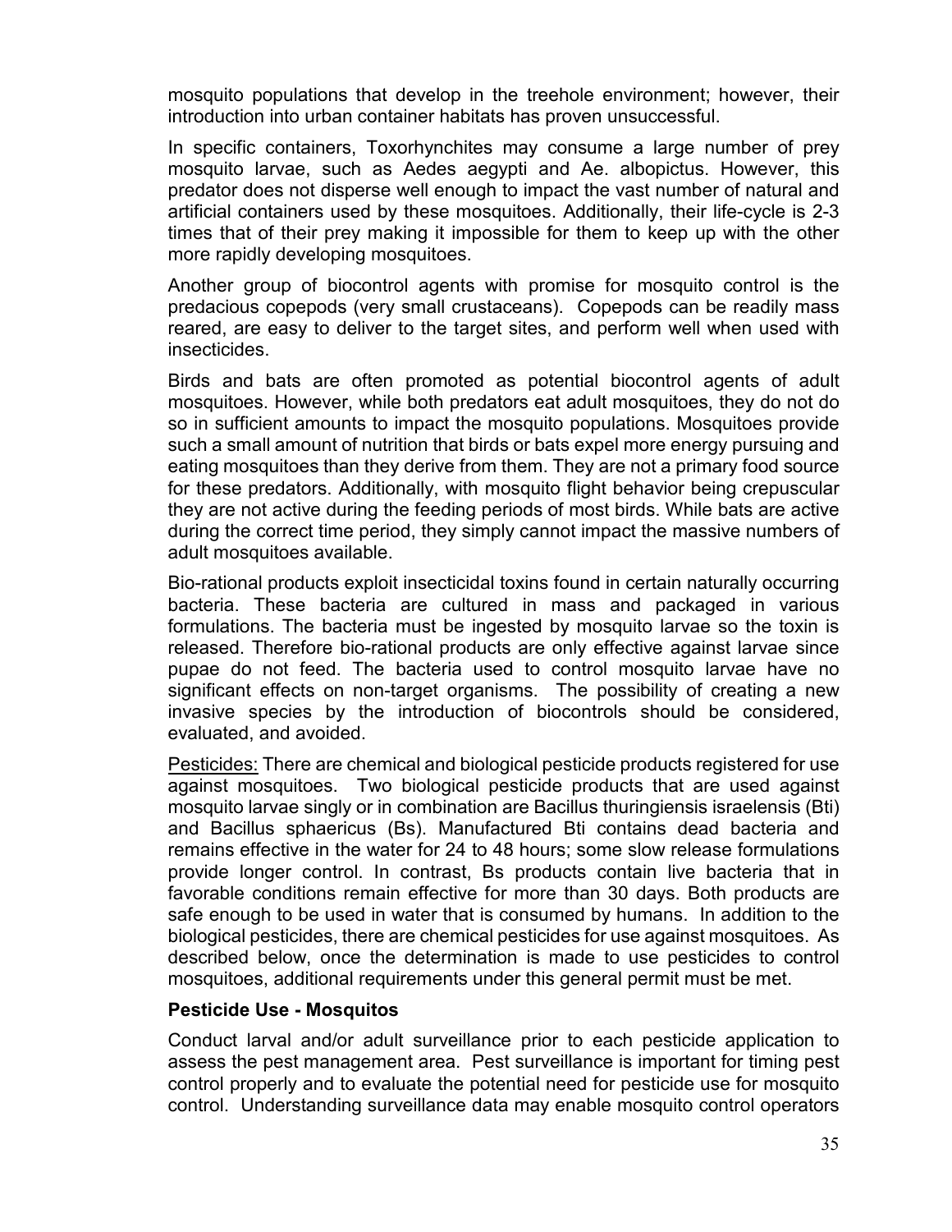mosquito populations that develop in the treehole environment; however, their introduction into urban container habitats has proven unsuccessful.

In specific containers, Toxorhynchites may consume a large number of prey mosquito larvae, such as Aedes aegypti and Ae. albopictus. However, this predator does not disperse well enough to impact the vast number of natural and artificial containers used by these mosquitoes. Additionally, their life-cycle is 2-3 times that of their prey making it impossible for them to keep up with the other more rapidly developing mosquitoes.

Another group of biocontrol agents with promise for mosquito control is the predacious copepods (very small crustaceans). Copepods can be readily mass reared, are easy to deliver to the target sites, and perform well when used with insecticides.

Birds and bats are often promoted as potential biocontrol agents of adult mosquitoes. However, while both predators eat adult mosquitoes, they do not do so in sufficient amounts to impact the mosquito populations. Mosquitoes provide such a small amount of nutrition that birds or bats expel more energy pursuing and eating mosquitoes than they derive from them. They are not a primary food source for these predators. Additionally, with mosquito flight behavior being crepuscular they are not active during the feeding periods of most birds. While bats are active during the correct time period, they simply cannot impact the massive numbers of adult mosquitoes available.

Bio-rational products exploit insecticidal toxins found in certain naturally occurring bacteria. These bacteria are cultured in mass and packaged in various formulations. The bacteria must be ingested by mosquito larvae so the toxin is released. Therefore bio-rational products are only effective against larvae since pupae do not feed. The bacteria used to control mosquito larvae have no significant effects on non-target organisms. The possibility of creating a new invasive species by the introduction of biocontrols should be considered, evaluated, and avoided.

<u>Pesticides:</u> There are chemical and biological pesticide products registered for use against mosquitoes. Two biological pesticide products that are used against mosquito larvae singly or in combination are Bacillus thuringiensis israelensis (Bti) and Bacillus sphaericus (Bs). Manufactured Bti contains dead bacteria and remains effective in the water for 24 to 48 hours; some slow release formulations provide longer control. In contrast, Bs products contain live bacteria that in favorable conditions remain effective for more than 30 days. Both products are safe enough to be used in water that is consumed by humans. In addition to the biological pesticides, there are chemical pesticides for use against mosquitoes. As described below, once the determination is made to use pesticides to control mosquitoes, additional requirements under this general permit must be met.

**Pesticide Use - Mosquitos**

Conduct larval and/or adult surveillance prior to each pesticide application to assess the pest management area. Pest surveillance is important for timing pest control properly and to evaluate the potential need for pesticide use for mosquito control. Understanding surveillance data may enable mosquito control operators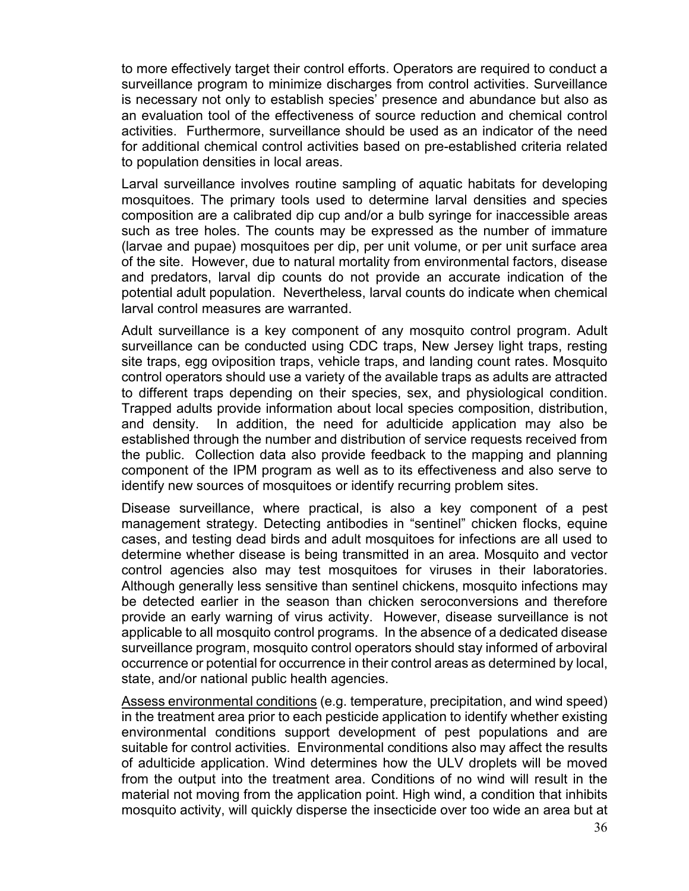to more effectively target their control efforts. Operators are required to conduct a surveillance program to minimize discharges from control activities. Surveillance is necessary not only to establish species' presence and abundance but also as an evaluation tool of the effectiveness of source reduction and chemical control activities. Furthermore, surveillance should be used as an indicator of the need for additional chemical control activities based on pre-established criteria related to population densities in local areas.

Larval surveillance involves routine sampling of aquatic habitats for developing mosquitoes. The primary tools used to determine larval densities and species composition are a calibrated dip cup and/or a bulb syringe for inaccessible areas such as tree holes. The counts may be expressed as the number of immature (larvae and pupae) mosquitoes per dip, per unit volume, or per unit surface area of the site. However, due to natural mortality from environmental factors, disease and predators, larval dip counts do not provide an accurate indication of the potential adult population. Nevertheless, larval counts do indicate when chemical larval control measures are warranted.

Adult surveillance is a key component of any mosquito control program. Adult surveillance can be conducted using CDC traps, New Jersey light traps, resting site traps, egg oviposition traps, vehicle traps, and landing count rates. Mosquito control operators should use a variety of the available traps as adults are attracted to different traps depending on their species, sex, and physiological condition. Trapped adults provide information about local species composition, distribution, and density. In addition, the need for adulticide application may also be established through the number and distribution of service requests received from the public. Collection data also provide feedback to the mapping and planning component of the IPM program as well as to its effectiveness and also serve to identify new sources of mosquitoes or identify recurring problem sites.

Disease surveillance, where practical, is also a key component of a pest management strategy. Detecting antibodies in "sentinel" chicken flocks, equine cases, and testing dead birds and adult mosquitoes for infections are all used to determine whether disease is being transmitted in an area. Mosquito and vector control agencies also may test mosquitoes for viruses in their laboratories. Although generally less sensitive than sentinel chickens, mosquito infections may be detected earlier in the season than chicken seroconversions and therefore provide an early warning of virus activity. However, disease surveillance is not applicable to all mosquito control programs. In the absence of a dedicated disease surveillance program, mosquito control operators should stay informed of arboviral occurrence or potential for occurrence in their control areas as determined by local, state, and/or national public health agencies.

<u>Assess environmental conditions</u> (e.g. temperature, precipitation, and wind speed) in the treatment area prior to each pesticide application to identify whether existing environmental conditions support development of pest populations and are suitable for control activities. Environmental conditions also may affect the results of adulticide application. Wind determines how the ULV droplets will be moved from the output into the treatment area. Conditions of no wind will result in the material not moving from the application point. High wind, a condition that inhibits mosquito activity, will quickly disperse the insecticide over too wide an area but at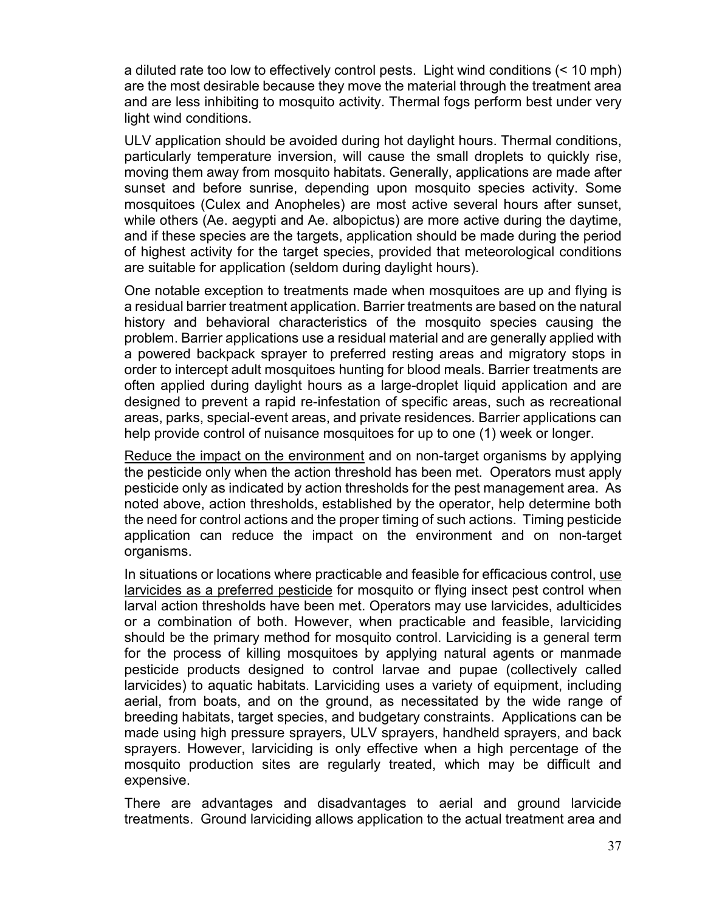a diluted rate too low to effectively control pests. Light wind conditions (< 10 mph) are the most desirable because they move the material through the treatment area and are less inhibiting to mosquito activity. Thermal fogs perform best under very light wind conditions.

ULV application should be avoided during hot daylight hours. Thermal conditions, particularly temperature inversion, will cause the small droplets to quickly rise, moving them away from mosquito habitats. Generally, applications are made after sunset and before sunrise, depending upon mosquito species activity. Some mosquitoes (Culex and Anopheles) are most active several hours after sunset, while others (Ae. aegypti and Ae. albopictus) are more active during the daytime, and if these species are the targets, application should be made during the period of highest activity for the target species, provided that meteorological conditions are suitable for application (seldom during daylight hours).

One notable exception to treatments made when mosquitoes are up and flying is a residual barrier treatment application. Barrier treatments are based on the natural history and behavioral characteristics of the mosquito species causing the problem. Barrier applications use a residual material and are generally applied with a powered backpack sprayer to preferred resting areas and migratory stops in order to intercept adult mosquitoes hunting for blood meals. Barrier treatments are often applied during daylight hours as a large-droplet liquid application and are designed to prevent a rapid re-infestation of specific areas, such as recreational areas, parks, special-event areas, and private residences. Barrier applications can help provide control of nuisance mosquitoes for up to one (1) week or longer.

<u>Reduce the impact on the environment</u> and on non-target organisms by applying the pesticide only when the action threshold has been met. Operators must apply pesticide only as indicated by action thresholds for the pest management area. As noted above, action thresholds, established by the operator, help determine both the need for control actions and the proper timing of such actions. Timing pesticide application can reduce the impact on the environment and on non-target organisms.

In situations or locations where practicable and feasible for efficacious control, <u>use larvicides as a preferred pesticide</u> for mosquito or flying insect pest control when larval action thresholds have been met. Operators may use larvicides, adulticides or a combination of both. However, when practicable and feasible, larviciding should be the primary method for mosquito control. Larviciding is a general term for the process of killing mosquitoes by applying natural agents or manmade pesticide products designed to control larvae and pupae (collectively called larvicides) to aquatic habitats. Larviciding uses a variety of equipment, including aerial, from boats, and on the ground, as necessitated by the wide range of breeding habitats, target species, and budgetary constraints. Applications can be made using high pressure sprayers, ULV sprayers, handheld sprayers, and back sprayers. However, larviciding is only effective when a high percentage of the mosquito production sites are regularly treated, which may be difficult and expensive.

There are advantages and disadvantages to aerial and ground larvicide treatments. Ground larviciding allows application to the actual treatment area and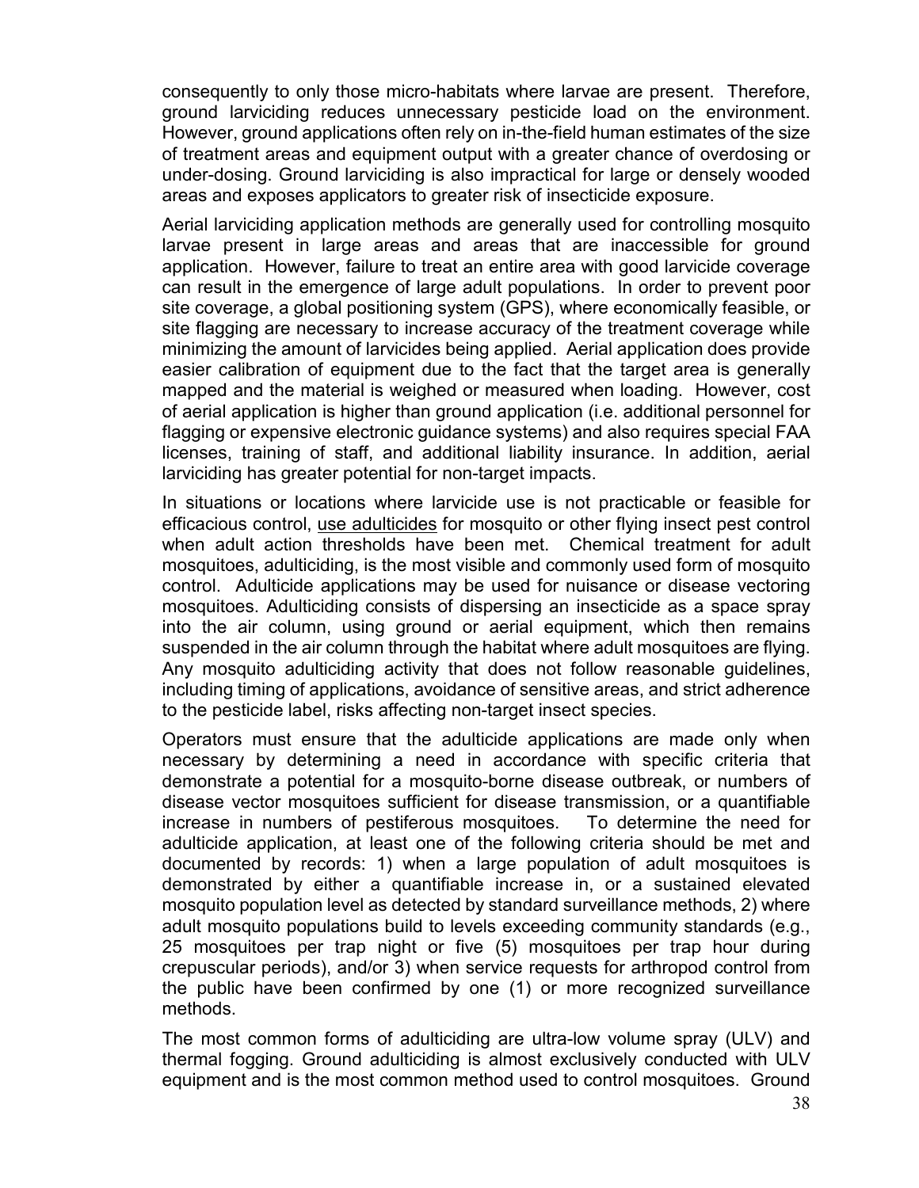consequently to only those micro-habitats where larvae are present. Therefore, ground larviciding reduces unnecessary pesticide load on the environment. However, ground applications often rely on in-the-field human estimates of the size of treatment areas and equipment output with a greater chance of overdosing or under-dosing. Ground larviciding is also impractical for large or densely wooded areas and exposes applicators to greater risk of insecticide exposure.

Aerial larviciding application methods are generally used for controlling mosquito larvae present in large areas and areas that are inaccessible for ground application. However, failure to treat an entire area with good larvicide coverage can result in the emergence of large adult populations. In order to prevent poor site coverage, a global positioning system (GPS), where economically feasible, or site flagging are necessary to increase accuracy of the treatment coverage while minimizing the amount of larvicides being applied. Aerial application does provide easier calibration of equipment due to the fact that the target area is generally mapped and the material is weighed or measured when loading. However, cost of aerial application is higher than ground application (i.e. additional personnel for flagging or expensive electronic guidance systems) and also requires special FAA licenses, training of staff, and additional liability insurance. In addition, aerial larviciding has greater potential for non-target impacts.

In situations or locations where larvicide use is not practicable or feasible for efficacious control, <u>use adulticides</u> for mosquito or other flying insect pest control when adult action thresholds have been met. Chemical treatment for adult mosquitoes, adulticiding, is the most visible and commonly used form of mosquito control. Adulticide applications may be used for nuisance or disease vectoring mosquitoes. Adulticiding consists of dispersing an insecticide as a space spray into the air column, using ground or aerial equipment, which then remains suspended in the air column through the habitat where adult mosquitoes are flying. Any mosquito adulticiding activity that does not follow reasonable guidelines, including timing of applications, avoidance of sensitive areas, and strict adherence to the pesticide label, risks affecting non-target insect species.

Operators must ensure that the adulticide applications are made only when necessary by determining a need in accordance with specific criteria that demonstrate a potential for a mosquito-borne disease outbreak, or numbers of disease vector mosquitoes sufficient for disease transmission, or a quantifiable increase in numbers of pestiferous mosquitoes. To determine the need for adulticide application, at least one of the following criteria should be met and documented by records: 1) when a large population of adult mosquitoes is demonstrated by either a quantifiable increase in, or a sustained elevated mosquito population level as detected by standard surveillance methods, 2) where adult mosquito populations build to levels exceeding community standards (e.g., 25 mosquitoes per trap night or five (5) mosquitoes per trap hour during crepuscular periods), and/or 3) when service requests for arthropod control from the public have been confirmed by one (1) or more recognized surveillance methods.

The most common forms of adulticiding are ultra-low volume spray (ULV) and thermal fogging. Ground adulticiding is almost exclusively conducted with ULV equipment and is the most common method used to control mosquitoes. Ground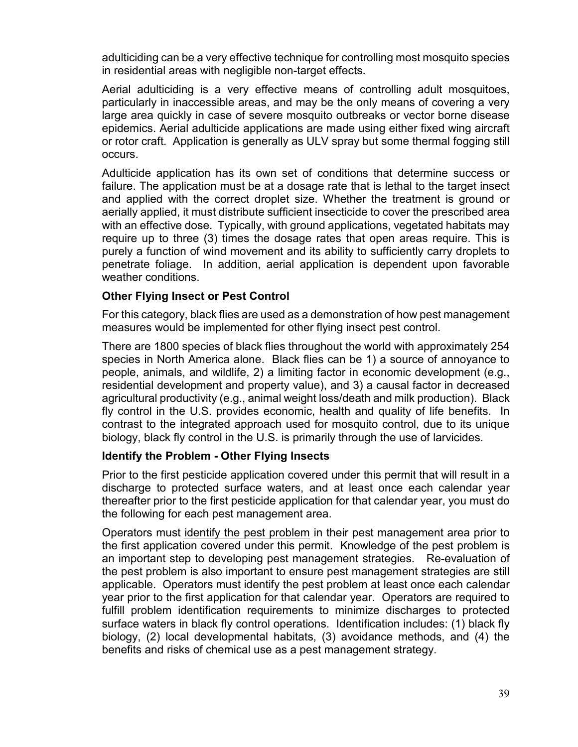adulticiding can be a very effective technique for controlling most mosquito species in residential areas with negligible non-target effects.

Aerial adulticiding is a very effective means of controlling adult mosquitoes, particularly in inaccessible areas, and may be the only means of covering a very large area quickly in case of severe mosquito outbreaks or vector borne disease epidemics. Aerial adulticide applications are made using either fixed wing aircraft or rotor craft. Application is generally as ULV spray but some thermal fogging still occurs.

Adulticide application has its own set of conditions that determine success or failure. The application must be at a dosage rate that is lethal to the target insect and applied with the correct droplet size. Whether the treatment is ground or aerially applied, it must distribute sufficient insecticide to cover the prescribed area with an effective dose. Typically, with ground applications, vegetated habitats may require up to three (3) times the dosage rates that open areas require. This is purely a function of wind movement and its ability to sufficiently carry droplets to penetrate foliage. In addition, aerial application is dependent upon favorable weather conditions.

**Other Flying Insect or Pest Control**

For this category, black flies are used as a demonstration of how pest management measures would be implemented for other flying insect pest control.

There are 1800 species of black flies throughout the world with approximately 254 species in North America alone. Black flies can be 1) a source of annoyance to people, animals, and wildlife, 2) a limiting factor in economic development (e.g., residential development and property value), and 3) a causal factor in decreased agricultural productivity (e.g., animal weight loss/death and milk production). Black fly control in the U.S. provides economic, health and quality of life benefits. In contrast to the integrated approach used for mosquito control, due to its unique biology, black fly control in the U.S. is primarily through the use of larvicides.

**Identify the Problem - Other Flying Insects**

Prior to the first pesticide application covered under this permit that will result in a discharge to protected surface waters, and at least once each calendar year thereafter prior to the first pesticide application for that calendar year, you must do the following for each pest management area.

Operators must identify the pest problem in their pest management area prior to the first application covered under this permit. Knowledge of the pest problem is an important step to developing pest management strategies. Re-evaluation of the pest problem is also important to ensure pest management strategies are still applicable. Operators must identify the pest problem at least once each calendar year prior to the first application for that calendar year. Operators are required to fulfill problem identification requirements to minimize discharges to protected surface waters in black fly control operations. Identification includes: (1) black fly biology, (2) local developmental habitats, (3) avoidance methods, and (4) the benefits and risks of chemical use as a pest management strategy.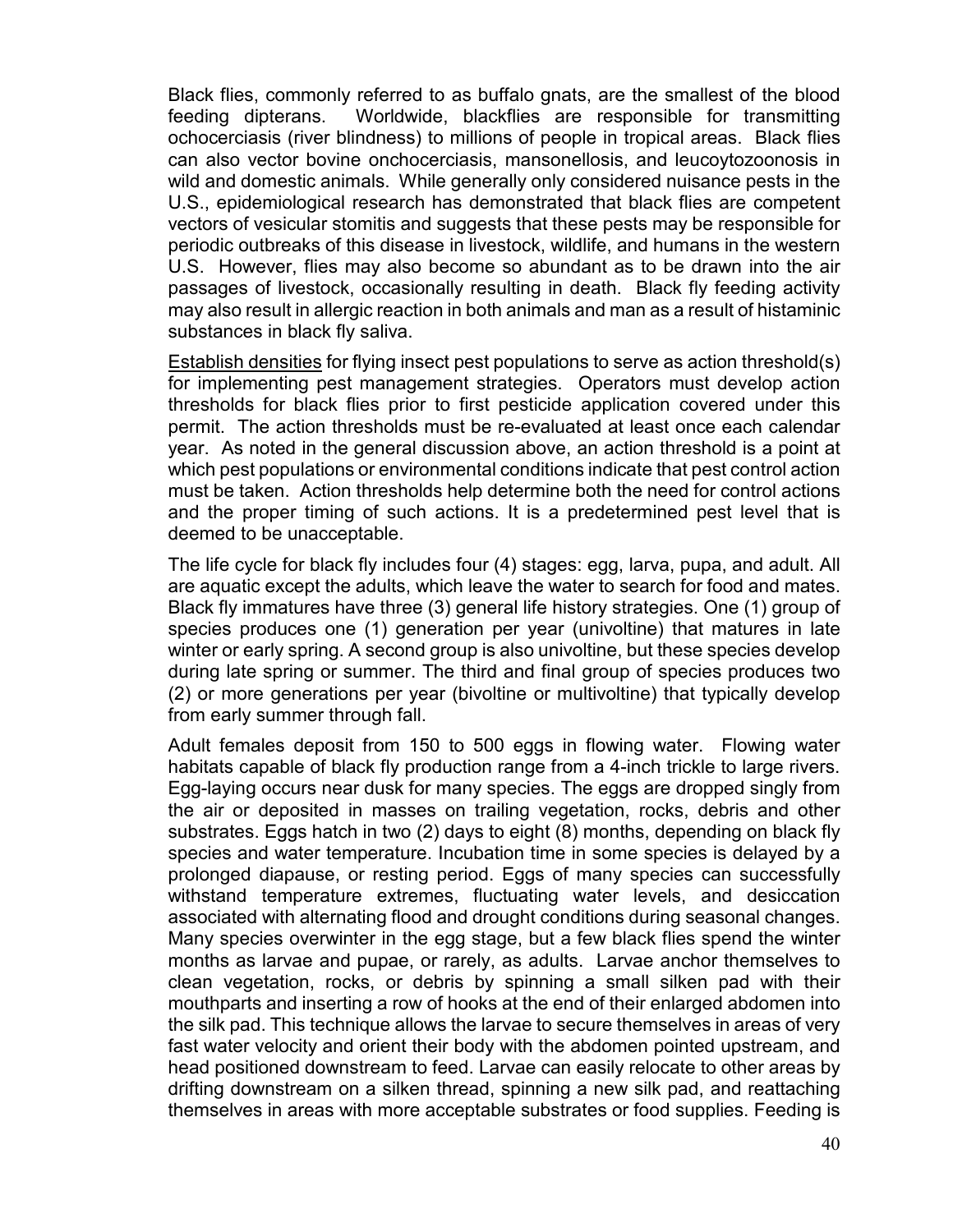Black flies, commonly referred to as buffalo gnats, are the smallest of the blood feeding dipterans. Worldwide, blackflies are responsible for transmitting ochocerciasis (river blindness) to millions of people in tropical areas. Black flies can also vector bovine onchocerciasis, mansonellosis, and leucoytozoonosis in wild and domestic animals. While generally only considered nuisance pests in the U.S., epidemiological research has demonstrated that black flies are competent vectors of vesicular stomitis and suggests that these pests may be responsible for periodic outbreaks of this disease in livestock, wildlife, and humans in the western U.S. However, flies may also become so abundant as to be drawn into the air passages of livestock, occasionally resulting in death. Black fly feeding activity may also result in allergic reaction in both animals and man as a result of histaminic substances in black fly saliva.

<u>Establish densities</u> for flying insect pest populations to serve as action threshold(s) for implementing pest management strategies. Operators must develop action thresholds for black flies prior to first pesticide application covered under this permit. The action thresholds must be re-evaluated at least once each calendar year. As noted in the general discussion above, an action threshold is a point at which pest populations or environmental conditions indicate that pest control action must be taken. Action thresholds help determine both the need for control actions and the proper timing of such actions. It is a predetermined pest level that is deemed to be unacceptable.

The life cycle for black fly includes four (4) stages: egg, larva, pupa, and adult. All are aquatic except the adults, which leave the water to search for food and mates. Black fly immatures have three (3) general life history strategies. One (1) group of species produces one (1) generation per year (univoltine) that matures in late winter or early spring. A second group is also univoltine, but these species develop during late spring or summer. The third and final group of species produces two (2) or more generations per year (bivoltine or multivoltine) that typically develop from early summer through fall.

Adult females deposit from 150 to 500 eggs in flowing water. Flowing water habitats capable of black fly production range from a 4-inch trickle to large rivers. Egg-laying occurs near dusk for many species. The eggs are dropped singly from the air or deposited in masses on trailing vegetation, rocks, debris and other substrates. Eggs hatch in two (2) days to eight (8) months, depending on black fly species and water temperature. Incubation time in some species is delayed by a prolonged diapause, or resting period. Eggs of many species can successfully withstand temperature extremes, fluctuating water levels, and desiccation associated with alternating flood and drought conditions during seasonal changes. Many species overwinter in the egg stage, but a few black flies spend the winter months as larvae and pupae, or rarely, as adults. Larvae anchor themselves to clean vegetation, rocks, or debris by spinning a small silken pad with their mouthparts and inserting a row of hooks at the end of their enlarged abdomen into the silk pad. This technique allows the larvae to secure themselves in areas of very fast water velocity and orient their body with the abdomen pointed upstream, and head positioned downstream to feed. Larvae can easily relocate to other areas by drifting downstream on a silken thread, spinning a new silk pad, and reattaching themselves in areas with more acceptable substrates or food supplies. Feeding is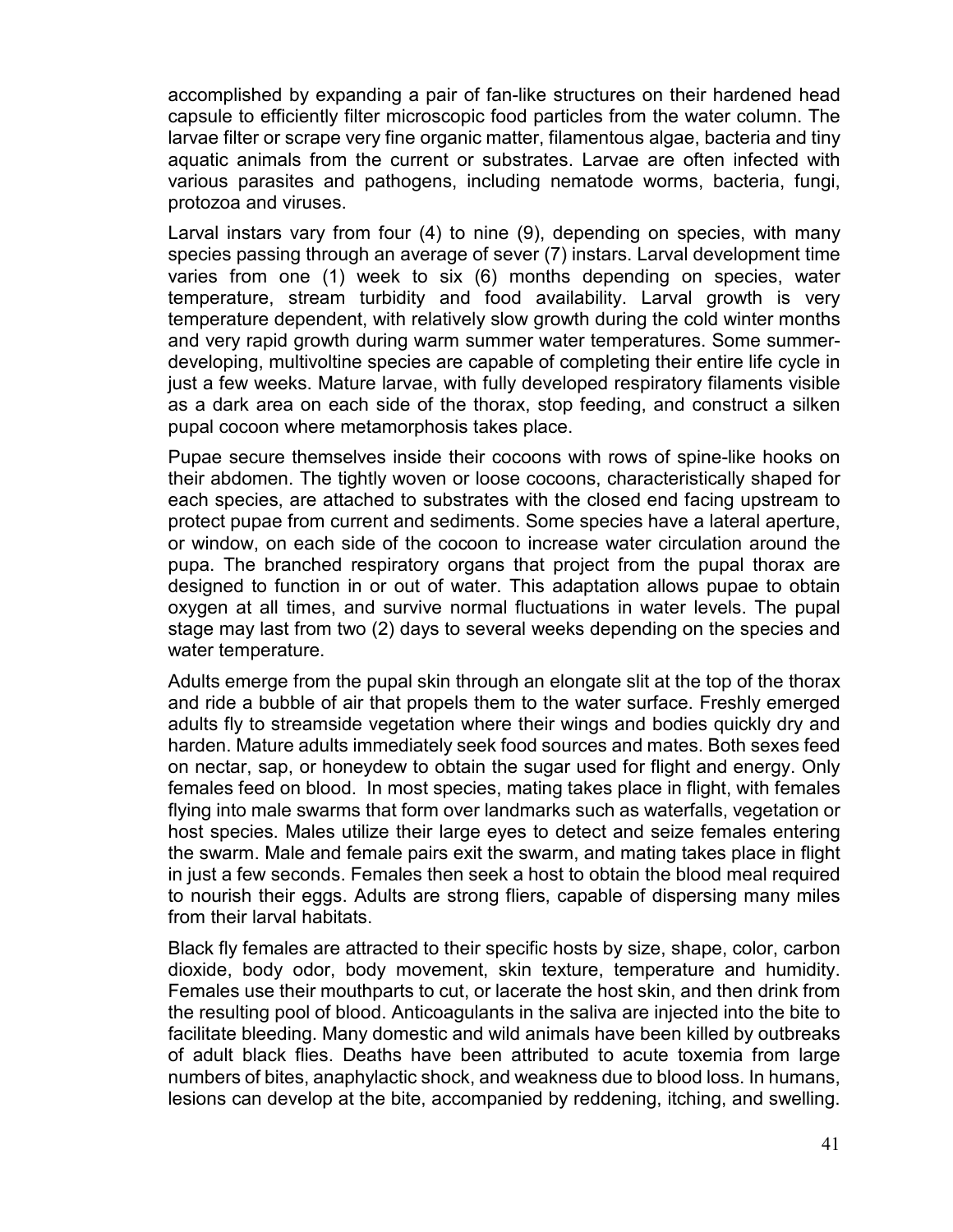accomplished by expanding a pair of fan-like structures on their hardened head capsule to efficiently filter microscopic food particles from the water column. The larvae filter or scrape very fine organic matter, filamentous algae, bacteria and tiny aquatic animals from the current or substrates. Larvae are often infected with various parasites and pathogens, including nematode worms, bacteria, fungi, protozoa and viruses.

Larval instars vary from four (4) to nine (9), depending on species, with many species passing through an average of sever (7) instars. Larval development time varies from one (1) week to six (6) months depending on species, water temperature, stream turbidity and food availability. Larval growth is very temperature dependent, with relatively slow growth during the cold winter months and very rapid growth during warm summer water temperatures. Some summer-developing, multivoltine species are capable of completing their entire life cycle in just a few weeks. Mature larvae, with fully developed respiratory filaments visible as a dark area on each side of the thorax, stop feeding, and construct a silken pupal cocoon where metamorphosis takes place.

Pupae secure themselves inside their cocoons with rows of spine-like hooks on their abdomen. The tightly woven or loose cocoons, characteristically shaped for each species, are attached to substrates with the closed end facing upstream to protect pupae from current and sediments. Some species have a lateral aperture, or window, on each side of the cocoon to increase water circulation around the pupa. The branched respiratory organs that project from the pupal thorax are designed to function in or out of water. This adaptation allows pupae to obtain oxygen at all times, and survive normal fluctuations in water levels. The pupal stage may last from two (2) days to several weeks depending on the species and water temperature.

Adults emerge from the pupal skin through an elongate slit at the top of the thorax and ride a bubble of air that propels them to the water surface. Freshly emerged adults fly to streamside vegetation where their wings and bodies quickly dry and harden. Mature adults immediately seek food sources and mates. Both sexes feed on nectar, sap, or honeydew to obtain the sugar used for flight and energy. Only females feed on blood. In most species, mating takes place in flight, with females flying into male swarms that form over landmarks such as waterfalls, vegetation or host species. Males utilize their large eyes to detect and seize females entering the swarm. Male and female pairs exit the swarm, and mating takes place in flight in just a few seconds. Females then seek a host to obtain the blood meal required to nourish their eggs. Adults are strong fliers, capable of dispersing many miles from their larval habitats.

Black fly females are attracted to their specific hosts by size, shape, color, carbon dioxide, body odor, body movement, skin texture, temperature and humidity. Females use their mouthparts to cut, or lacerate the host skin, and then drink from the resulting pool of blood. Anticoagulants in the saliva are injected into the bite to facilitate bleeding. Many domestic and wild animals have been killed by outbreaks of adult black flies. Deaths have been attributed to acute toxemia from large numbers of bites, anaphylactic shock, and weakness due to blood loss. In humans, lesions can develop at the bite, accompanied by reddening, itching, and swelling.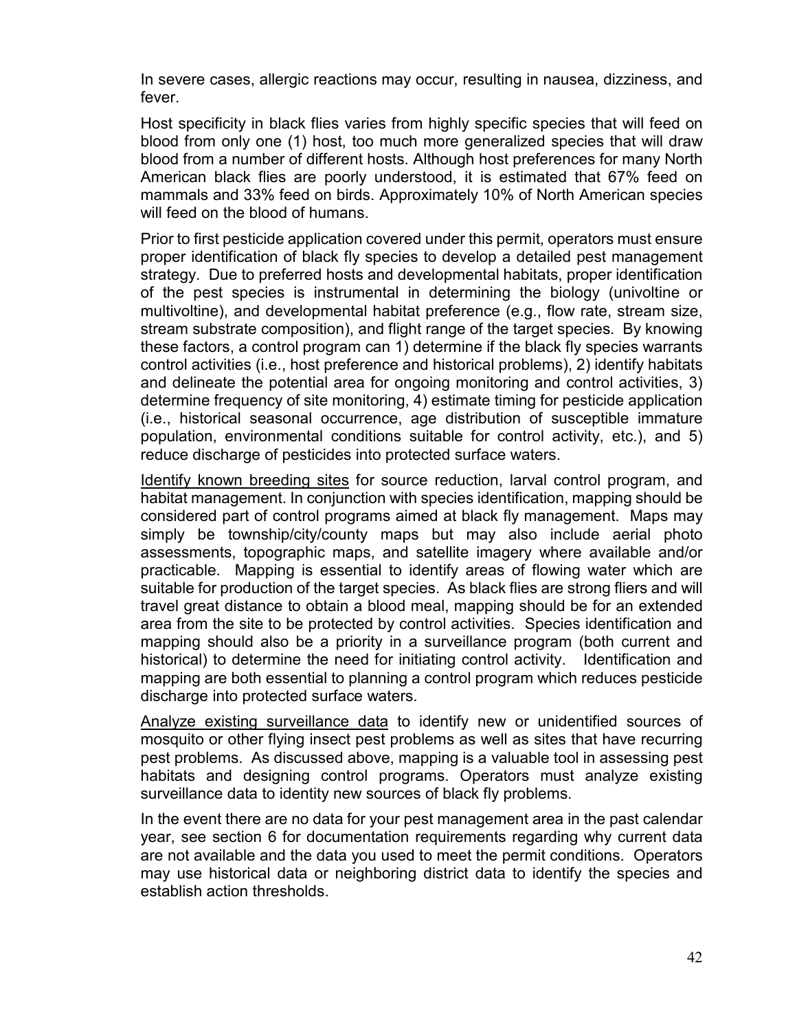In severe cases, allergic reactions may occur, resulting in nausea, dizziness, and fever.

Host specificity in black flies varies from highly specific species that will feed on blood from only one (1) host, too much more generalized species that will draw blood from a number of different hosts. Although host preferences for many North American black flies are poorly understood, it is estimated that 67% feed on mammals and 33% feed on birds. Approximately 10% of North American species will feed on the blood of humans.

Prior to first pesticide application covered under this permit, operators must ensure proper identification of black fly species to develop a detailed pest management strategy. Due to preferred hosts and developmental habitats, proper identification of the pest species is instrumental in determining the biology (univoltine or multivoltine), and developmental habitat preference (e.g., flow rate, stream size, stream substrate composition), and flight range of the target species. By knowing these factors, a control program can 1) determine if the black fly species warrants control activities (i.e., host preference and historical problems), 2) identify habitats and delineate the potential area for ongoing monitoring and control activities, 3) determine frequency of site monitoring, 4) estimate timing for pesticide application (i.e., historical seasonal occurrence, age distribution of susceptible immature population, environmental conditions suitable for control activity, etc.), and 5) reduce discharge of pesticides into protected surface waters.

<u>Identify known breeding sites</u> for source reduction, larval control program, and habitat management. In conjunction with species identification, mapping should be considered part of control programs aimed at black fly management. Maps may simply be township/city/county maps but may also include aerial photo assessments, topographic maps, and satellite imagery where available and/or practicable. Mapping is essential to identify areas of flowing water which are suitable for production of the target species. As black flies are strong fliers and will travel great distance to obtain a blood meal, mapping should be for an extended area from the site to be protected by control activities. Species identification and mapping should also be a priority in a surveillance program (both current and historical) to determine the need for initiating control activity. Identification and mapping are both essential to planning a control program which reduces pesticide discharge into protected surface waters.

<u>Analyze existing surveillance data</u> to identify new or unidentified sources of mosquito or other flying insect pest problems as well as sites that have recurring pest problems. As discussed above, mapping is a valuable tool in assessing pest habitats and designing control programs. Operators must analyze existing surveillance data to identity new sources of black fly problems.

In the event there are no data for your pest management area in the past calendar year, see section 6 for documentation requirements regarding why current data are not available and the data you used to meet the permit conditions. Operators may use historical data or neighboring district data to identify the species and establish action thresholds.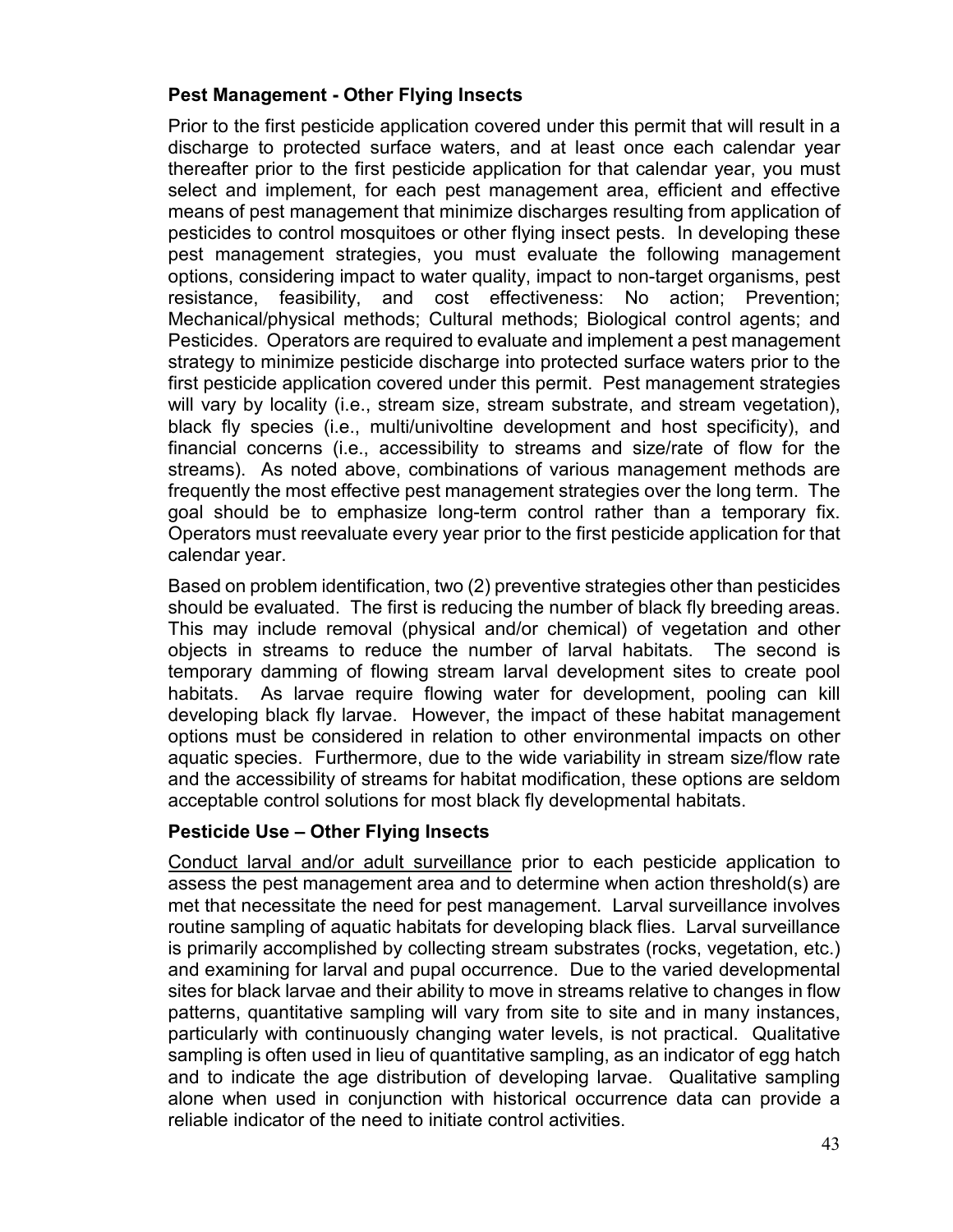### Pest Management - Other Flying Insects

Prior to the first pesticide application covered under this permit that will result in a discharge to protected surface waters, and at least once each calendar year thereafter prior to the first pesticide application for that calendar year, you must select and implement, for each pest management area, efficient and effective means of pest management that minimize discharges resulting from application of pesticides to control mosquitoes or other flying insect pests. In developing these pest management strategies, you must evaluate the following management options, considering impact to water quality, impact to non-target organisms, pest resistance, feasibility, and cost effectiveness: No action; Prevention; Mechanical/physical methods; Cultural methods; Biological control agents; and Pesticides. Operators are required to evaluate and implement a pest management strategy to minimize pesticide discharge into protected surface waters prior to the first pesticide application covered under this permit. Pest management strategies will vary by locality (i.e., stream size, stream substrate, and stream vegetation), black fly species (i.e., multi/univoltine development and host specificity), and financial concerns (i.e., accessibility to streams and size/rate of flow for the streams). As noted above, combinations of various management methods are frequently the most effective pest management strategies over the long term. The goal should be to emphasize long-term control rather than a temporary fix. Operators must reevaluate every year prior to the first pesticide application for that calendar year.

Based on problem identification, two (2) preventive strategies other than pesticides should be evaluated. The first is reducing the number of black fly breeding areas. This may include removal (physical and/or chemical) of vegetation and other objects in streams to reduce the number of larval habitats. The second is temporary damming of flowing stream larval development sites to create pool habitats. As larvae require flowing water for development, pooling can kill developing black fly larvae. However, the impact of these habitat management options must be considered in relation to other environmental impacts on other aquatic species. Furthermore, due to the wide variability in stream size/flow rate and the accessibility of streams for habitat modification, these options are seldom acceptable control solutions for most black fly developmental habitats.

### Pesticide Use – Other Flying Insects

<u>Conduct larval and/or adult surveillance</u> prior to each pesticide application to assess the pest management area and to determine when action threshold(s) are met that necessitate the need for pest management. Larval surveillance involves routine sampling of aquatic habitats for developing black flies. Larval surveillance is primarily accomplished by collecting stream substrates (rocks, vegetation, etc.) and examining for larval and pupal occurrence. Due to the varied developmental sites for black larvae and their ability to move in streams relative to changes in flow patterns, quantitative sampling will vary from site to site and in many instances, particularly with continuously changing water levels, is not practical. Qualitative sampling is often used in lieu of quantitative sampling, as an indicator of egg hatch and to indicate the age distribution of developing larvae. Qualitative sampling alone when used in conjunction with historical occurrence data can provide a reliable indicator of the need to initiate control activities.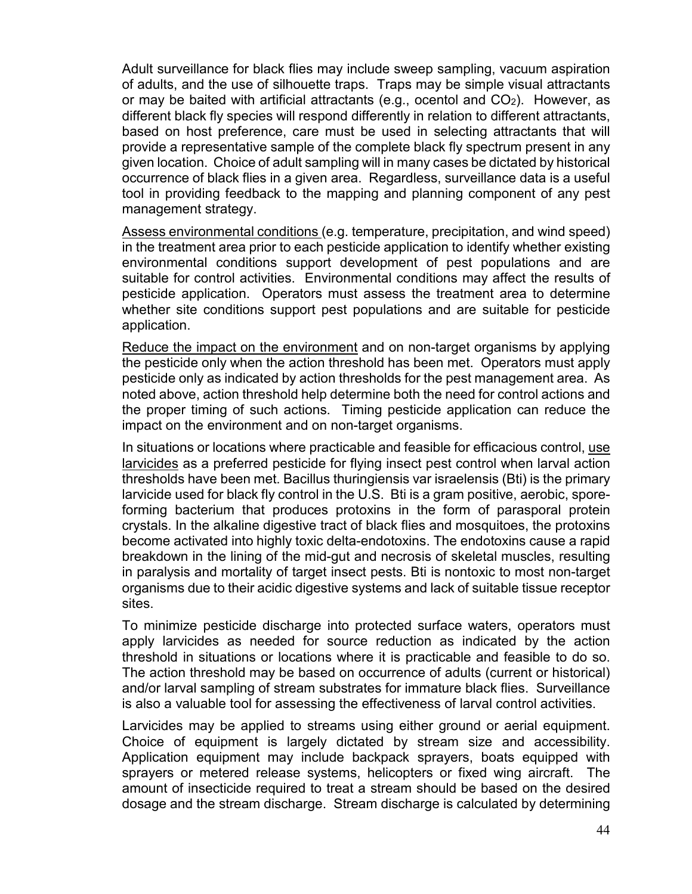Adult surveillance for black flies may include sweep sampling, vacuum aspiration of adults, and the use of silhouette traps. Traps may be simple visual attractants or may be baited with artificial attractants (e.g., ocentol and $CO_2$). However, as different black fly species will respond differently in relation to different attractants, based on host preference, care must be used in selecting attractants that will provide a representative sample of the complete black fly spectrum present in any given location. Choice of adult sampling will in many cases be dictated by historical occurrence of black flies in a given area. Regardless, surveillance data is a useful tool in providing feedback to the mapping and planning component of any pest management strategy.

<u>Assess environmental conditions</u> (e.g. temperature, precipitation, and wind speed) in the treatment area prior to each pesticide application to identify whether existing environmental conditions support development of pest populations and are suitable for control activities. Environmental conditions may affect the results of pesticide application. Operators must assess the treatment area to determine whether site conditions support pest populations and are suitable for pesticide application.

<u>Reduce the impact on the environment</u> and on non-target organisms by applying the pesticide only when the action threshold has been met. Operators must apply pesticide only as indicated by action thresholds for the pest management area. As noted above, action threshold help determine both the need for control actions and the proper timing of such actions. Timing pesticide application can reduce the impact on the environment and on non-target organisms.

In situations or locations where practicable and feasible for efficacious control, <u>use larvicides</u> as a preferred pesticide for flying insect pest control when larval action thresholds have been met. Bacillus thuringiensis var israelensis (Bti) is the primary larvicide used for black fly control in the U.S. Bti is a gram positive, aerobic, spore-forming bacterium that produces protoxins in the form of parasporal protein crystals. In the alkaline digestive tract of black flies and mosquitoes, the protoxins become activated into highly toxic delta-endotoxins. The endotoxins cause a rapid breakdown in the lining of the mid-gut and necrosis of skeletal muscles, resulting in paralysis and mortality of target insect pests. Bti is nontoxic to most non-target organisms due to their acidic digestive systems and lack of suitable tissue receptor sites.

To minimize pesticide discharge into protected surface waters, operators must apply larvicides as needed for source reduction as indicated by the action threshold in situations or locations where it is practicable and feasible to do so. The action threshold may be based on occurrence of adults (current or historical) and/or larval sampling of stream substrates for immature black flies. Surveillance is also a valuable tool for assessing the effectiveness of larval control activities.

Larvicides may be applied to streams using either ground or aerial equipment. Choice of equipment is largely dictated by stream size and accessibility. Application equipment may include backpack sprayers, boats equipped with sprayers or metered release systems, helicopters or fixed wing aircraft. The amount of insecticide required to treat a stream should be based on the desired dosage and the stream discharge. Stream discharge is calculated by determining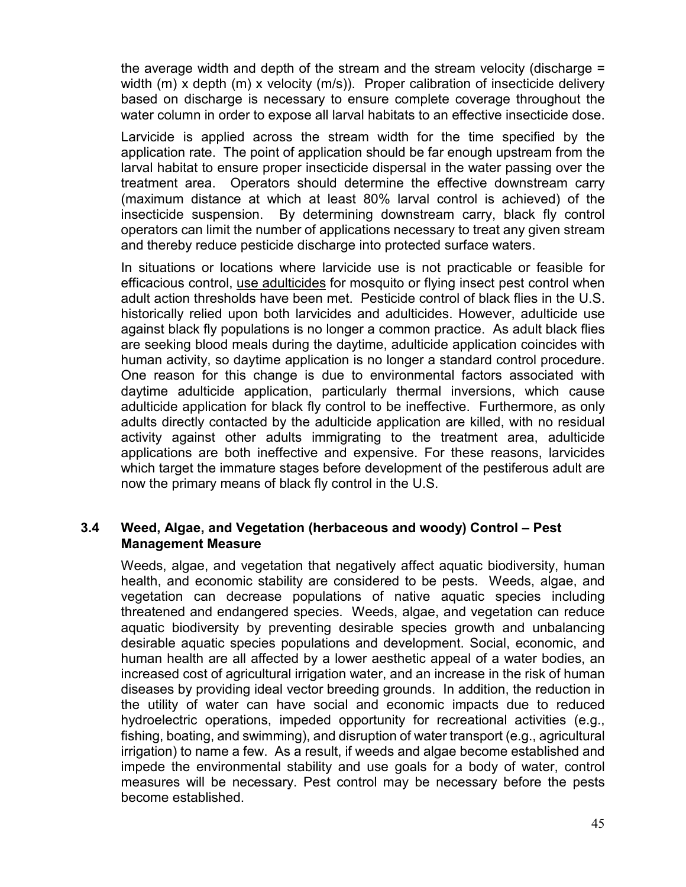the average width and depth of the stream and the stream velocity (discharge = width (m) x depth (m) x velocity (m/s)). Proper calibration of insecticide delivery based on discharge is necessary to ensure complete coverage throughout the water column in order to expose all larval habitats to an effective insecticide dose.

Larvicide is applied across the stream width for the time specified by the application rate. The point of application should be far enough upstream from the larval habitat to ensure proper insecticide dispersal in the water passing over the treatment area. Operators should determine the effective downstream carry (maximum distance at which at least 80% larval control is achieved) of the insecticide suspension. By determining downstream carry, black fly control operators can limit the number of applications necessary to treat any given stream and thereby reduce pesticide discharge into protected surface waters.

In situations or locations where larvicide use is not practicable or feasible for efficacious control, use adulticides for mosquito or flying insect pest control when adult action thresholds have been met. Pesticide control of black flies in the U.S. historically relied upon both larvicides and adulticides. However, adulticide use against black fly populations is no longer a common practice. As adult black flies are seeking blood meals during the daytime, adulticide application coincides with human activity, so daytime application is no longer a standard control procedure. One reason for this change is due to environmental factors associated with daytime adulticide application, particularly thermal inversions, which cause adulticide application for black fly control to be ineffective. Furthermore, as only adults directly contacted by the adulticide application are killed, with no residual activity against other adults immigrating to the treatment area, adulticide applications are both ineffective and expensive. For these reasons, larvicides which target the immature stages before development of the pestiferous adult are now the primary means of black fly control in the U.S.

### 3.4 Weed, Algae, and Vegetation (herbaceous and woody) Control – Pest Management Measure

Weeds, algae, and vegetation that negatively affect aquatic biodiversity, human health, and economic stability are considered to be pests. Weeds, algae, and vegetation can decrease populations of native aquatic species including threatened and endangered species. Weeds, algae, and vegetation can reduce aquatic biodiversity by preventing desirable species growth and unbalancing desirable aquatic species populations and development. Social, economic, and human health are all affected by a lower aesthetic appeal of a water bodies, an increased cost of agricultural irrigation water, and an increase in the risk of human diseases by providing ideal vector breeding grounds. In addition, the reduction in the utility of water can have social and economic impacts due to reduced hydroelectric operations, impeded opportunity for recreational activities (e.g., fishing, boating, and swimming), and disruption of water transport (e.g., agricultural irrigation) to name a few. As a result, if weeds and algae become established and impede the environmental stability and use goals for a body of water, control measures will be necessary. Pest control may be necessary before the pests become established.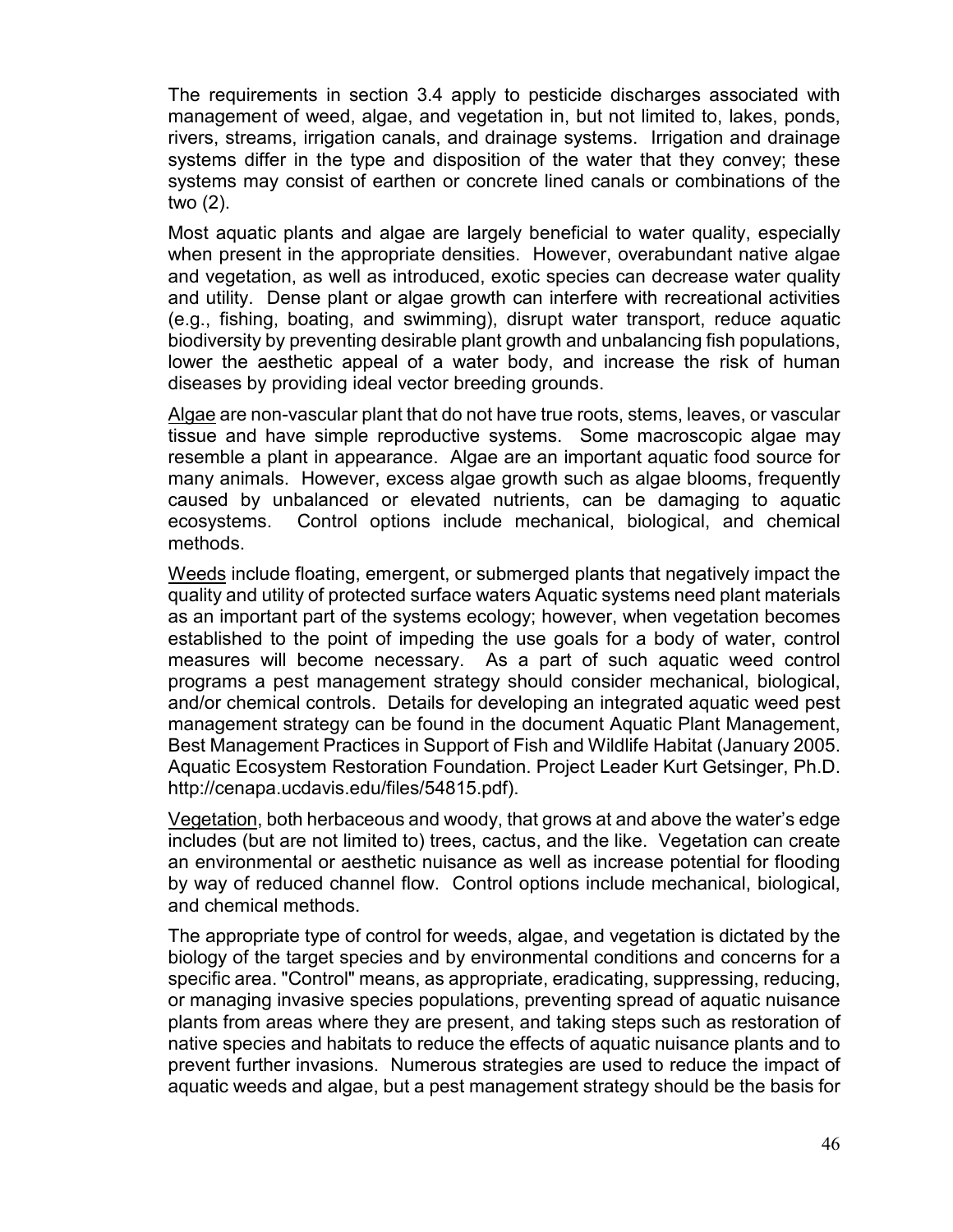The requirements in section 3.4 apply to pesticide discharges associated with management of weed, algae, and vegetation in, but not limited to, lakes, ponds, rivers, streams, irrigation canals, and drainage systems. Irrigation and drainage systems differ in the type and disposition of the water that they convey; these systems may consist of earthen or concrete lined canals or combinations of the two (2).

Most aquatic plants and algae are largely beneficial to water quality, especially when present in the appropriate densities. However, overabundant native algae and vegetation, as well as introduced, exotic species can decrease water quality and utility. Dense plant or algae growth can interfere with recreational activities (e.g., fishing, boating, and swimming), disrupt water transport, reduce aquatic biodiversity by preventing desirable plant growth and unbalancing fish populations, lower the aesthetic appeal of a water body, and increase the risk of human diseases by providing ideal vector breeding grounds.

<u>Algae</u> are non-vascular plant that do not have true roots, stems, leaves, or vascular tissue and have simple reproductive systems. Some macroscopic algae may resemble a plant in appearance. Algae are an important aquatic food source for many animals. However, excess algae growth such as algae blooms, frequently caused by unbalanced or elevated nutrients, can be damaging to aquatic ecosystems. Control options include mechanical, biological, and chemical methods.

<u>Weeds</u> include floating, emergent, or submerged plants that negatively impact the quality and utility of protected surface waters Aquatic systems need plant materials as an important part of the systems ecology; however, when vegetation becomes established to the point of impeding the use goals for a body of water, control measures will become necessary. As a part of such aquatic weed control programs a pest management strategy should consider mechanical, biological, and/or chemical controls. Details for developing an integrated aquatic weed pest management strategy can be found in the document Aquatic Plant Management, Best Management Practices in Support of Fish and Wildlife Habitat (January 2005. Aquatic Ecosystem Restoration Foundation. Project Leader Kurt Getsinger, Ph.D. http://cenapa.ucdavis.edu/files/54815.pdf).

<u>Vegetation</u>, both herbaceous and woody, that grows at and above the water's edge includes (but are not limited to) trees, cactus, and the like. Vegetation can create an environmental or aesthetic nuisance as well as increase potential for flooding by way of reduced channel flow. Control options include mechanical, biological, and chemical methods.

The appropriate type of control for weeds, algae, and vegetation is dictated by the biology of the target species and by environmental conditions and concerns for a specific area. "Control" means, as appropriate, eradicating, suppressing, reducing, or managing invasive species populations, preventing spread of aquatic nuisance plants from areas where they are present, and taking steps such as restoration of native species and habitats to reduce the effects of aquatic nuisance plants and to prevent further invasions. Numerous strategies are used to reduce the impact of aquatic weeds and algae, but a pest management strategy should be the basis for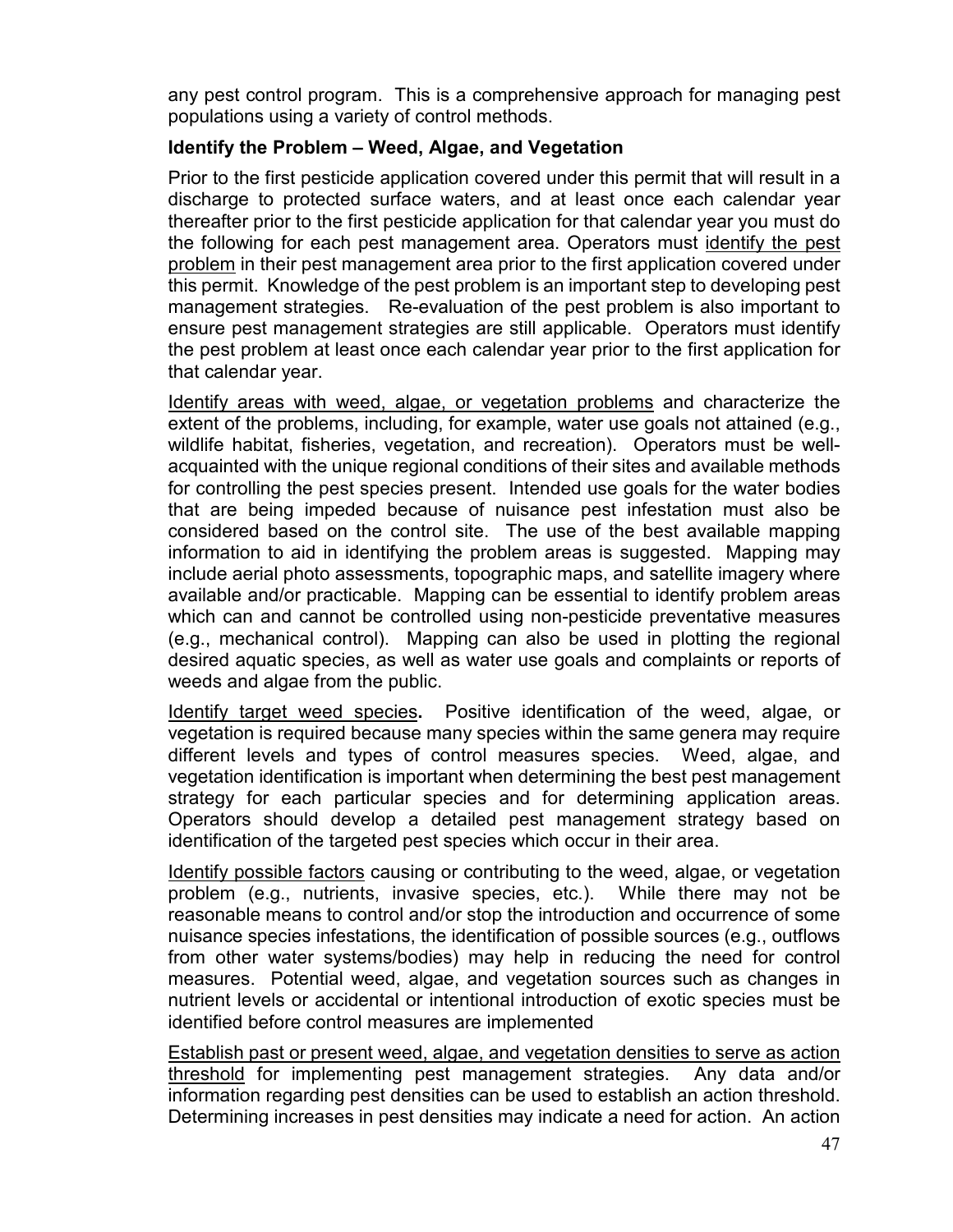any pest control program. This is a comprehensive approach for managing pest populations using a variety of control methods.

**Identify the Problem – Weed, Algae, and Vegetation**

Prior to the first pesticide application covered under this permit that will result in a discharge to protected surface waters, and at least once each calendar year thereafter prior to the first pesticide application for that calendar year you must do the following for each pest management area. Operators must identify the pest problem in their pest management area prior to the first application covered under this permit. Knowledge of the pest problem is an important step to developing pest management strategies. Re-evaluation of the pest problem is also important to ensure pest management strategies are still applicable. Operators must identify the pest problem at least once each calendar year prior to the first application for that calendar year.

Identify areas with weed, algae, or vegetation problems and characterize the extent of the problems, including, for example, water use goals not attained (e.g., wildlife habitat, fisheries, vegetation, and recreation). Operators must be well-acquainted with the unique regional conditions of their sites and available methods for controlling the pest species present. Intended use goals for the water bodies that are being impeded because of nuisance pest infestation must also be considered based on the control site. The use of the best available mapping information to aid in identifying the problem areas is suggested. Mapping may include aerial photo assessments, topographic maps, and satellite imagery where available and/or practicable. Mapping can be essential to identify problem areas which can and cannot be controlled using non-pesticide preventative measures (e.g., mechanical control). Mapping can also be used in plotting the regional desired aquatic species, as well as water use goals and complaints or reports of weeds and algae from the public.

Identify target weed species**.** Positive identification of the weed, algae, or vegetation is required because many species within the same genera may require different levels and types of control measures species. Weed, algae, and vegetation identification is important when determining the best pest management strategy for each particular species and for determining application areas. Operators should develop a detailed pest management strategy based on identification of the targeted pest species which occur in their area.

Identify possible factors causing or contributing to the weed, algae, or vegetation problem (e.g., nutrients, invasive species, etc.). While there may not be reasonable means to control and/or stop the introduction and occurrence of some nuisance species infestations, the identification of possible sources (e.g., outflows from other water systems/bodies) may help in reducing the need for control measures. Potential weed, algae, and vegetation sources such as changes in nutrient levels or accidental or intentional introduction of exotic species must be identified before control measures are implemented

Establish past or present weed, algae, and vegetation densities to serve as action threshold for implementing pest management strategies. Any data and/or information regarding pest densities can be used to establish an action threshold. Determining increases in pest densities may indicate a need for action. An action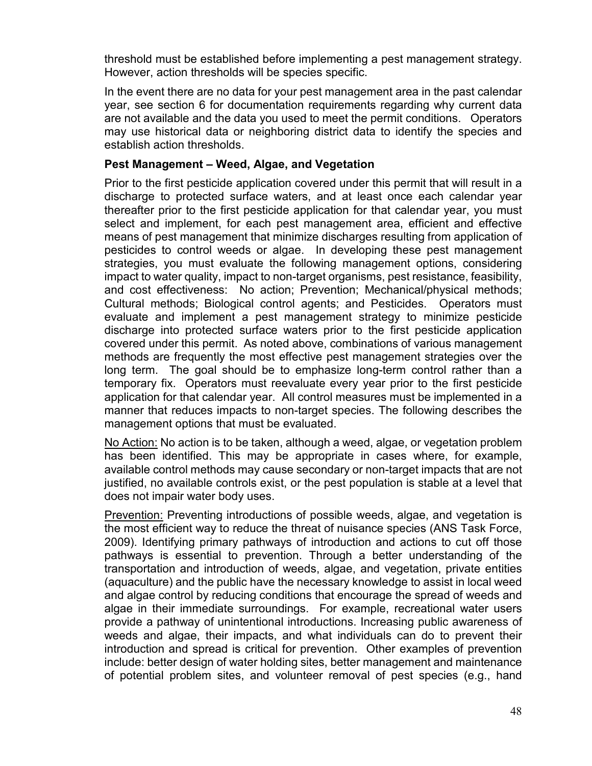threshold must be established before implementing a pest management strategy. However, action thresholds will be species specific.

In the event there are no data for your pest management area in the past calendar year, see section 6 for documentation requirements regarding why current data are not available and the data you used to meet the permit conditions. Operators may use historical data or neighboring district data to identify the species and establish action thresholds.

**Pest Management – Weed, Algae, and Vegetation**

Prior to the first pesticide application covered under this permit that will result in a discharge to protected surface waters, and at least once each calendar year thereafter prior to the first pesticide application for that calendar year, you must select and implement, for each pest management area, efficient and effective means of pest management that minimize discharges resulting from application of pesticides to control weeds or algae. In developing these pest management strategies, you must evaluate the following management options, considering impact to water quality, impact to non-target organisms, pest resistance, feasibility, and cost effectiveness: No action; Prevention; Mechanical/physical methods; Cultural methods; Biological control agents; and Pesticides. Operators must evaluate and implement a pest management strategy to minimize pesticide discharge into protected surface waters prior to the first pesticide application covered under this permit. As noted above, combinations of various management methods are frequently the most effective pest management strategies over the long term. The goal should be to emphasize long-term control rather than a temporary fix. Operators must reevaluate every year prior to the first pesticide application for that calendar year. All control measures must be implemented in a manner that reduces impacts to non-target species. The following describes the management options that must be evaluated.

No Action: No action is to be taken, although a weed, algae, or vegetation problem has been identified. This may be appropriate in cases where, for example, available control methods may cause secondary or non-target impacts that are not justified, no available controls exist, or the pest population is stable at a level that does not impair water body uses.

Prevention: Preventing introductions of possible weeds, algae, and vegetation is the most efficient way to reduce the threat of nuisance species (ANS Task Force, 2009). Identifying primary pathways of introduction and actions to cut off those pathways is essential to prevention. Through a better understanding of the transportation and introduction of weeds, algae, and vegetation, private entities (aquaculture) and the public have the necessary knowledge to assist in local weed and algae control by reducing conditions that encourage the spread of weeds and algae in their immediate surroundings. For example, recreational water users provide a pathway of unintentional introductions. Increasing public awareness of weeds and algae, their impacts, and what individuals can do to prevent their introduction and spread is critical for prevention. Other examples of prevention include: better design of water holding sites, better management and maintenance of potential problem sites, and volunteer removal of pest species (e.g., hand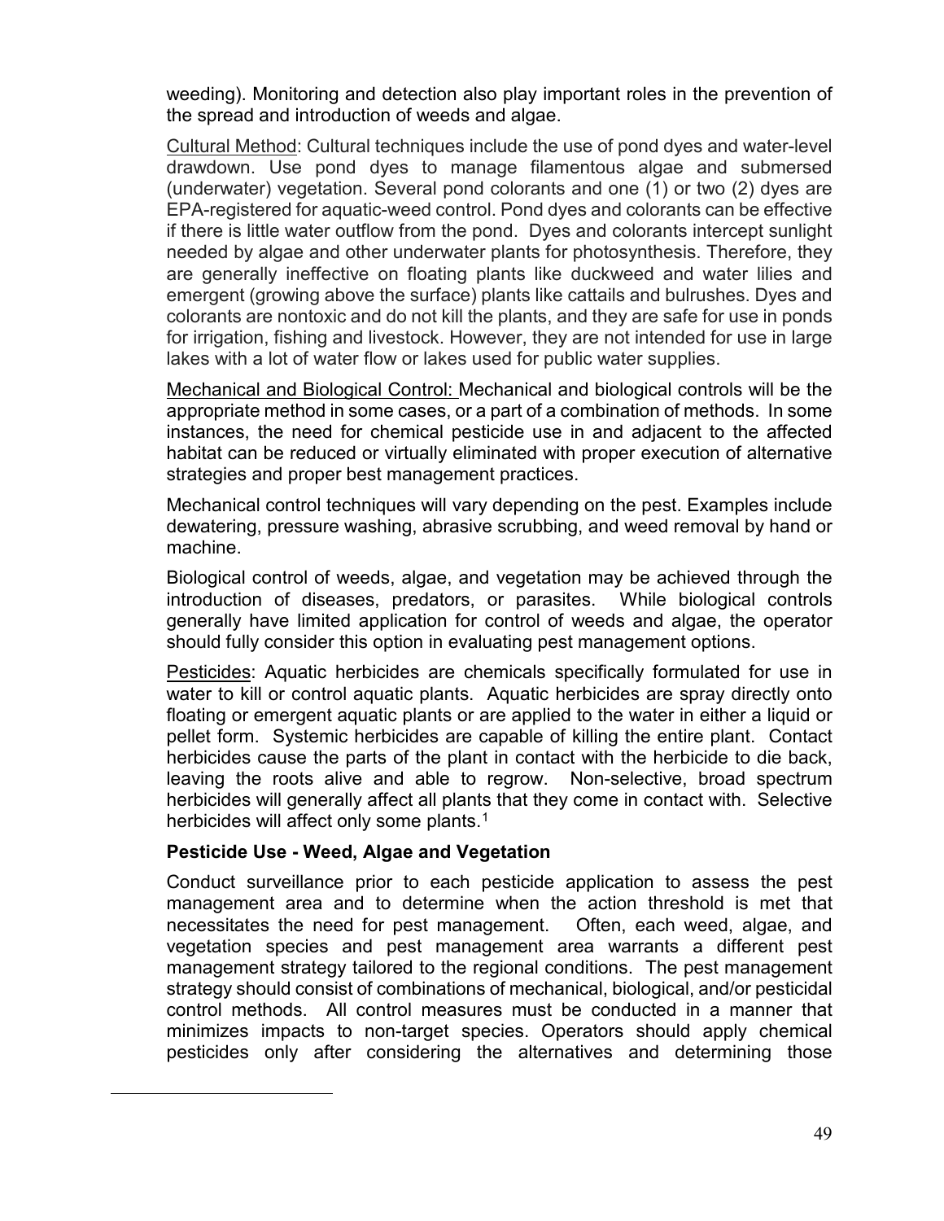weeding). Monitoring and detection also play important roles in the prevention of the spread and introduction of weeds and algae.

Cultural Method: Cultural techniques include the use of pond dyes and water-level drawdown. Use pond dyes to manage filamentous algae and submersed (underwater) vegetation. Several pond colorants and one (1) or two (2) dyes are EPA-registered for aquatic-weed control. Pond dyes and colorants can be effective if there is little water outflow from the pond. Dyes and colorants intercept sunlight needed by algae and other underwater plants for photosynthesis. Therefore, they are generally ineffective on floating plants like duckweed and water lilies and emergent (growing above the surface) plants like cattails and bulrushes. Dyes and colorants are nontoxic and do not kill the plants, and they are safe for use in ponds for irrigation, fishing and livestock. However, they are not intended for use in large lakes with a lot of water flow or lakes used for public water supplies.

Mechanical and Biological Control: Mechanical and biological controls will be the appropriate method in some cases, or a part of a combination of methods. In some instances, the need for chemical pesticide use in and adjacent to the affected habitat can be reduced or virtually eliminated with proper execution of alternative strategies and proper best management practices.

Mechanical control techniques will vary depending on the pest. Examples include dewatering, pressure washing, abrasive scrubbing, and weed removal by hand or machine.

Biological control of weeds, algae, and vegetation may be achieved through the introduction of diseases, predators, or parasites. While biological controls generally have limited application for control of weeds and algae, the operator should fully consider this option in evaluating pest management options.

Pesticides: Aquatic herbicides are chemicals specifically formulated for use in water to kill or control aquatic plants. Aquatic herbicides are spray directly onto floating or emergent aquatic plants or are applied to the water in either a liquid or pellet form. Systemic herbicides are capable of killing the entire plant. Contact herbicides cause the parts of the plant in contact with the herbicide to die back, leaving the roots alive and able to regrow. Non-selective, broad spectrum herbicides will generally affect all plants that they come in contact with. Selective herbicides will affect only some plants.[1]

**Pesticide Use - Weed, Algae and Vegetation**

Conduct surveillance prior to each pesticide application to assess the pest management area and to determine when the action threshold is met that necessitates the need for pest management. Often, each weed, algae, and vegetation species and pest management area warrants a different pest management strategy tailored to the regional conditions. The pest management strategy should consist of combinations of mechanical, biological, and/or pesticidal control methods. All control measures must be conducted in a manner that minimizes impacts to non-target species. Operators should apply chemical pesticides only after considering the alternatives and determining those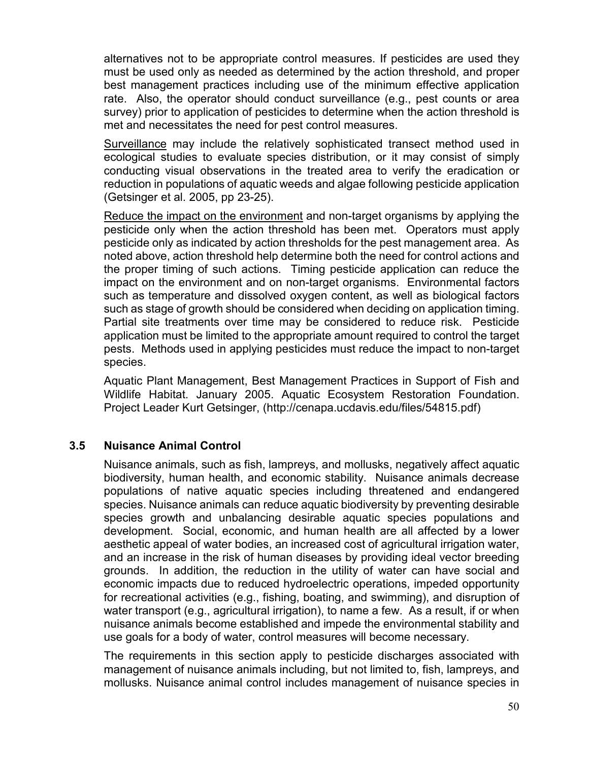alternatives not to be appropriate control measures. If pesticides are used they must be used only as needed as determined by the action threshold, and proper best management practices including use of the minimum effective application rate. Also, the operator should conduct surveillance (e.g., pest counts or area survey) prior to application of pesticides to determine when the action threshold is met and necessitates the need for pest control measures.

Surveillance may include the relatively sophisticated transect method used in ecological studies to evaluate species distribution, or it may consist of simply conducting visual observations in the treated area to verify the eradication or reduction in populations of aquatic weeds and algae following pesticide application (Getsinger et al. 2005, pp 23-25).

Reduce the impact on the environment and non-target organisms by applying the pesticide only when the action threshold has been met. Operators must apply pesticide only as indicated by action thresholds for the pest management area. As noted above, action threshold help determine both the need for control actions and the proper timing of such actions. Timing pesticide application can reduce the impact on the environment and on non-target organisms. Environmental factors such as temperature and dissolved oxygen content, as well as biological factors such as stage of growth should be considered when deciding on application timing. Partial site treatments over time may be considered to reduce risk. Pesticide application must be limited to the appropriate amount required to control the target pests. Methods used in applying pesticides must reduce the impact to non-target species.

Aquatic Plant Management, Best Management Practices in Support of Fish and Wildlife Habitat. January 2005. Aquatic Ecosystem Restoration Foundation. Project Leader Kurt Getsinger, (http://cenapa.ucdavis.edu/files/54815.pdf)

### 3.5 Nuisance Animal Control

Nuisance animals, such as fish, lampreys, and mollusks, negatively affect aquatic biodiversity, human health, and economic stability. Nuisance animals decrease populations of native aquatic species including threatened and endangered species. Nuisance animals can reduce aquatic biodiversity by preventing desirable species growth and unbalancing desirable aquatic species populations and development. Social, economic, and human health are all affected by a lower aesthetic appeal of water bodies, an increased cost of agricultural irrigation water, and an increase in the risk of human diseases by providing ideal vector breeding grounds. In addition, the reduction in the utility of water can have social and economic impacts due to reduced hydroelectric operations, impeded opportunity for recreational activities (e.g., fishing, boating, and swimming), and disruption of water transport (e.g., agricultural irrigation), to name a few. As a result, if or when nuisance animals become established and impede the environmental stability and use goals for a body of water, control measures will become necessary.

The requirements in this section apply to pesticide discharges associated with management of nuisance animals including, but not limited to, fish, lampreys, and mollusks. Nuisance animal control includes management of nuisance species in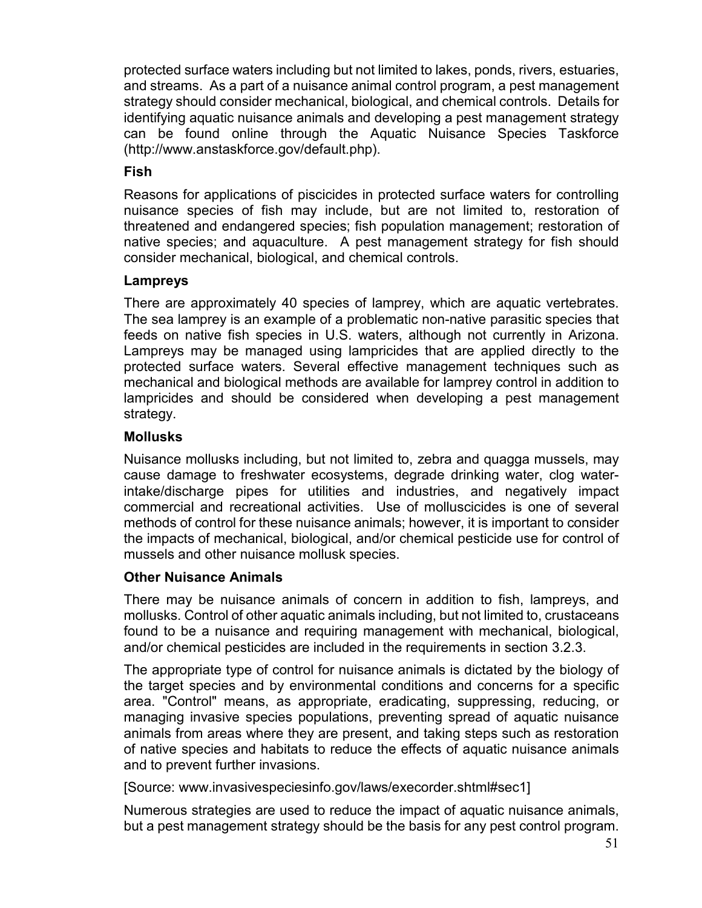protected surface waters including but not limited to lakes, ponds, rivers, estuaries, and streams. As a part of a nuisance animal control program, a pest management strategy should consider mechanical, biological, and chemical controls. Details for identifying aquatic nuisance animals and developing a pest management strategy can be found online through the Aquatic Nuisance Species Taskforce (http://www.anstaskforce.gov/default.php).

**Fish**

Reasons for applications of piscicides in protected surface waters for controlling nuisance species of fish may include, but are not limited to, restoration of threatened and endangered species; fish population management; restoration of native species; and aquaculture. A pest management strategy for fish should consider mechanical, biological, and chemical controls.

**Lampreys**

There are approximately 40 species of lamprey, which are aquatic vertebrates. The sea lamprey is an example of a problematic non-native parasitic species that feeds on native fish species in U.S. waters, although not currently in Arizona. Lampreys may be managed using lampricides that are applied directly to the protected surface waters. Several effective management techniques such as mechanical and biological methods are available for lamprey control in addition to lampricides and should be considered when developing a pest management strategy.

**Mollusks**

Nuisance mollusks including, but not limited to, zebra and quagga mussels, may cause damage to freshwater ecosystems, degrade drinking water, clog water-intake/discharge pipes for utilities and industries, and negatively impact commercial and recreational activities. Use of molluscicides is one of several methods of control for these nuisance animals; however, it is important to consider the impacts of mechanical, biological, and/or chemical pesticide use for control of mussels and other nuisance mollusk species.

**Other Nuisance Animals**

There may be nuisance animals of concern in addition to fish, lampreys, and mollusks. Control of other aquatic animals including, but not limited to, crustaceans found to be a nuisance and requiring management with mechanical, biological, and/or chemical pesticides are included in the requirements in section 3.2.3.

The appropriate type of control for nuisance animals is dictated by the biology of the target species and by environmental conditions and concerns for a specific area. "Control" means, as appropriate, eradicating, suppressing, reducing, or managing invasive species populations, preventing spread of aquatic nuisance animals from areas where they are present, and taking steps such as restoration of native species and habitats to reduce the effects of aquatic nuisance animals and to prevent further invasions.

[Source: www.invasivespeciesinfo.gov/laws/execorder.shtml#sec1]

Numerous strategies are used to reduce the impact of aquatic nuisance animals, but a pest management strategy should be the basis for any pest control program.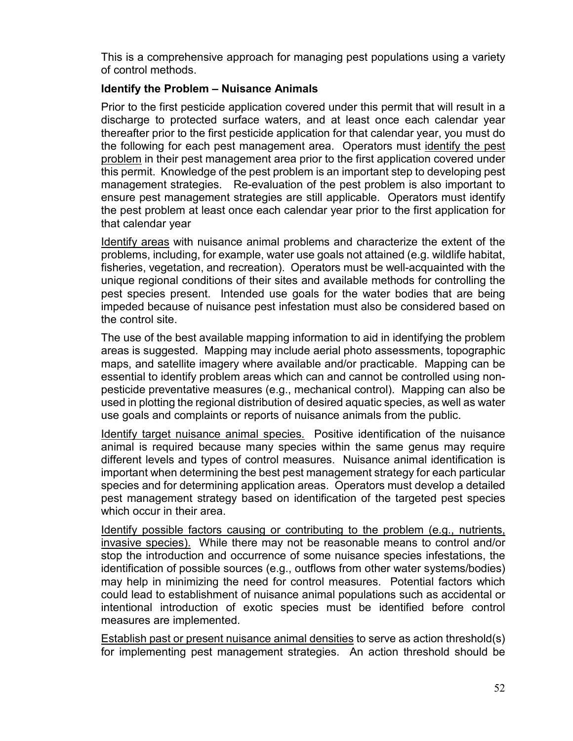This is a comprehensive approach for managing pest populations using a variety of control methods.

**Identify the Problem – Nuisance Animals**

Prior to the first pesticide application covered under this permit that will result in a discharge to protected surface waters, and at least once each calendar year thereafter prior to the first pesticide application for that calendar year, you must do the following for each pest management area. Operators must identify the pest problem in their pest management area prior to the first application covered under this permit. Knowledge of the pest problem is an important step to developing pest management strategies. Re-evaluation of the pest problem is also important to ensure pest management strategies are still applicable. Operators must identify the pest problem at least once each calendar year prior to the first application for that calendar year

Identify areas with nuisance animal problems and characterize the extent of the problems, including, for example, water use goals not attained (e.g. wildlife habitat, fisheries, vegetation, and recreation). Operators must be well-acquainted with the unique regional conditions of their sites and available methods for controlling the pest species present. Intended use goals for the water bodies that are being impeded because of nuisance pest infestation must also be considered based on the control site.

The use of the best available mapping information to aid in identifying the problem areas is suggested. Mapping may include aerial photo assessments, topographic maps, and satellite imagery where available and/or practicable. Mapping can be essential to identify problem areas which can and cannot be controlled using non-pesticide preventative measures (e.g., mechanical control). Mapping can also be used in plotting the regional distribution of desired aquatic species, as well as water use goals and complaints or reports of nuisance animals from the public.

Identify target nuisance animal species. Positive identification of the nuisance animal is required because many species within the same genus may require different levels and types of control measures. Nuisance animal identification is important when determining the best pest management strategy for each particular species and for determining application areas. Operators must develop a detailed pest management strategy based on identification of the targeted pest species which occur in their area.

Identify possible factors causing or contributing to the problem (e.g., nutrients, invasive species). While there may not be reasonable means to control and/or stop the introduction and occurrence of some nuisance species infestations, the identification of possible sources (e.g., outflows from other water systems/bodies) may help in minimizing the need for control measures. Potential factors which could lead to establishment of nuisance animal populations such as accidental or intentional introduction of exotic species must be identified before control measures are implemented.

Establish past or present nuisance animal densities to serve as action threshold(s) for implementing pest management strategies. An action threshold should be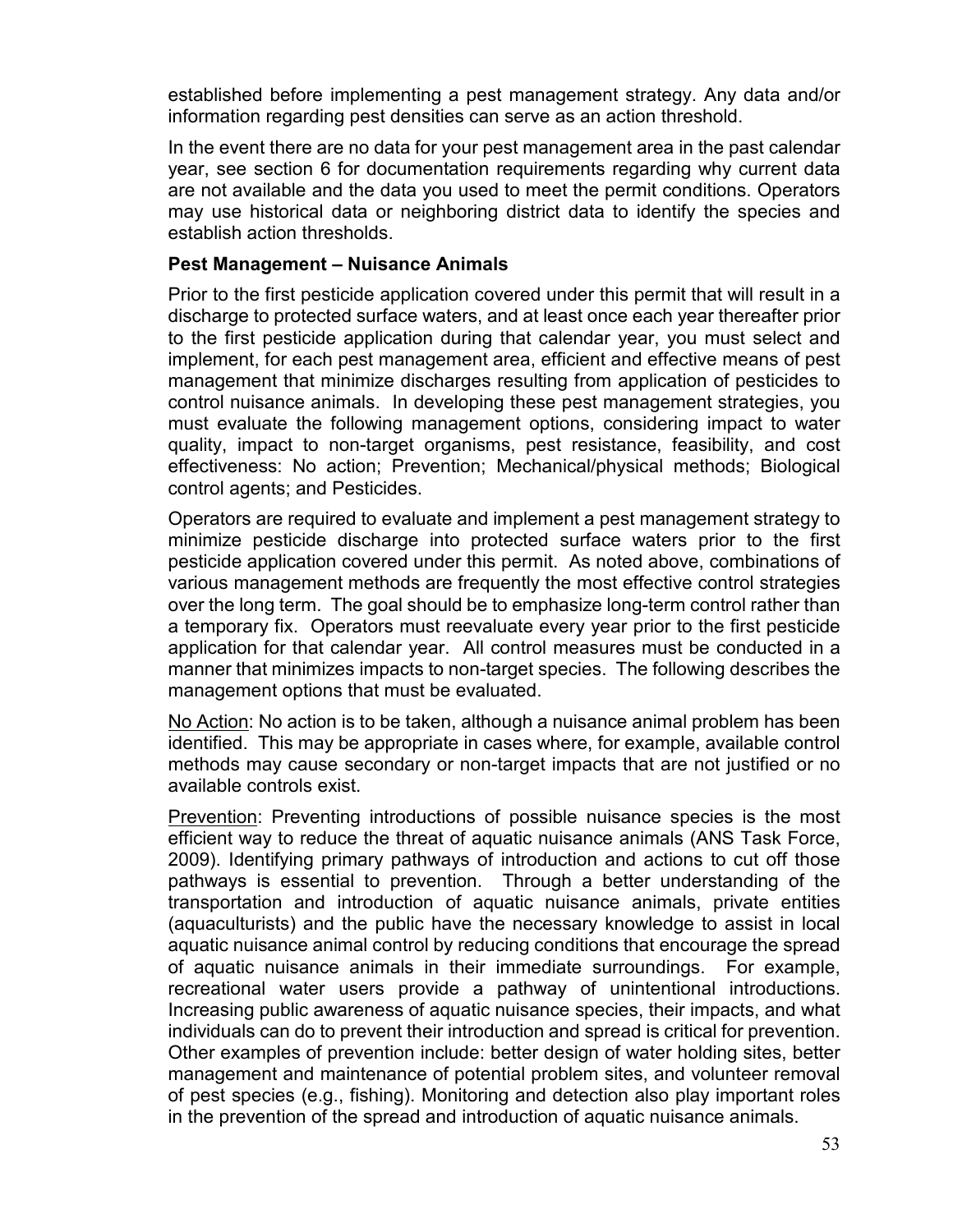established before implementing a pest management strategy. Any data and/or information regarding pest densities can serve as an action threshold.

In the event there are no data for your pest management area in the past calendar year, see section 6 for documentation requirements regarding why current data are not available and the data you used to meet the permit conditions. Operators may use historical data or neighboring district data to identify the species and establish action thresholds.

**Pest Management – Nuisance Animals**

Prior to the first pesticide application covered under this permit that will result in a discharge to protected surface waters, and at least once each year thereafter prior to the first pesticide application during that calendar year, you must select and implement, for each pest management area, efficient and effective means of pest management that minimize discharges resulting from application of pesticides to control nuisance animals. In developing these pest management strategies, you must evaluate the following management options, considering impact to water quality, impact to non-target organisms, pest resistance, feasibility, and cost effectiveness: No action; Prevention; Mechanical/physical methods; Biological control agents; and Pesticides.

Operators are required to evaluate and implement a pest management strategy to minimize pesticide discharge into protected surface waters prior to the first pesticide application covered under this permit. As noted above, combinations of various management methods are frequently the most effective control strategies over the long term. The goal should be to emphasize long-term control rather than a temporary fix. Operators must reevaluate every year prior to the first pesticide application for that calendar year. All control measures must be conducted in a manner that minimizes impacts to non-target species. The following describes the management options that must be evaluated.

<u>No Action</u>: No action is to be taken, although a nuisance animal problem has been identified. This may be appropriate in cases where, for example, available control methods may cause secondary or non-target impacts that are not justified or no available controls exist.

<u>Prevention</u>: Preventing introductions of possible nuisance species is the most efficient way to reduce the threat of aquatic nuisance animals (ANS Task Force, 2009). Identifying primary pathways of introduction and actions to cut off those pathways is essential to prevention. Through a better understanding of the transportation and introduction of aquatic nuisance animals, private entities (aquaculturists) and the public have the necessary knowledge to assist in local aquatic nuisance animal control by reducing conditions that encourage the spread of aquatic nuisance animals in their immediate surroundings. For example, recreational water users provide a pathway of unintentional introductions. Increasing public awareness of aquatic nuisance species, their impacts, and what individuals can do to prevent their introduction and spread is critical for prevention. Other examples of prevention include: better design of water holding sites, better management and maintenance of potential problem sites, and volunteer removal of pest species (e.g., fishing). Monitoring and detection also play important roles in the prevention of the spread and introduction of aquatic nuisance animals.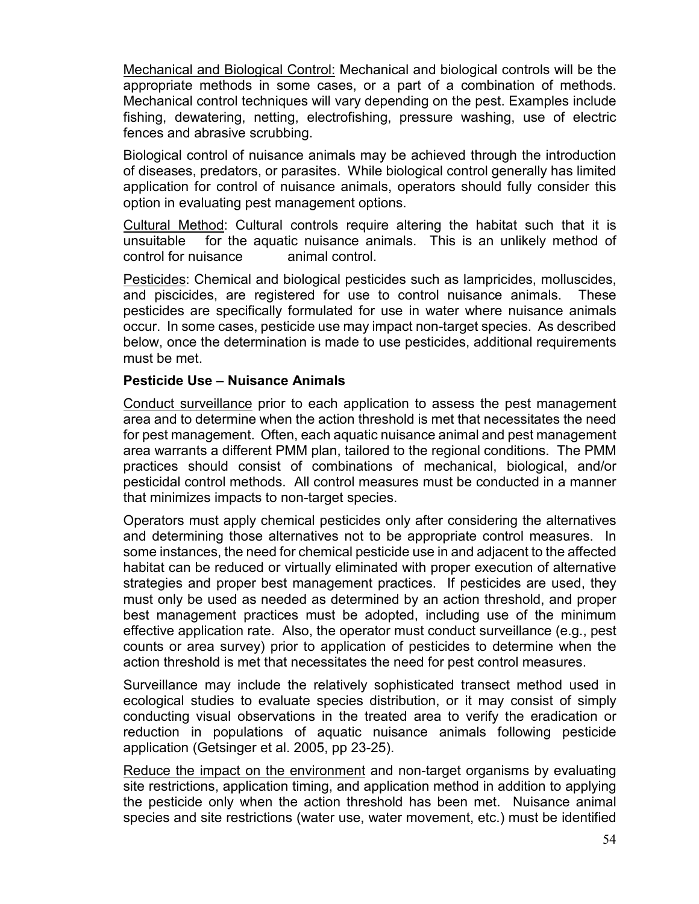Mechanical and Biological Control: Mechanical and biological controls will be the appropriate methods in some cases, or a part of a combination of methods. Mechanical control techniques will vary depending on the pest. Examples include fishing, dewatering, netting, electrofishing, pressure washing, use of electric fences and abrasive scrubbing.

Biological control of nuisance animals may be achieved through the introduction of diseases, predators, or parasites. While biological control generally has limited application for control of nuisance animals, operators should fully consider this option in evaluating pest management options.

Cultural Method: Cultural controls require altering the habitat such that it is unsuitable for the aquatic nuisance animals. This is an unlikely method of control for nuisance animal control.

Pesticides: Chemical and biological pesticides such as lampricides, molluscides, and piscicides, are registered for use to control nuisance animals. These pesticides are specifically formulated for use in water where nuisance animals occur. In some cases, pesticide use may impact non-target species. As described below, once the determination is made to use pesticides, additional requirements must be met.

**Pesticide Use – Nuisance Animals**

Conduct surveillance prior to each application to assess the pest management area and to determine when the action threshold is met that necessitates the need for pest management. Often, each aquatic nuisance animal and pest management area warrants a different PMM plan, tailored to the regional conditions. The PMM practices should consist of combinations of mechanical, biological, and/or pesticidal control methods. All control measures must be conducted in a manner that minimizes impacts to non-target species.

Operators must apply chemical pesticides only after considering the alternatives and determining those alternatives not to be appropriate control measures. In some instances, the need for chemical pesticide use in and adjacent to the affected habitat can be reduced or virtually eliminated with proper execution of alternative strategies and proper best management practices. If pesticides are used, they must only be used as needed as determined by an action threshold, and proper best management practices must be adopted, including use of the minimum effective application rate. Also, the operator must conduct surveillance (e.g., pest counts or area survey) prior to application of pesticides to determine when the action threshold is met that necessitates the need for pest control measures.

Surveillance may include the relatively sophisticated transect method used in ecological studies to evaluate species distribution, or it may consist of simply conducting visual observations in the treated area to verify the eradication or reduction in populations of aquatic nuisance animals following pesticide application (Getsinger et al. 2005, pp 23-25).

Reduce the impact on the environment and non-target organisms by evaluating site restrictions, application timing, and application method in addition to applying the pesticide only when the action threshold has been met. Nuisance animal species and site restrictions (water use, water movement, etc.) must be identified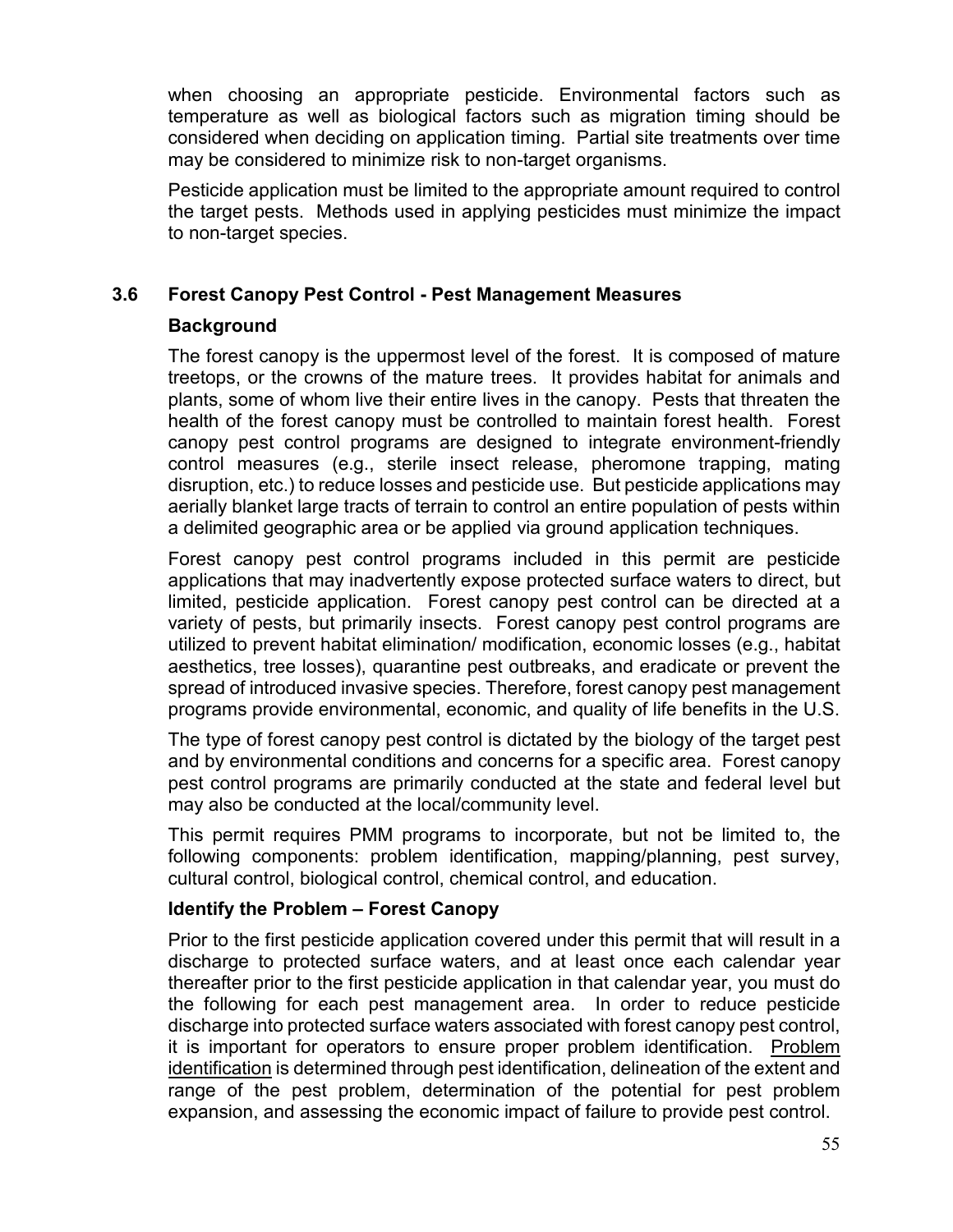when choosing an appropriate pesticide. Environmental factors such as temperature as well as biological factors such as migration timing should be considered when deciding on application timing. Partial site treatments over time may be considered to minimize risk to non-target organisms.

Pesticide application must be limited to the appropriate amount required to control the target pests. Methods used in applying pesticides must minimize the impact to non-target species.

## 3.6 Forest Canopy Pest Control - Pest Management Measures

### Background

The forest canopy is the uppermost level of the forest. It is composed of mature treetops, or the crowns of the mature trees. It provides habitat for animals and plants, some of whom live their entire lives in the canopy. Pests that threaten the health of the forest canopy must be controlled to maintain forest health. Forest canopy pest control programs are designed to integrate environment-friendly control measures (e.g., sterile insect release, pheromone trapping, mating disruption, etc.) to reduce losses and pesticide use. But pesticide applications may aerially blanket large tracts of terrain to control an entire population of pests within a delimited geographic area or be applied via ground application techniques.

Forest canopy pest control programs included in this permit are pesticide applications that may inadvertently expose protected surface waters to direct, but limited, pesticide application. Forest canopy pest control can be directed at a variety of pests, but primarily insects. Forest canopy pest control programs are utilized to prevent habitat elimination/ modification, economic losses (e.g., habitat aesthetics, tree losses), quarantine pest outbreaks, and eradicate or prevent the spread of introduced invasive species. Therefore, forest canopy pest management programs provide environmental, economic, and quality of life benefits in the U.S.

The type of forest canopy pest control is dictated by the biology of the target pest and by environmental conditions and concerns for a specific area. Forest canopy pest control programs are primarily conducted at the state and federal level but may also be conducted at the local/community level.

This permit requires PMM programs to incorporate, but not be limited to, the following components: problem identification, mapping/planning, pest survey, cultural control, biological control, chemical control, and education.

### Identify the Problem – Forest Canopy

Prior to the first pesticide application covered under this permit that will result in a discharge to protected surface waters, and at least once each calendar year thereafter prior to the first pesticide application in that calendar year, you must do the following for each pest management area. In order to reduce pesticide discharge into protected surface waters associated with forest canopy pest control, it is important for operators to ensure proper problem identification. Problem identification is determined through pest identification, delineation of the extent and range of the pest problem, determination of the potential for pest problem expansion, and assessing the economic impact of failure to provide pest control.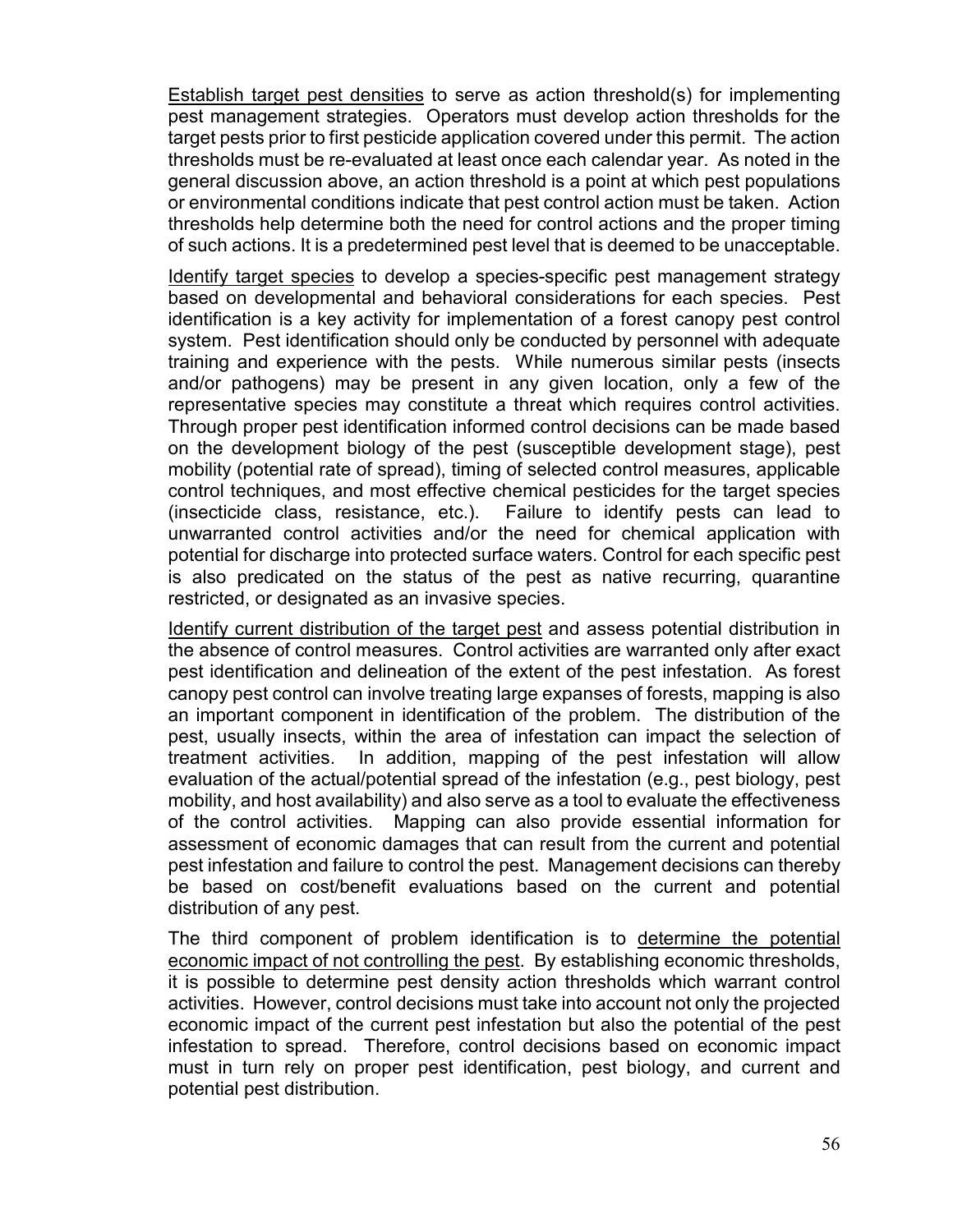<u>Establish target pest densities</u> to serve as action threshold(s) for implementing pest management strategies. Operators must develop action thresholds for the target pests prior to first pesticide application covered under this permit. The action thresholds must be re-evaluated at least once each calendar year. As noted in the general discussion above, an action threshold is a point at which pest populations or environmental conditions indicate that pest control action must be taken. Action thresholds help determine both the need for control actions and the proper timing of such actions. It is a predetermined pest level that is deemed to be unacceptable.

<u>Identify target species</u> to develop a species-specific pest management strategy based on developmental and behavioral considerations for each species. Pest identification is a key activity for implementation of a forest canopy pest control system. Pest identification should only be conducted by personnel with adequate training and experience with the pests. While numerous similar pests (insects and/or pathogens) may be present in any given location, only a few of the representative species may constitute a threat which requires control activities. Through proper pest identification informed control decisions can be made based on the development biology of the pest (susceptible development stage), pest mobility (potential rate of spread), timing of selected control measures, applicable control techniques, and most effective chemical pesticides for the target species (insecticide class, resistance, etc.). Failure to identify pests can lead to unwarranted control activities and/or the need for chemical application with potential for discharge into protected surface waters. Control for each specific pest is also predicated on the status of the pest as native recurring, quarantine restricted, or designated as an invasive species.

<u>Identify current distribution of the target pest</u> and assess potential distribution in the absence of control measures. Control activities are warranted only after exact pest identification and delineation of the extent of the pest infestation. As forest canopy pest control can involve treating large expanses of forests, mapping is also an important component in identification of the problem. The distribution of the pest, usually insects, within the area of infestation can impact the selection of treatment activities. In addition, mapping of the pest infestation will allow evaluation of the actual/potential spread of the infestation (e.g., pest biology, pest mobility, and host availability) and also serve as a tool to evaluate the effectiveness of the control activities. Mapping can also provide essential information for assessment of economic damages that can result from the current and potential pest infestation and failure to control the pest. Management decisions can thereby be based on cost/benefit evaluations based on the current and potential distribution of any pest.

The third component of problem identification is to <u>determine the potential economic impact of not controlling the pest</u>. By establishing economic thresholds, it is possible to determine pest density action thresholds which warrant control activities. However, control decisions must take into account not only the projected economic impact of the current pest infestation but also the potential of the pest infestation to spread. Therefore, control decisions based on economic impact must in turn rely on proper pest identification, pest biology, and current and potential pest distribution.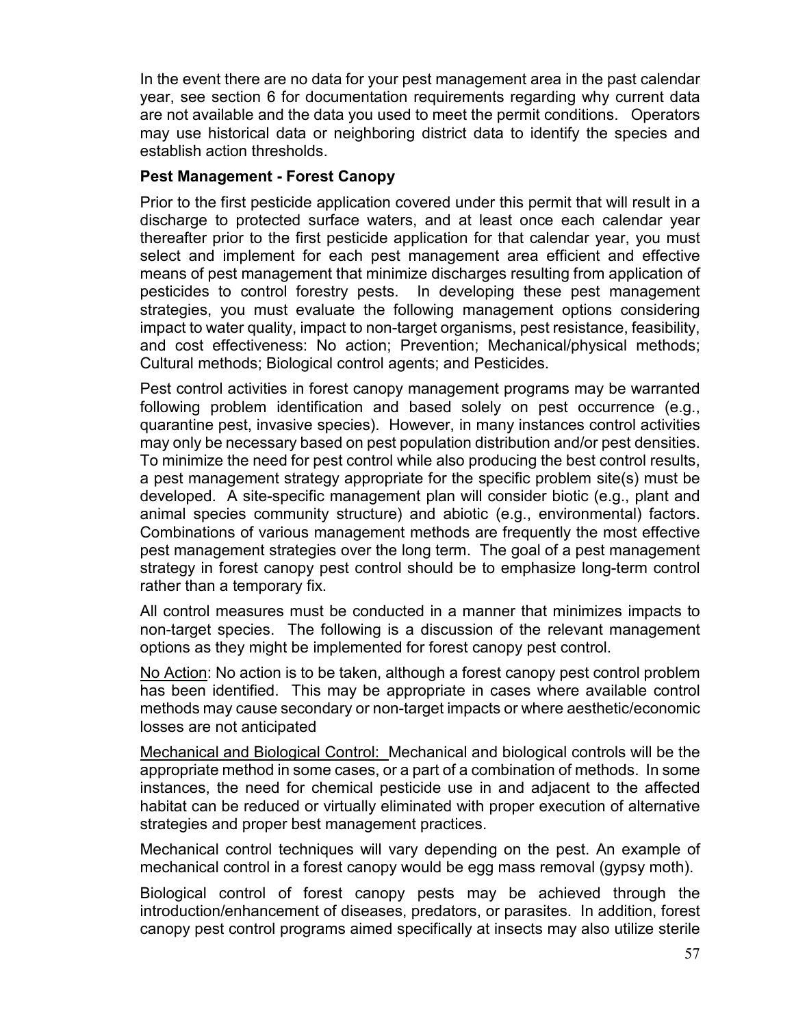In the event there are no data for your pest management area in the past calendar year, see section 6 for documentation requirements regarding why current data are not available and the data you used to meet the permit conditions. Operators may use historical data or neighboring district data to identify the species and establish action thresholds.

**Pest Management - Forest Canopy**

Prior to the first pesticide application covered under this permit that will result in a discharge to protected surface waters, and at least once each calendar year thereafter prior to the first pesticide application for that calendar year, you must select and implement for each pest management area efficient and effective means of pest management that minimize discharges resulting from application of pesticides to control forestry pests. In developing these pest management strategies, you must evaluate the following management options considering impact to water quality, impact to non-target organisms, pest resistance, feasibility, and cost effectiveness: No action; Prevention; Mechanical/physical methods; Cultural methods; Biological control agents; and Pesticides.

Pest control activities in forest canopy management programs may be warranted following problem identification and based solely on pest occurrence (e.g., quarantine pest, invasive species). However, in many instances control activities may only be necessary based on pest population distribution and/or pest densities. To minimize the need for pest control while also producing the best control results, a pest management strategy appropriate for the specific problem site(s) must be developed. A site-specific management plan will consider biotic (e.g., plant and animal species community structure) and abiotic (e.g., environmental) factors. Combinations of various management methods are frequently the most effective pest management strategies over the long term. The goal of a pest management strategy in forest canopy pest control should be to emphasize long-term control rather than a temporary fix.

All control measures must be conducted in a manner that minimizes impacts to non-target species. The following is a discussion of the relevant management options as they might be implemented for forest canopy pest control.

No Action: No action is to be taken, although a forest canopy pest control problem has been identified. This may be appropriate in cases where available control methods may cause secondary or non-target impacts or where aesthetic/economic losses are not anticipated

Mechanical and Biological Control: Mechanical and biological controls will be the appropriate method in some cases, or a part of a combination of methods. In some instances, the need for chemical pesticide use in and adjacent to the affected habitat can be reduced or virtually eliminated with proper execution of alternative strategies and proper best management practices.

Mechanical control techniques will vary depending on the pest. An example of mechanical control in a forest canopy would be egg mass removal (gypsy moth).

Biological control of forest canopy pests may be achieved through the introduction/enhancement of diseases, predators, or parasites. In addition, forest canopy pest control programs aimed specifically at insects may also utilize sterile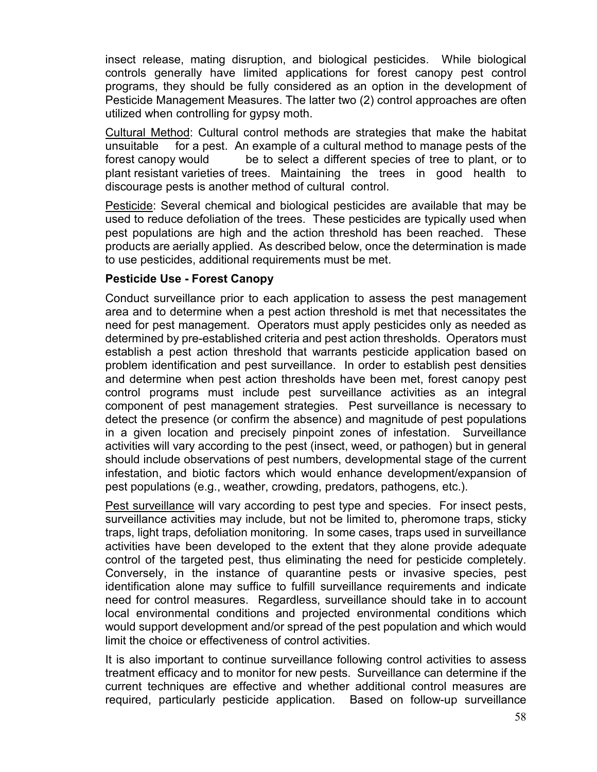insect release, mating disruption, and biological pesticides. While biological controls generally have limited applications for forest canopy pest control programs, they should be fully considered as an option in the development of Pesticide Management Measures. The latter two (2) control approaches are often utilized when controlling for gypsy moth.

Cultural Method: Cultural control methods are strategies that make the habitat unsuitable for a pest. An example of a cultural method to manage pests of the forest canopy would be to select a different species of tree to plant, or to plant resistant varieties of trees. Maintaining the trees in good health to discourage pests is another method of cultural control.

Pesticide: Several chemical and biological pesticides are available that may be used to reduce defoliation of the trees. These pesticides are typically used when pest populations are high and the action threshold has been reached. These products are aerially applied. As described below, once the determination is made to use pesticides, additional requirements must be met.

**Pesticide Use - Forest Canopy**

Conduct surveillance prior to each application to assess the pest management area and to determine when a pest action threshold is met that necessitates the need for pest management. Operators must apply pesticides only as needed as determined by pre-established criteria and pest action thresholds. Operators must establish a pest action threshold that warrants pesticide application based on problem identification and pest surveillance. In order to establish pest densities and determine when pest action thresholds have been met, forest canopy pest control programs must include pest surveillance activities as an integral component of pest management strategies. Pest surveillance is necessary to detect the presence (or confirm the absence) and magnitude of pest populations in a given location and precisely pinpoint zones of infestation. Surveillance activities will vary according to the pest (insect, weed, or pathogen) but in general should include observations of pest numbers, developmental stage of the current infestation, and biotic factors which would enhance development/expansion of pest populations (e.g., weather, crowding, predators, pathogens, etc.).

Pest surveillance will vary according to pest type and species. For insect pests, surveillance activities may include, but not be limited to, pheromone traps, sticky traps, light traps, defoliation monitoring. In some cases, traps used in surveillance activities have been developed to the extent that they alone provide adequate control of the targeted pest, thus eliminating the need for pesticide completely. Conversely, in the instance of quarantine pests or invasive species, pest identification alone may suffice to fulfill surveillance requirements and indicate need for control measures. Regardless, surveillance should take in to account local environmental conditions and projected environmental conditions which would support development and/or spread of the pest population and which would limit the choice or effectiveness of control activities.

It is also important to continue surveillance following control activities to assess treatment efficacy and to monitor for new pests. Surveillance can determine if the current techniques are effective and whether additional control measures are required, particularly pesticide application. Based on follow-up surveillance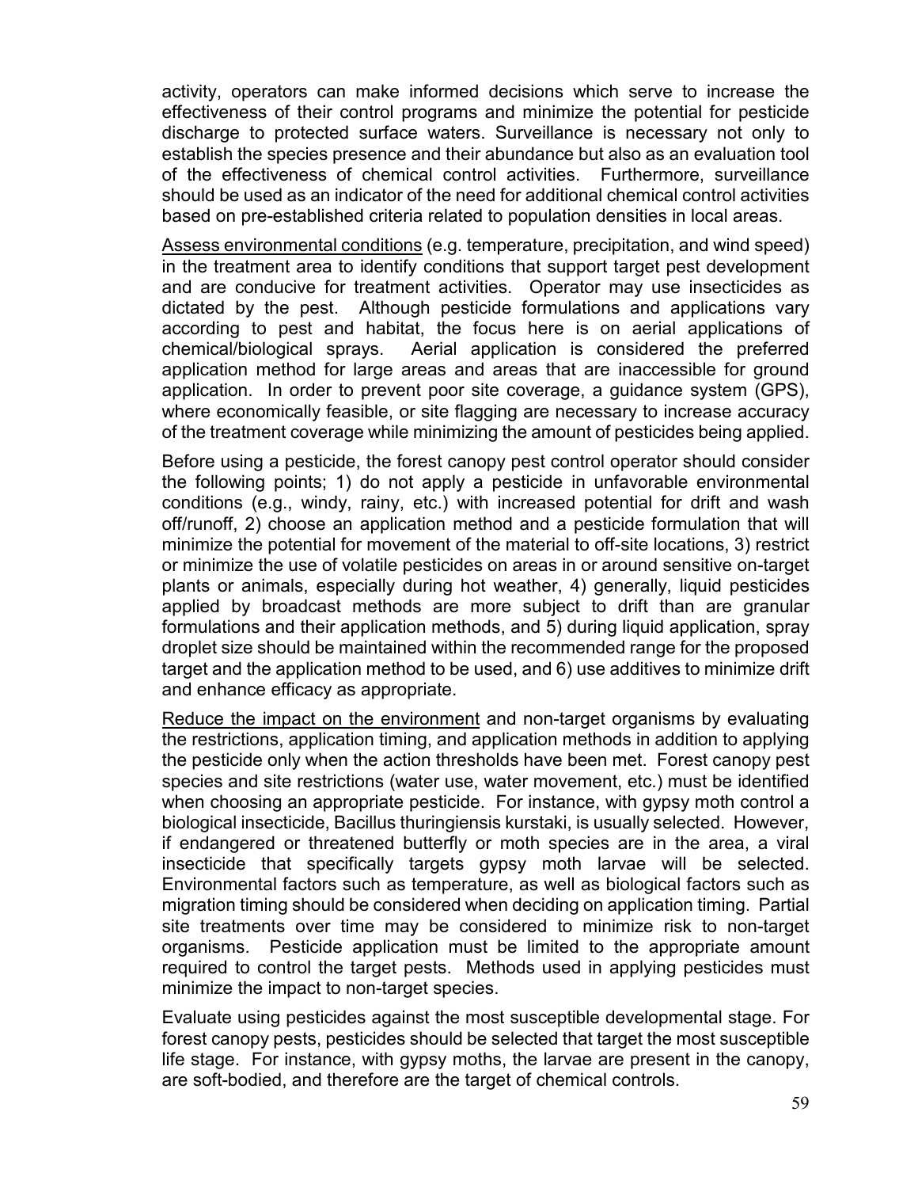activity, operators can make informed decisions which serve to increase the effectiveness of their control programs and minimize the potential for pesticide discharge to protected surface waters. Surveillance is necessary not only to establish the species presence and their abundance but also as an evaluation tool of the effectiveness of chemical control activities. Furthermore, surveillance should be used as an indicator of the need for additional chemical control activities based on pre-established criteria related to population densities in local areas.

<u>Assess environmental conditions</u> (e.g. temperature, precipitation, and wind speed) in the treatment area to identify conditions that support target pest development and are conducive for treatment activities. Operator may use insecticides as dictated by the pest. Although pesticide formulations and applications vary according to pest and habitat, the focus here is on aerial applications of chemical/biological sprays. Aerial application is considered the preferred application method for large areas and areas that are inaccessible for ground application. In order to prevent poor site coverage, a guidance system (GPS), where economically feasible, or site flagging are necessary to increase accuracy of the treatment coverage while minimizing the amount of pesticides being applied.

Before using a pesticide, the forest canopy pest control operator should consider the following points; 1) do not apply a pesticide in unfavorable environmental conditions (e.g., windy, rainy, etc.) with increased potential for drift and wash off/runoff, 2) choose an application method and a pesticide formulation that will minimize the potential for movement of the material to off-site locations, 3) restrict or minimize the use of volatile pesticides on areas in or around sensitive on-target plants or animals, especially during hot weather, 4) generally, liquid pesticides applied by broadcast methods are more subject to drift than are granular formulations and their application methods, and 5) during liquid application, spray droplet size should be maintained within the recommended range for the proposed target and the application method to be used, and 6) use additives to minimize drift and enhance efficacy as appropriate.

<u>Reduce the impact on the environment</u> and non-target organisms by evaluating the restrictions, application timing, and application methods in addition to applying the pesticide only when the action thresholds have been met. Forest canopy pest species and site restrictions (water use, water movement, etc.) must be identified when choosing an appropriate pesticide. For instance, with gypsy moth control a biological insecticide, Bacillus thuringiensis kurstaki, is usually selected. However, if endangered or threatened butterfly or moth species are in the area, a viral insecticide that specifically targets gypsy moth larvae will be selected. Environmental factors such as temperature, as well as biological factors such as migration timing should be considered when deciding on application timing. Partial site treatments over time may be considered to minimize risk to non-target organisms. Pesticide application must be limited to the appropriate amount required to control the target pests. Methods used in applying pesticides must minimize the impact to non-target species.

Evaluate using pesticides against the most susceptible developmental stage. For forest canopy pests, pesticides should be selected that target the most susceptible life stage. For instance, with gypsy moths, the larvae are present in the canopy, are soft-bodied, and therefore are the target of chemical controls.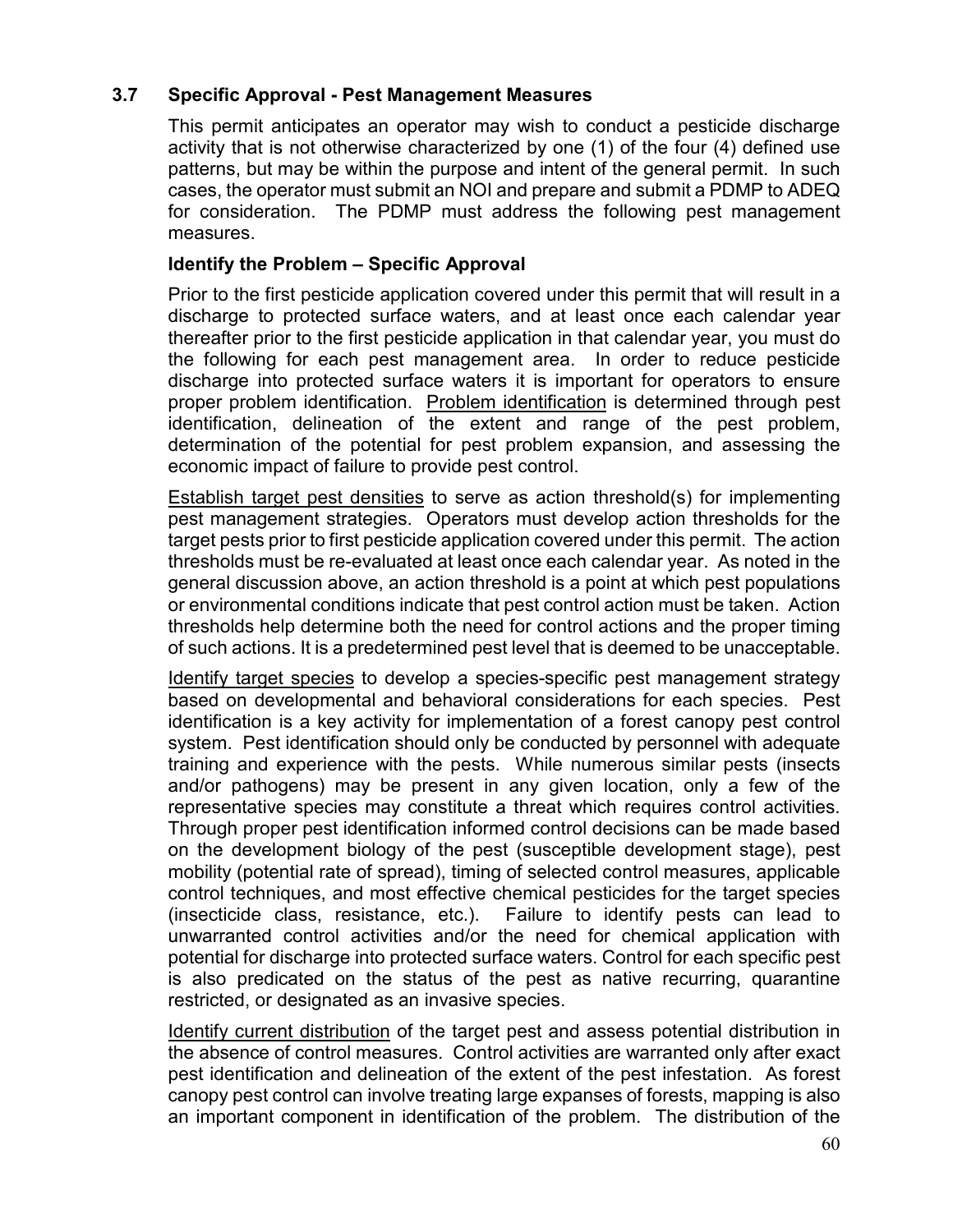## 3.7 Specific Approval - Pest Management Measures

This permit anticipates an operator may wish to conduct a pesticide discharge activity that is not otherwise characterized by one (1) of the four (4) defined use patterns, but may be within the purpose and intent of the general permit. In such cases, the operator must submit an NOI and prepare and submit a PDMP to ADEQ for consideration. The PDMP must address the following pest management measures.

### Identify the Problem – Specific Approval

Prior to the first pesticide application covered under this permit that will result in a discharge to protected surface waters, and at least once each calendar year thereafter prior to the first pesticide application in that calendar year, you must do the following for each pest management area. In order to reduce pesticide discharge into protected surface waters it is important for operators to ensure proper problem identification. Problem identification is determined through pest identification, delineation of the extent and range of the pest problem, determination of the potential for pest problem expansion, and assessing the economic impact of failure to provide pest control.

Establish target pest densities to serve as action threshold(s) for implementing pest management strategies. Operators must develop action thresholds for the target pests prior to first pesticide application covered under this permit. The action thresholds must be re-evaluated at least once each calendar year. As noted in the general discussion above, an action threshold is a point at which pest populations or environmental conditions indicate that pest control action must be taken. Action thresholds help determine both the need for control actions and the proper timing of such actions. It is a predetermined pest level that is deemed to be unacceptable.

Identify target species to develop a species-specific pest management strategy based on developmental and behavioral considerations for each species. Pest identification is a key activity for implementation of a forest canopy pest control system. Pest identification should only be conducted by personnel with adequate training and experience with the pests. While numerous similar pests (insects and/or pathogens) may be present in any given location, only a few of the representative species may constitute a threat which requires control activities. Through proper pest identification informed control decisions can be made based on the development biology of the pest (susceptible development stage), pest mobility (potential rate of spread), timing of selected control measures, applicable control techniques, and most effective chemical pesticides for the target species (insecticide class, resistance, etc.). Failure to identify pests can lead to unwarranted control activities and/or the need for chemical application with potential for discharge into protected surface waters. Control for each specific pest is also predicated on the status of the pest as native recurring, quarantine restricted, or designated as an invasive species.

Identify current distribution of the target pest and assess potential distribution in the absence of control measures. Control activities are warranted only after exact pest identification and delineation of the extent of the pest infestation. As forest canopy pest control can involve treating large expanses of forests, mapping is also an important component in identification of the problem. The distribution of the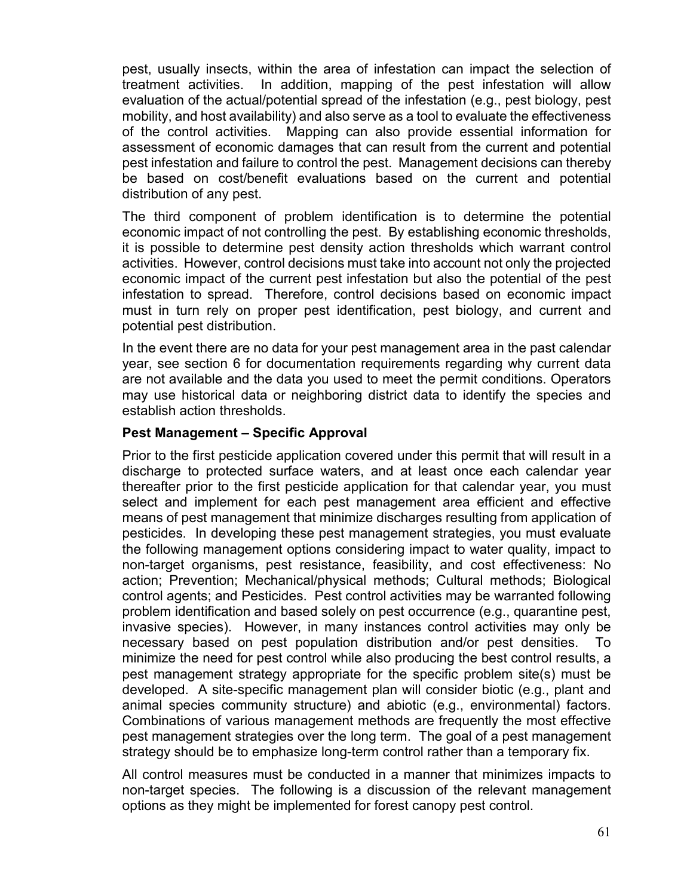pest, usually insects, within the area of infestation can impact the selection of treatment activities. In addition, mapping of the pest infestation will allow evaluation of the actual/potential spread of the infestation (e.g., pest biology, pest mobility, and host availability) and also serve as a tool to evaluate the effectiveness of the control activities. Mapping can also provide essential information for assessment of economic damages that can result from the current and potential pest infestation and failure to control the pest. Management decisions can thereby be based on cost/benefit evaluations based on the current and potential distribution of any pest.

The third component of problem identification is to determine the potential economic impact of not controlling the pest. By establishing economic thresholds, it is possible to determine pest density action thresholds which warrant control activities. However, control decisions must take into account not only the projected economic impact of the current pest infestation but also the potential of the pest infestation to spread. Therefore, control decisions based on economic impact must in turn rely on proper pest identification, pest biology, and current and potential pest distribution.

In the event there are no data for your pest management area in the past calendar year, see section 6 for documentation requirements regarding why current data are not available and the data you used to meet the permit conditions. Operators may use historical data or neighboring district data to identify the species and establish action thresholds.

**Pest Management – Specific Approval**

Prior to the first pesticide application covered under this permit that will result in a discharge to protected surface waters, and at least once each calendar year thereafter prior to the first pesticide application for that calendar year, you must select and implement for each pest management area efficient and effective means of pest management that minimize discharges resulting from application of pesticides. In developing these pest management strategies, you must evaluate the following management options considering impact to water quality, impact to non-target organisms, pest resistance, feasibility, and cost effectiveness: No action; Prevention; Mechanical/physical methods; Cultural methods; Biological control agents; and Pesticides. Pest control activities may be warranted following problem identification and based solely on pest occurrence (e.g., quarantine pest, invasive species). However, in many instances control activities may only be necessary based on pest population distribution and/or pest densities. To minimize the need for pest control while also producing the best control results, a pest management strategy appropriate for the specific problem site(s) must be developed. A site-specific management plan will consider biotic (e.g., plant and animal species community structure) and abiotic (e.g., environmental) factors. Combinations of various management methods are frequently the most effective pest management strategies over the long term. The goal of a pest management strategy should be to emphasize long-term control rather than a temporary fix.

All control measures must be conducted in a manner that minimizes impacts to non-target species. The following is a discussion of the relevant management options as they might be implemented for forest canopy pest control.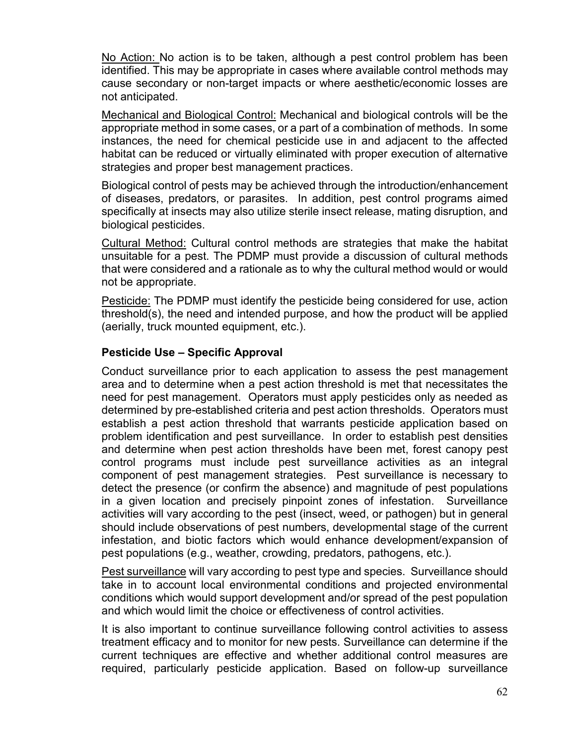<u>No Action:</u> No action is to be taken, although a pest control problem has been identified. This may be appropriate in cases where available control methods may cause secondary or non-target impacts or where aesthetic/economic losses are not anticipated.

<u>Mechanical and Biological Control:</u> Mechanical and biological controls will be the appropriate method in some cases, or a part of a combination of methods. In some instances, the need for chemical pesticide use in and adjacent to the affected habitat can be reduced or virtually eliminated with proper execution of alternative strategies and proper best management practices.

Biological control of pests may be achieved through the introduction/enhancement of diseases, predators, or parasites. In addition, pest control programs aimed specifically at insects may also utilize sterile insect release, mating disruption, and biological pesticides.

<u>Cultural Method:</u> Cultural control methods are strategies that make the habitat unsuitable for a pest. The PDMP must provide a discussion of cultural methods that were considered and a rationale as to why the cultural method would or would not be appropriate.

<u>Pesticide:</u> The PDMP must identify the pesticide being considered for use, action threshold(s), the need and intended purpose, and how the product will be applied (aerially, truck mounted equipment, etc.).

### Pesticide Use – Specific Approval

Conduct surveillance prior to each application to assess the pest management area and to determine when a pest action threshold is met that necessitates the need for pest management. Operators must apply pesticides only as needed as determined by pre-established criteria and pest action thresholds. Operators must establish a pest action threshold that warrants pesticide application based on problem identification and pest surveillance. In order to establish pest densities and determine when pest action thresholds have been met, forest canopy pest control programs must include pest surveillance activities as an integral component of pest management strategies. Pest surveillance is necessary to detect the presence (or confirm the absence) and magnitude of pest populations in a given location and precisely pinpoint zones of infestation. Surveillance activities will vary according to the pest (insect, weed, or pathogen) but in general should include observations of pest numbers, developmental stage of the current infestation, and biotic factors which would enhance development/expansion of pest populations (e.g., weather, crowding, predators, pathogens, etc.).

<u>Pest surveillance</u> will vary according to pest type and species. Surveillance should take in to account local environmental conditions and projected environmental conditions which would support development and/or spread of the pest population and which would limit the choice or effectiveness of control activities.

It is also important to continue surveillance following control activities to assess treatment efficacy and to monitor for new pests. Surveillance can determine if the current techniques are effective and whether additional control measures are required, particularly pesticide application. Based on follow-up surveillance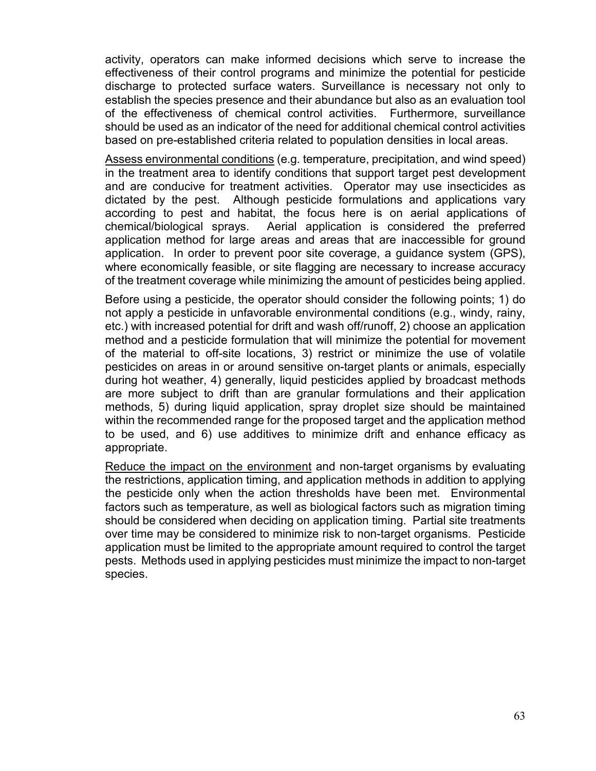activity, operators can make informed decisions which serve to increase the effectiveness of their control programs and minimize the potential for pesticide discharge to protected surface waters. Surveillance is necessary not only to establish the species presence and their abundance but also as an evaluation tool of the effectiveness of chemical control activities. Furthermore, surveillance should be used as an indicator of the need for additional chemical control activities based on pre-established criteria related to population densities in local areas.

<u>Assess environmental conditions</u> (e.g. temperature, precipitation, and wind speed) in the treatment area to identify conditions that support target pest development and are conducive for treatment activities. Operator may use insecticides as dictated by the pest. Although pesticide formulations and applications vary according to pest and habitat, the focus here is on aerial applications of chemical/biological sprays. Aerial application is considered the preferred application method for large areas and areas that are inaccessible for ground application. In order to prevent poor site coverage, a guidance system (GPS), where economically feasible, or site flagging are necessary to increase accuracy of the treatment coverage while minimizing the amount of pesticides being applied.

Before using a pesticide, the operator should consider the following points; 1) do not apply a pesticide in unfavorable environmental conditions (e.g., windy, rainy, etc.) with increased potential for drift and wash off/runoff, 2) choose an application method and a pesticide formulation that will minimize the potential for movement of the material to off-site locations, 3) restrict or minimize the use of volatile pesticides on areas in or around sensitive on-target plants or animals, especially during hot weather, 4) generally, liquid pesticides applied by broadcast methods are more subject to drift than are granular formulations and their application methods, 5) during liquid application, spray droplet size should be maintained within the recommended range for the proposed target and the application method to be used, and 6) use additives to minimize drift and enhance efficacy as appropriate.

<u>Reduce the impact on the environment</u> and non-target organisms by evaluating the restrictions, application timing, and application methods in addition to applying the pesticide only when the action thresholds have been met. Environmental factors such as temperature, as well as biological factors such as migration timing should be considered when deciding on application timing. Partial site treatments over time may be considered to minimize risk to non-target organisms. Pesticide application must be limited to the appropriate amount required to control the target pests. Methods used in applying pesticides must minimize the impact to non-target species.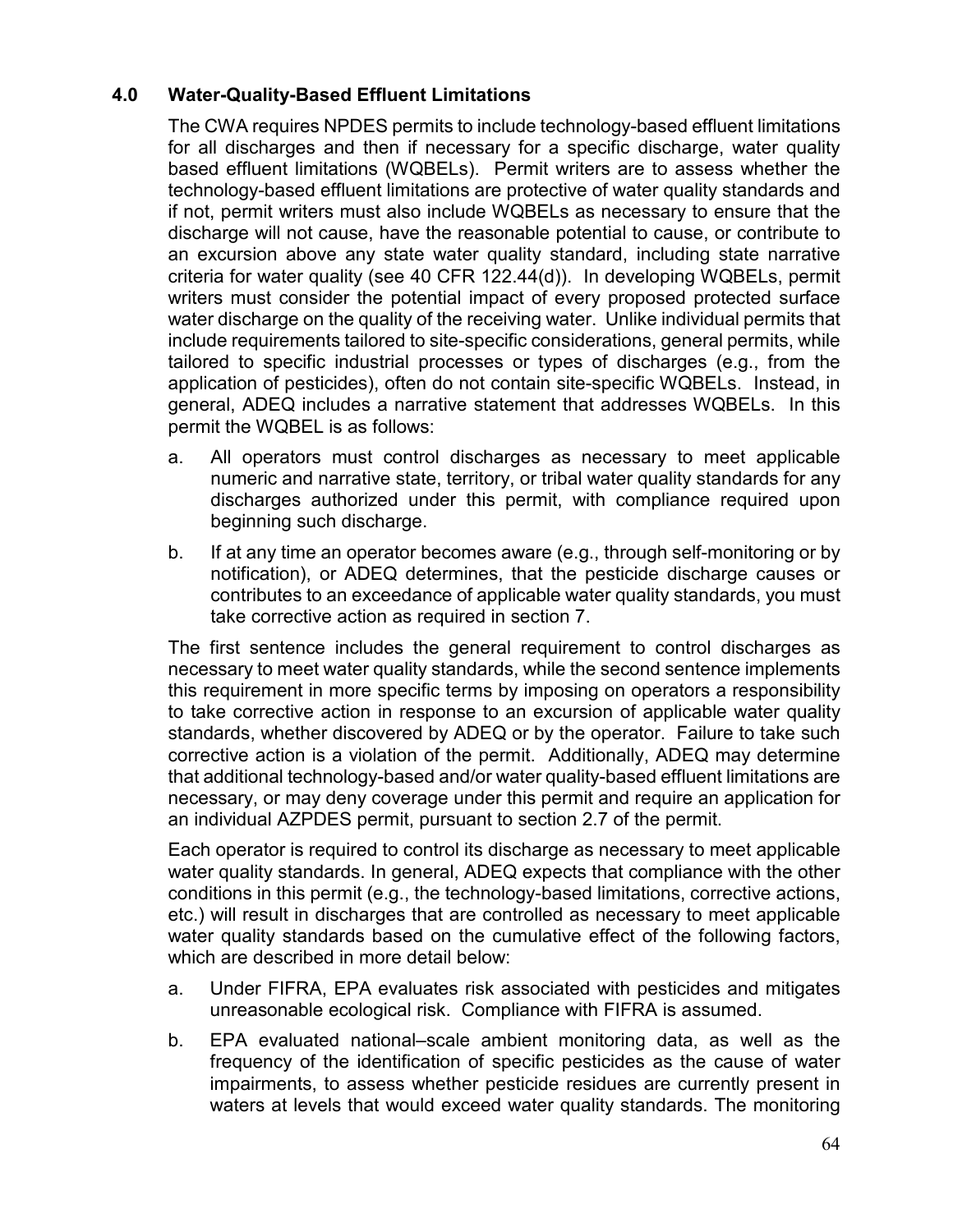## 4.0 Water-Quality-Based Effluent Limitations

The CWA requires NPDES permits to include technology-based effluent limitations for all discharges and then if necessary for a specific discharge, water quality based effluent limitations (WQBELs). Permit writers are to assess whether the technology-based effluent limitations are protective of water quality standards and if not, permit writers must also include WQBELs as necessary to ensure that the discharge will not cause, have the reasonable potential to cause, or contribute to an excursion above any state water quality standard, including state narrative criteria for water quality (see 40 CFR 122.44(d)). In developing WQBELs, permit writers must consider the potential impact of every proposed protected surface water discharge on the quality of the receiving water. Unlike individual permits that include requirements tailored to site-specific considerations, general permits, while tailored to specific industrial processes or types of discharges (e.g., from the application of pesticides), often do not contain site-specific WQBELs. Instead, in general, ADEQ includes a narrative statement that addresses WQBELs. In this permit the WQBEL is as follows:

a. All operators must control discharges as necessary to meet applicable numeric and narrative state, territory, or tribal water quality standards for any discharges authorized under this permit, with compliance required upon beginning such discharge.

b. If at any time an operator becomes aware (e.g., through self-monitoring or by notification), or ADEQ determines, that the pesticide discharge causes or contributes to an exceedance of applicable water quality standards, you must take corrective action as required in section 7.

The first sentence includes the general requirement to control discharges as necessary to meet water quality standards, while the second sentence implements this requirement in more specific terms by imposing on operators a responsibility to take corrective action in response to an excursion of applicable water quality standards, whether discovered by ADEQ or by the operator. Failure to take such corrective action is a violation of the permit. Additionally, ADEQ may determine that additional technology-based and/or water quality-based effluent limitations are necessary, or may deny coverage under this permit and require an application for an individual AZPDES permit, pursuant to section 2.7 of the permit.

Each operator is required to control its discharge as necessary to meet applicable water quality standards. In general, ADEQ expects that compliance with the other conditions in this permit (e.g., the technology-based limitations, corrective actions, etc.) will result in discharges that are controlled as necessary to meet applicable water quality standards based on the cumulative effect of the following factors, which are described in more detail below:

a. Under FIFRA, EPA evaluates risk associated with pesticides and mitigates unreasonable ecological risk. Compliance with FIFRA is assumed.

b. EPA evaluated national–scale ambient monitoring data, as well as the frequency of the identification of specific pesticides as the cause of water impairments, to assess whether pesticide residues are currently present in waters at levels that would exceed water quality standards. The monitoring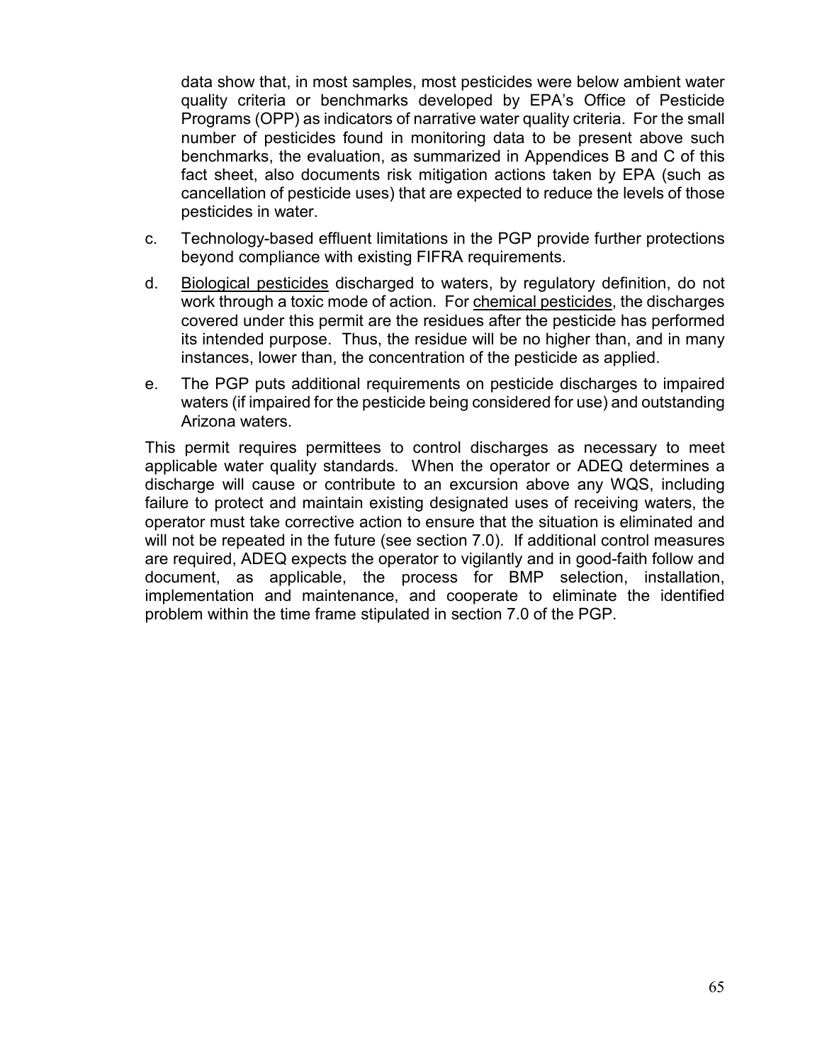data show that, in most samples, most pesticides were below ambient water quality criteria or benchmarks developed by EPA's Office of Pesticide Programs (OPP) as indicators of narrative water quality criteria. For the small number of pesticides found in monitoring data to be present above such benchmarks, the evaluation, as summarized in Appendices B and C of this fact sheet, also documents risk mitigation actions taken by EPA (such as cancellation of pesticide uses) that are expected to reduce the levels of those pesticides in water.

c. Technology-based effluent limitations in the PGP provide further protections beyond compliance with existing FIFRA requirements.

d. <u>Biological pesticides</u> discharged to waters, by regulatory definition, do not work through a toxic mode of action. For <u>chemical pesticides</u>, the discharges covered under this permit are the residues after the pesticide has performed its intended purpose. Thus, the residue will be no higher than, and in many instances, lower than, the concentration of the pesticide as applied.

e. The PGP puts additional requirements on pesticide discharges to impaired waters (if impaired for the pesticide being considered for use) and outstanding Arizona waters.

This permit requires permittees to control discharges as necessary to meet applicable water quality standards. When the operator or ADEQ determines a discharge will cause or contribute to an excursion above any WQS, including failure to protect and maintain existing designated uses of receiving waters, the operator must take corrective action to ensure that the situation is eliminated and will not be repeated in the future (see section 7.0). If additional control measures are required, ADEQ expects the operator to vigilantly and in good-faith follow and document, as applicable, the process for BMP selection, installation, implementation and maintenance, and cooperate to eliminate the identified problem within the time frame stipulated in section 7.0 of the PGP.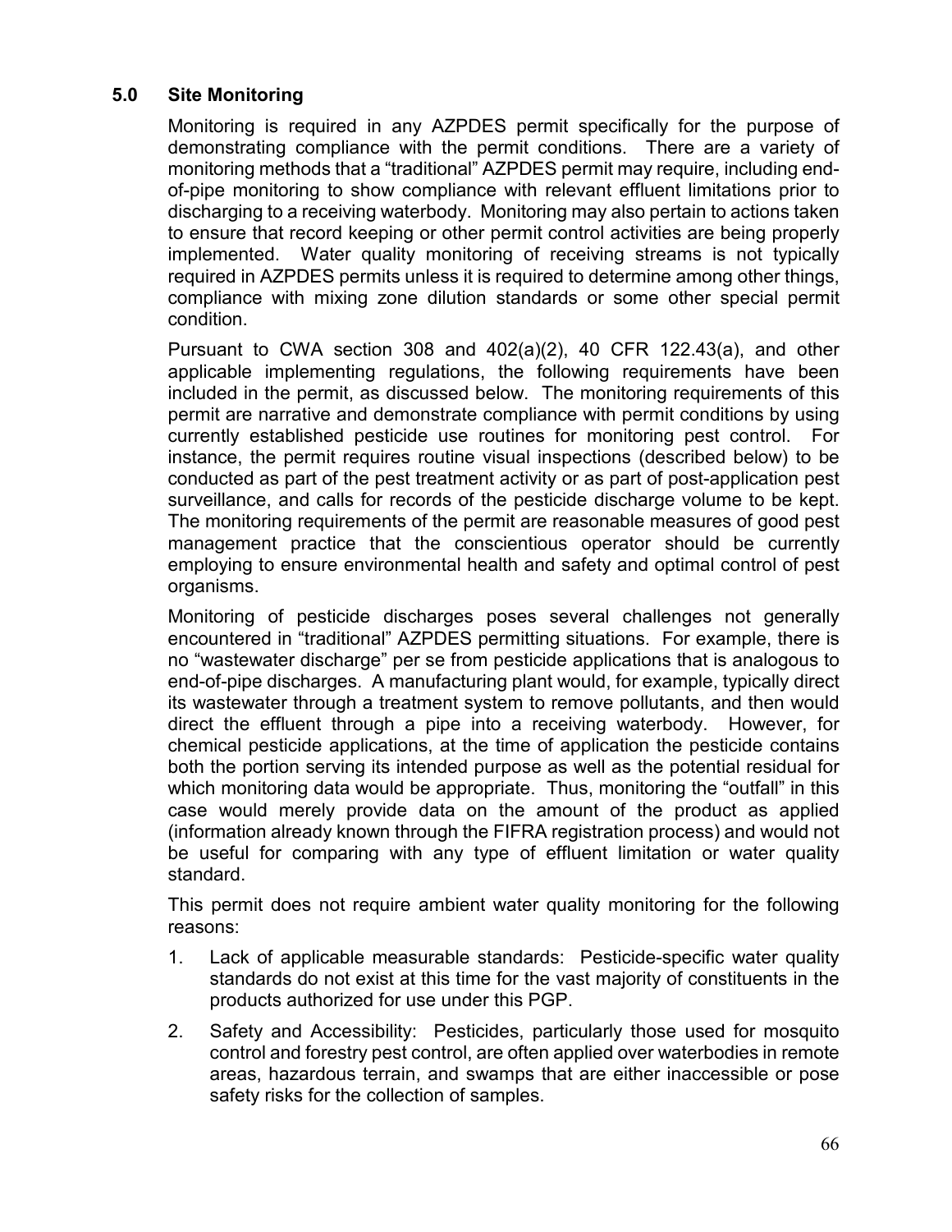## 5.0 Site Monitoring

Monitoring is required in any AZPDES permit specifically for the purpose of demonstrating compliance with the permit conditions. There are a variety of monitoring methods that a "traditional" AZPDES permit may require, including end-of-pipe monitoring to show compliance with relevant effluent limitations prior to discharging to a receiving waterbody. Monitoring may also pertain to actions taken to ensure that record keeping or other permit control activities are being properly implemented. Water quality monitoring of receiving streams is not typically required in AZPDES permits unless it is required to determine among other things, compliance with mixing zone dilution standards or some other special permit condition.

Pursuant to CWA section 308 and 402(a)(2), 40 CFR 122.43(a), and other applicable implementing regulations, the following requirements have been included in the permit, as discussed below. The monitoring requirements of this permit are narrative and demonstrate compliance with permit conditions by using currently established pesticide use routines for monitoring pest control. For instance, the permit requires routine visual inspections (described below) to be conducted as part of the pest treatment activity or as part of post-application pest surveillance, and calls for records of the pesticide discharge volume to be kept. The monitoring requirements of the permit are reasonable measures of good pest management practice that the conscientious operator should be currently employing to ensure environmental health and safety and optimal control of pest organisms.

Monitoring of pesticide discharges poses several challenges not generally encountered in "traditional" AZPDES permitting situations. For example, there is no "wastewater discharge" per se from pesticide applications that is analogous to end-of-pipe discharges. A manufacturing plant would, for example, typically direct its wastewater through a treatment system to remove pollutants, and then would direct the effluent through a pipe into a receiving waterbody. However, for chemical pesticide applications, at the time of application the pesticide contains both the portion serving its intended purpose as well as the potential residual for which monitoring data would be appropriate. Thus, monitoring the "outfall" in this case would merely provide data on the amount of the product as applied (information already known through the FIFRA registration process) and would not be useful for comparing with any type of effluent limitation or water quality standard.

This permit does not require ambient water quality monitoring for the following reasons:

1. Lack of applicable measurable standards: Pesticide-specific water quality standards do not exist at this time for the vast majority of constituents in the products authorized for use under this PGP.
2. Safety and Accessibility: Pesticides, particularly those used for mosquito control and forestry pest control, are often applied over waterbodies in remote areas, hazardous terrain, and swamps that are either inaccessible or pose safety risks for the collection of samples.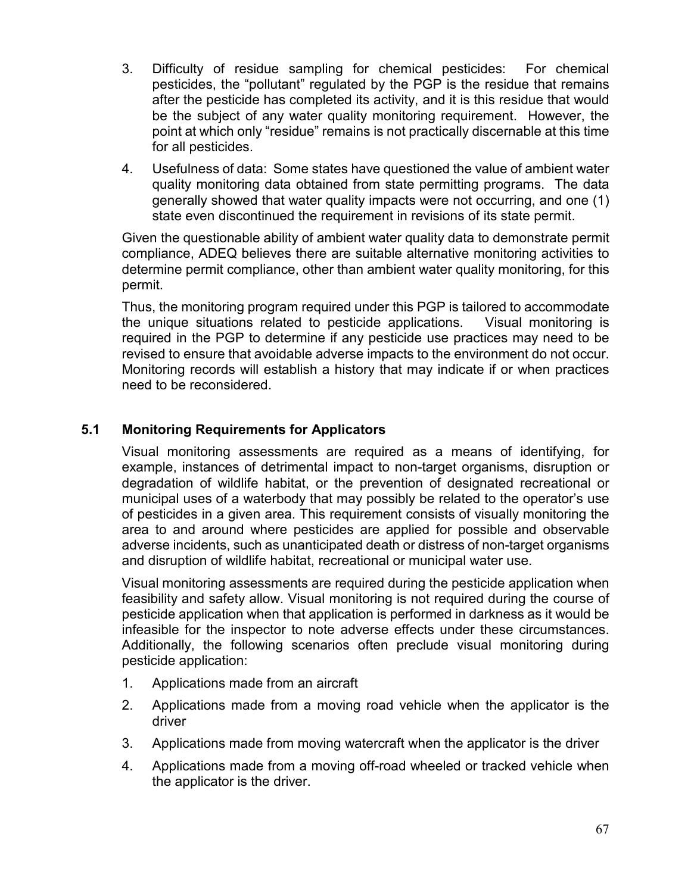3. Difficulty of residue sampling for chemical pesticides: For chemical pesticides, the "pollutant" regulated by the PGP is the residue that remains after the pesticide has completed its activity, and it is this residue that would be the subject of any water quality monitoring requirement. However, the point at which only "residue" remains is not practically discernable at this time for all pesticides.

4. Usefulness of data: Some states have questioned the value of ambient water quality monitoring data obtained from state permitting programs. The data generally showed that water quality impacts were not occurring, and one (1) state even discontinued the requirement in revisions of its state permit.

Given the questionable ability of ambient water quality data to demonstrate permit compliance, ADEQ believes there are suitable alternative monitoring activities to determine permit compliance, other than ambient water quality monitoring, for this permit.

Thus, the monitoring program required under this PGP is tailored to accommodate the unique situations related to pesticide applications. Visual monitoring is required in the PGP to determine if any pesticide use practices may need to be revised to ensure that avoidable adverse impacts to the environment do not occur. Monitoring records will establish a history that may indicate if or when practices need to be reconsidered.

## 5.1 Monitoring Requirements for Applicators

Visual monitoring assessments are required as a means of identifying, for example, instances of detrimental impact to non-target organisms, disruption or degradation of wildlife habitat, or the prevention of designated recreational or municipal uses of a waterbody that may possibly be related to the operator's use of pesticides in a given area. This requirement consists of visually monitoring the area to and around where pesticides are applied for possible and observable adverse incidents, such as unanticipated death or distress of non-target organisms and disruption of wildlife habitat, recreational or municipal water use.

Visual monitoring assessments are required during the pesticide application when feasibility and safety allow. Visual monitoring is not required during the course of pesticide application when that application is performed in darkness as it would be infeasible for the inspector to note adverse effects under these circumstances. Additionally, the following scenarios often preclude visual monitoring during pesticide application:

1. Applications made from an aircraft
2. Applications made from a moving road vehicle when the applicator is the driver
3. Applications made from moving watercraft when the applicator is the driver
4. Applications made from a moving off-road wheeled or tracked vehicle when the applicator is the driver.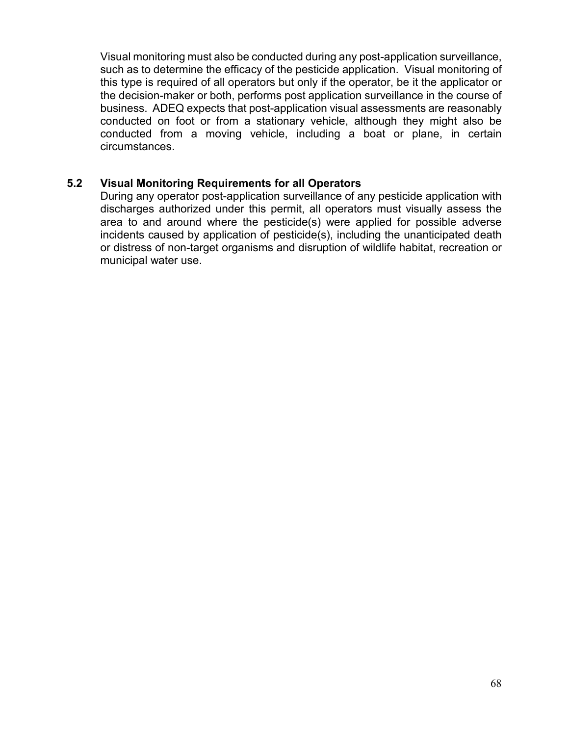Visual monitoring must also be conducted during any post-application surveillance, such as to determine the efficacy of the pesticide application. Visual monitoring of this type is required of all operators but only if the operator, be it the applicator or the decision-maker or both, performs post application surveillance in the course of business. ADEQ expects that post-application visual assessments are reasonably conducted on foot or from a stationary vehicle, although they might also be conducted from a moving vehicle, including a boat or plane, in certain circumstances.

### 5.2 Visual Monitoring Requirements for all Operators

During any operator post-application surveillance of any pesticide application with discharges authorized under this permit, all operators must visually assess the area to and around where the pesticide(s) were applied for possible adverse incidents caused by application of pesticide(s), including the unanticipated death or distress of non-target organisms and disruption of wildlife habitat, recreation or municipal water use.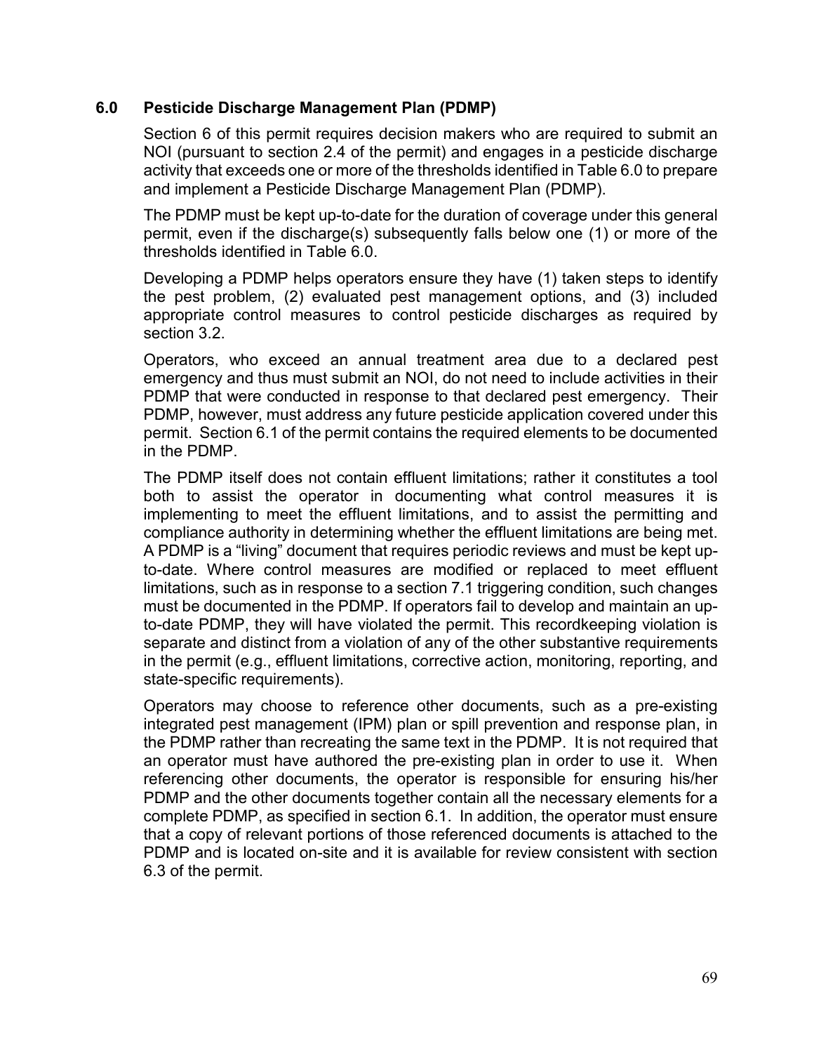## 6.0 Pesticide Discharge Management Plan (PDMP)

Section 6 of this permit requires decision makers who are required to submit an NOI (pursuant to section 2.4 of the permit) and engages in a pesticide discharge activity that exceeds one or more of the thresholds identified in Table 6.0 to prepare and implement a Pesticide Discharge Management Plan (PDMP).

The PDMP must be kept up-to-date for the duration of coverage under this general permit, even if the discharge(s) subsequently falls below one (1) or more of the thresholds identified in Table 6.0.

Developing a PDMP helps operators ensure they have (1) taken steps to identify the pest problem, (2) evaluated pest management options, and (3) included appropriate control measures to control pesticide discharges as required by section 3.2.

Operators, who exceed an annual treatment area due to a declared pest emergency and thus must submit an NOI, do not need to include activities in their PDMP that were conducted in response to that declared pest emergency. Their PDMP, however, must address any future pesticide application covered under this permit. Section 6.1 of the permit contains the required elements to be documented in the PDMP.

The PDMP itself does not contain effluent limitations; rather it constitutes a tool both to assist the operator in documenting what control measures it is implementing to meet the effluent limitations, and to assist the permitting and compliance authority in determining whether the effluent limitations are being met. A PDMP is a "living" document that requires periodic reviews and must be kept up-to-date. Where control measures are modified or replaced to meet effluent limitations, such as in response to a section 7.1 triggering condition, such changes must be documented in the PDMP. If operators fail to develop and maintain an up-to-date PDMP, they will have violated the permit. This recordkeeping violation is separate and distinct from a violation of any of the other substantive requirements in the permit (e.g., effluent limitations, corrective action, monitoring, reporting, and state-specific requirements).

Operators may choose to reference other documents, such as a pre-existing integrated pest management (IPM) plan or spill prevention and response plan, in the PDMP rather than recreating the same text in the PDMP. It is not required that an operator must have authored the pre-existing plan in order to use it. When referencing other documents, the operator is responsible for ensuring his/her PDMP and the other documents together contain all the necessary elements for a complete PDMP, as specified in section 6.1. In addition, the operator must ensure that a copy of relevant portions of those referenced documents is attached to the PDMP and is located on-site and it is available for review consistent with section 6.3 of the permit.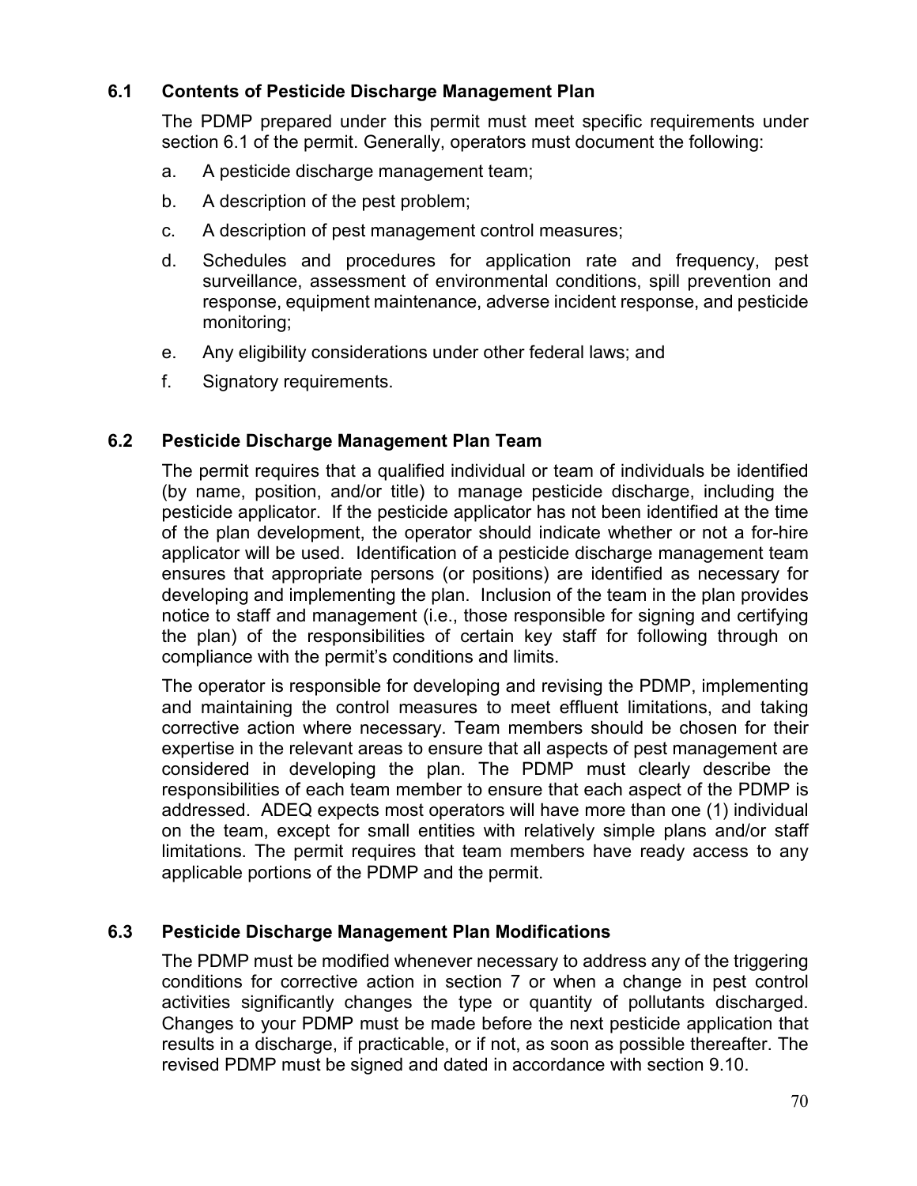### 6.1 Contents of Pesticide Discharge Management Plan

The PDMP prepared under this permit must meet specific requirements under section 6.1 of the permit. Generally, operators must document the following:

a. A pesticide discharge management team;

b. A description of the pest problem;

c. A description of pest management control measures;

d. Schedules and procedures for application rate and frequency, pest surveillance, assessment of environmental conditions, spill prevention and response, equipment maintenance, adverse incident response, and pesticide monitoring;

e. Any eligibility considerations under other federal laws; and

f. Signatory requirements.

### 6.2 Pesticide Discharge Management Plan Team

The permit requires that a qualified individual or team of individuals be identified (by name, position, and/or title) to manage pesticide discharge, including the pesticide applicator. If the pesticide applicator has not been identified at the time of the plan development, the operator should indicate whether or not a for-hire applicator will be used. Identification of a pesticide discharge management team ensures that appropriate persons (or positions) are identified as necessary for developing and implementing the plan. Inclusion of the team in the plan provides notice to staff and management (i.e., those responsible for signing and certifying the plan) of the responsibilities of certain key staff for following through on compliance with the permit's conditions and limits.

The operator is responsible for developing and revising the PDMP, implementing and maintaining the control measures to meet effluent limitations, and taking corrective action where necessary. Team members should be chosen for their expertise in the relevant areas to ensure that all aspects of pest management are considered in developing the plan. The PDMP must clearly describe the responsibilities of each team member to ensure that each aspect of the PDMP is addressed. ADEQ expects most operators will have more than one (1) individual on the team, except for small entities with relatively simple plans and/or staff limitations. The permit requires that team members have ready access to any applicable portions of the PDMP and the permit.

### 6.3 Pesticide Discharge Management Plan Modifications

The PDMP must be modified whenever necessary to address any of the triggering conditions for corrective action in section 7 or when a change in pest control activities significantly changes the type or quantity of pollutants discharged. Changes to your PDMP must be made before the next pesticide application that results in a discharge, if practicable, or if not, as soon as possible thereafter. The revised PDMP must be signed and dated in accordance with section 9.10.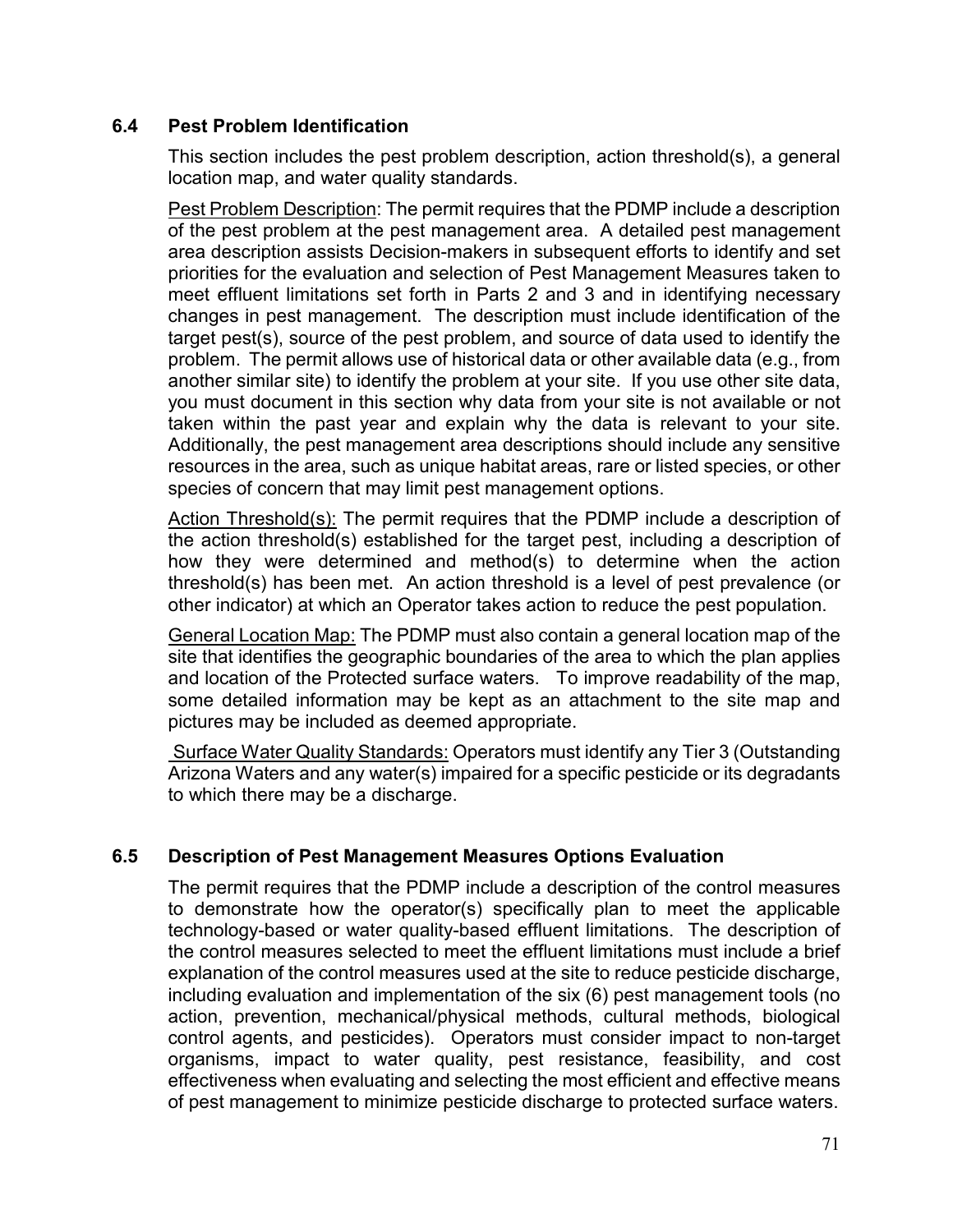## 6.4 Pest Problem Identification

This section includes the pest problem description, action threshold(s), a general location map, and water quality standards.

Pest Problem Description: The permit requires that the PDMP include a description of the pest problem at the pest management area. A detailed pest management area description assists Decision-makers in subsequent efforts to identify and set priorities for the evaluation and selection of Pest Management Measures taken to meet effluent limitations set forth in Parts 2 and 3 and in identifying necessary changes in pest management. The description must include identification of the target pest(s), source of the pest problem, and source of data used to identify the problem. The permit allows use of historical data or other available data (e.g., from another similar site) to identify the problem at your site. If you use other site data, you must document in this section why data from your site is not available or not taken within the past year and explain why the data is relevant to your site. Additionally, the pest management area descriptions should include any sensitive resources in the area, such as unique habitat areas, rare or listed species, or other species of concern that may limit pest management options.

Action Threshold(s): The permit requires that the PDMP include a description of the action threshold(s) established for the target pest, including a description of how they were determined and method(s) to determine when the action threshold(s) has been met. An action threshold is a level of pest prevalence (or other indicator) at which an Operator takes action to reduce the pest population.

General Location Map: The PDMP must also contain a general location map of the site that identifies the geographic boundaries of the area to which the plan applies and location of the Protected surface waters. To improve readability of the map, some detailed information may be kept as an attachment to the site map and pictures may be included as deemed appropriate.

Surface Water Quality Standards: Operators must identify any Tier 3 (Outstanding Arizona Waters and any water(s) impaired for a specific pesticide or its degradants to which there may be a discharge.

## 6.5 Description of Pest Management Measures Options Evaluation

The permit requires that the PDMP include a description of the control measures to demonstrate how the operator(s) specifically plan to meet the applicable technology-based or water quality-based effluent limitations. The description of the control measures selected to meet the effluent limitations must include a brief explanation of the control measures used at the site to reduce pesticide discharge, including evaluation and implementation of the six (6) pest management tools (no action, prevention, mechanical/physical methods, cultural methods, biological control agents, and pesticides). Operators must consider impact to non-target organisms, impact to water quality, pest resistance, feasibility, and cost effectiveness when evaluating and selecting the most efficient and effective means of pest management to minimize pesticide discharge to protected surface waters.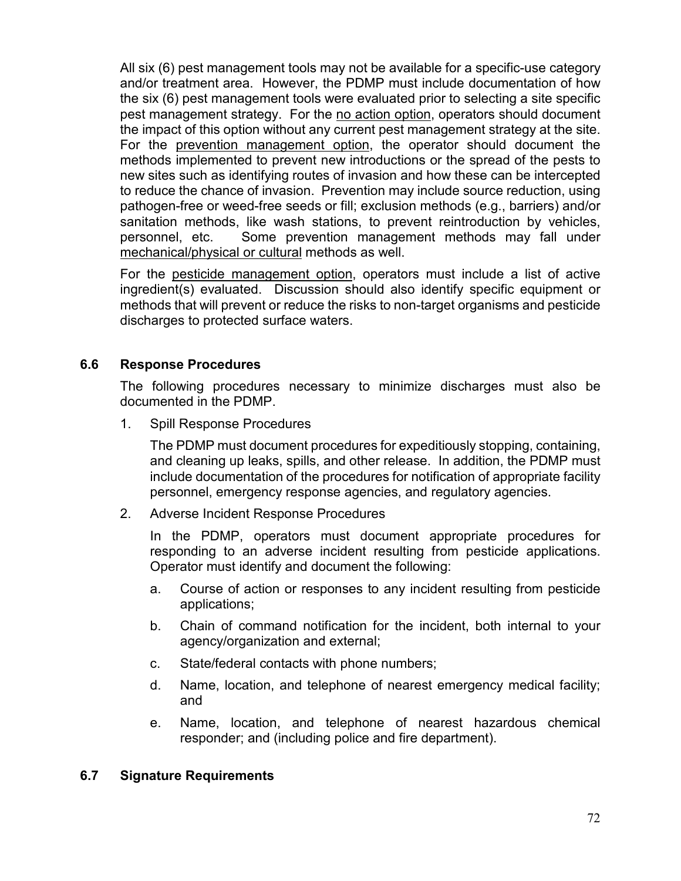All six (6) pest management tools may not be available for a specific-use category and/or treatment area. However, the PDMP must include documentation of how the six (6) pest management tools were evaluated prior to selecting a site specific pest management strategy. For the no action option, operators should document the impact of this option without any current pest management strategy at the site. For the prevention management option, the operator should document the methods implemented to prevent new introductions or the spread of the pests to new sites such as identifying routes of invasion and how these can be intercepted to reduce the chance of invasion. Prevention may include source reduction, using pathogen-free or weed-free seeds or fill; exclusion methods (e.g., barriers) and/or sanitation methods, like wash stations, to prevent reintroduction by vehicles, personnel, etc. Some prevention management methods may fall under mechanical/physical or cultural methods as well.

For the pesticide management option, operators must include a list of active ingredient(s) evaluated. Discussion should also identify specific equipment or methods that will prevent or reduce the risks to non-target organisms and pesticide discharges to protected surface waters.

### 6.6 Response Procedures

The following procedures necessary to minimize discharges must also be documented in the PDMP.

1. Spill Response Procedures

   The PDMP must document procedures for expeditiously stopping, containing, and cleaning up leaks, spills, and other release. In addition, the PDMP must include documentation of the procedures for notification of appropriate facility personnel, emergency response agencies, and regulatory agencies.

2. Adverse Incident Response Procedures

   In the PDMP, operators must document appropriate procedures for responding to an adverse incident resulting from pesticide applications. Operator must identify and document the following:

   a. Course of action or responses to any incident resulting from pesticide applications;

   b. Chain of command notification for the incident, both internal to your agency/organization and external;

   c. State/federal contacts with phone numbers;

   d. Name, location, and telephone of nearest emergency medical facility; and

   e. Name, location, and telephone of nearest hazardous chemical responder; and (including police and fire department).

### 6.7 Signature Requirements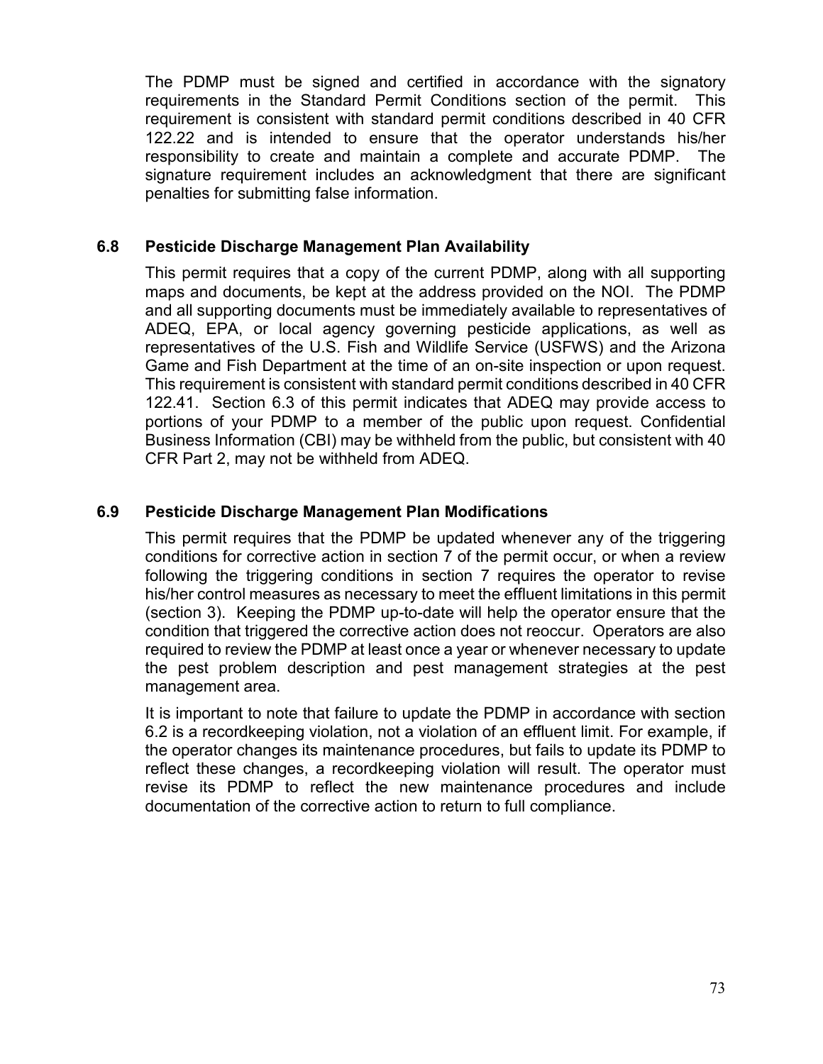The PDMP must be signed and certified in accordance with the signatory requirements in the Standard Permit Conditions section of the permit. This requirement is consistent with standard permit conditions described in 40 CFR 122.22 and is intended to ensure that the operator understands his/her responsibility to create and maintain a complete and accurate PDMP. The signature requirement includes an acknowledgment that there are significant penalties for submitting false information.

### 6.8 Pesticide Discharge Management Plan Availability

This permit requires that a copy of the current PDMP, along with all supporting maps and documents, be kept at the address provided on the NOI. The PDMP and all supporting documents must be immediately available to representatives of ADEQ, EPA, or local agency governing pesticide applications, as well as representatives of the U.S. Fish and Wildlife Service (USFWS) and the Arizona Game and Fish Department at the time of an on-site inspection or upon request. This requirement is consistent with standard permit conditions described in 40 CFR 122.41. Section 6.3 of this permit indicates that ADEQ may provide access to portions of your PDMP to a member of the public upon request. Confidential Business Information (CBI) may be withheld from the public, but consistent with 40 CFR Part 2, may not be withheld from ADEQ.

### 6.9 Pesticide Discharge Management Plan Modifications

This permit requires that the PDMP be updated whenever any of the triggering conditions for corrective action in section 7 of the permit occur, or when a review following the triggering conditions in section 7 requires the operator to revise his/her control measures as necessary to meet the effluent limitations in this permit (section 3). Keeping the PDMP up-to-date will help the operator ensure that the condition that triggered the corrective action does not reoccur. Operators are also required to review the PDMP at least once a year or whenever necessary to update the pest problem description and pest management strategies at the pest management area.

It is important to note that failure to update the PDMP in accordance with section 6.2 is a recordkeeping violation, not a violation of an effluent limit. For example, if the operator changes its maintenance procedures, but fails to update its PDMP to reflect these changes, a recordkeeping violation will result. The operator must revise its PDMP to reflect the new maintenance procedures and include documentation of the corrective action to return to full compliance.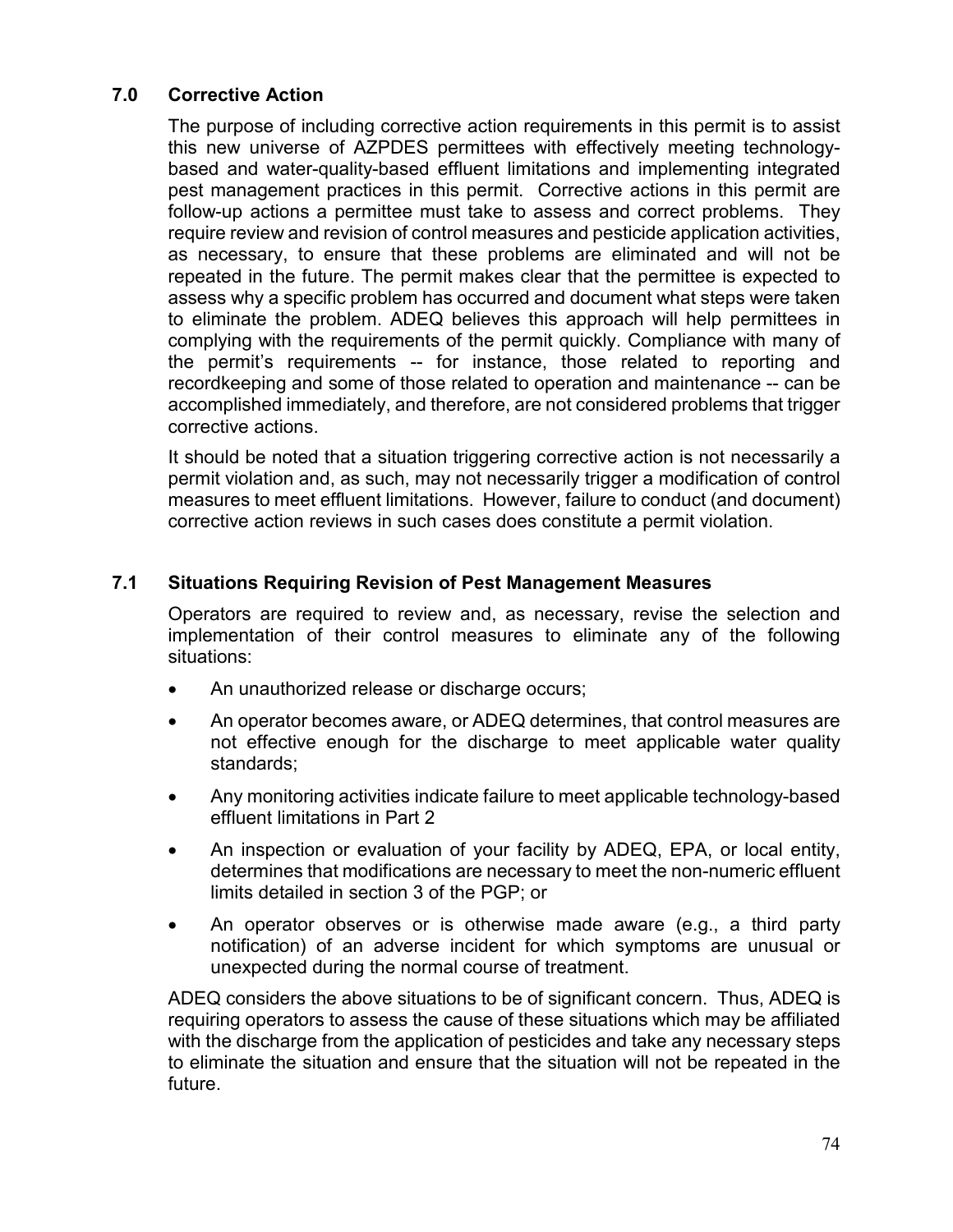## 7.0 Corrective Action

The purpose of including corrective action requirements in this permit is to assist this new universe of AZPDES permittees with effectively meeting technology-based and water-quality-based effluent limitations and implementing integrated pest management practices in this permit. Corrective actions in this permit are follow-up actions a permittee must take to assess and correct problems. They require review and revision of control measures and pesticide application activities, as necessary, to ensure that these problems are eliminated and will not be repeated in the future. The permit makes clear that the permittee is expected to assess why a specific problem has occurred and document what steps were taken to eliminate the problem. ADEQ believes this approach will help permittees in complying with the requirements of the permit quickly. Compliance with many of the permit's requirements -- for instance, those related to reporting and recordkeeping and some of those related to operation and maintenance -- can be accomplished immediately, and therefore, are not considered problems that trigger corrective actions.

It should be noted that a situation triggering corrective action is not necessarily a permit violation and, as such, may not necessarily trigger a modification of control measures to meet effluent limitations. However, failure to conduct (and document) corrective action reviews in such cases does constitute a permit violation.

## 7.1 Situations Requiring Revision of Pest Management Measures

Operators are required to review and, as necessary, revise the selection and implementation of their control measures to eliminate any of the following situations:

- An unauthorized release or discharge occurs;
- An operator becomes aware, or ADEQ determines, that control measures are not effective enough for the discharge to meet applicable water quality standards;
- Any monitoring activities indicate failure to meet applicable technology-based effluent limitations in Part 2
- An inspection or evaluation of your facility by ADEQ, EPA, or local entity, determines that modifications are necessary to meet the non-numeric effluent limits detailed in section 3 of the PGP; or
- An operator observes or is otherwise made aware (e.g., a third party notification) of an adverse incident for which symptoms are unusual or unexpected during the normal course of treatment.

ADEQ considers the above situations to be of significant concern. Thus, ADEQ is requiring operators to assess the cause of these situations which may be affiliated with the discharge from the application of pesticides and take any necessary steps to eliminate the situation and ensure that the situation will not be repeated in the future.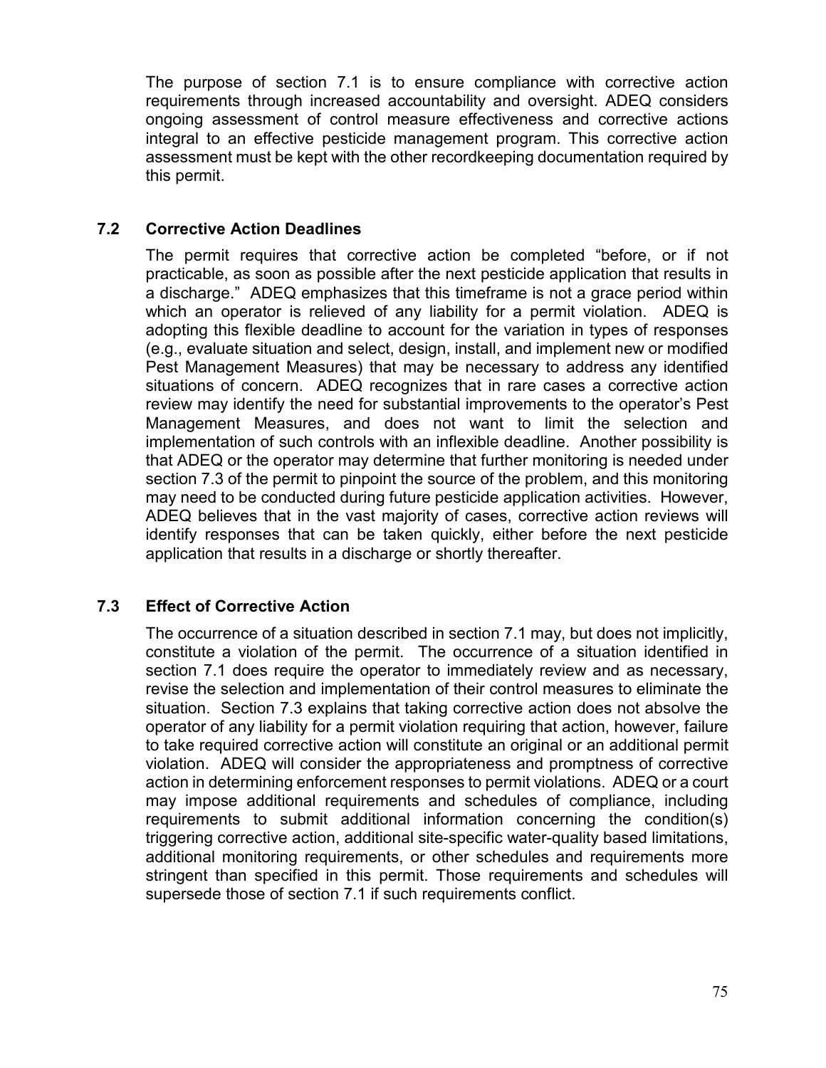The purpose of section 7.1 is to ensure compliance with corrective action requirements through increased accountability and oversight. ADEQ considers ongoing assessment of control measure effectiveness and corrective actions integral to an effective pesticide management program. This corrective action assessment must be kept with the other recordkeeping documentation required by this permit.

### 7.2 Corrective Action Deadlines

The permit requires that corrective action be completed "before, or if not practicable, as soon as possible after the next pesticide application that results in a discharge." ADEQ emphasizes that this timeframe is not a grace period within which an operator is relieved of any liability for a permit violation. ADEQ is adopting this flexible deadline to account for the variation in types of responses (e.g., evaluate situation and select, design, install, and implement new or modified Pest Management Measures) that may be necessary to address any identified situations of concern. ADEQ recognizes that in rare cases a corrective action review may identify the need for substantial improvements to the operator's Pest Management Measures, and does not want to limit the selection and implementation of such controls with an inflexible deadline. Another possibility is that ADEQ or the operator may determine that further monitoring is needed under section 7.3 of the permit to pinpoint the source of the problem, and this monitoring may need to be conducted during future pesticide application activities. However, ADEQ believes that in the vast majority of cases, corrective action reviews will identify responses that can be taken quickly, either before the next pesticide application that results in a discharge or shortly thereafter.

### 7.3 Effect of Corrective Action

The occurrence of a situation described in section 7.1 may, but does not implicitly, constitute a violation of the permit. The occurrence of a situation identified in section 7.1 does require the operator to immediately review and as necessary, revise the selection and implementation of their control measures to eliminate the situation. Section 7.3 explains that taking corrective action does not absolve the operator of any liability for a permit violation requiring that action, however, failure to take required corrective action will constitute an original or an additional permit violation. ADEQ will consider the appropriateness and promptness of corrective action in determining enforcement responses to permit violations. ADEQ or a court may impose additional requirements and schedules of compliance, including requirements to submit additional information concerning the condition(s) triggering corrective action, additional site-specific water-quality based limitations, additional monitoring requirements, or other schedules and requirements more stringent than specified in this permit. Those requirements and schedules will supersede those of section 7.1 if such requirements conflict.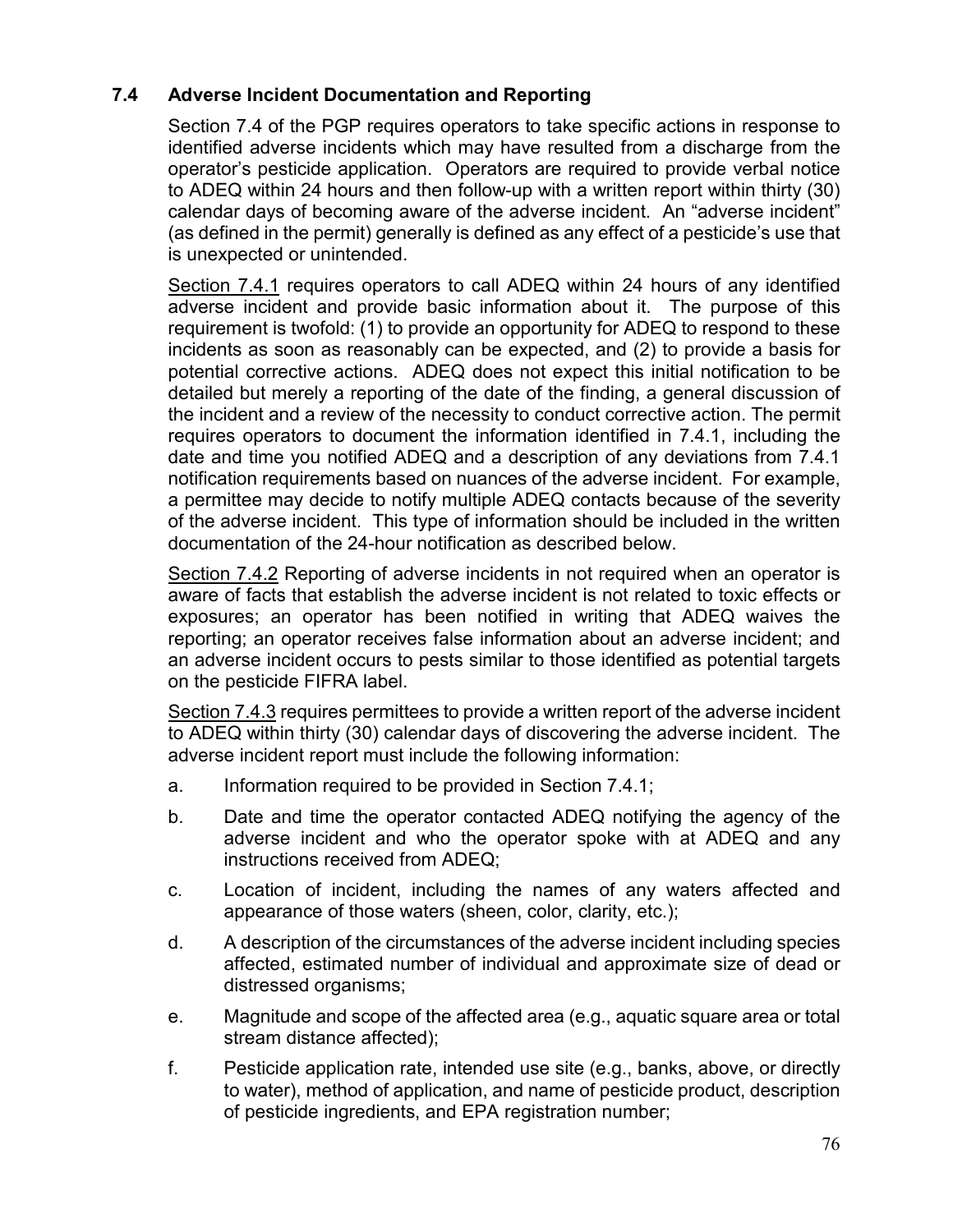### 7.4 Adverse Incident Documentation and Reporting

Section 7.4 of the PGP requires operators to take specific actions in response to identified adverse incidents which may have resulted from a discharge from the operator's pesticide application. Operators are required to provide verbal notice to ADEQ within 24 hours and then follow-up with a written report within thirty (30) calendar days of becoming aware of the adverse incident. An "adverse incident" (as defined in the permit) generally is defined as any effect of a pesticide's use that is unexpected or unintended.

Section 7.4.1 requires operators to call ADEQ within 24 hours of any identified adverse incident and provide basic information about it. The purpose of this requirement is twofold: (1) to provide an opportunity for ADEQ to respond to these incidents as soon as reasonably can be expected, and (2) to provide a basis for potential corrective actions. ADEQ does not expect this initial notification to be detailed but merely a reporting of the date of the finding, a general discussion of the incident and a review of the necessity to conduct corrective action. The permit requires operators to document the information identified in 7.4.1, including the date and time you notified ADEQ and a description of any deviations from 7.4.1 notification requirements based on nuances of the adverse incident. For example, a permittee may decide to notify multiple ADEQ contacts because of the severity of the adverse incident. This type of information should be included in the written documentation of the 24-hour notification as described below.

Section 7.4.2 Reporting of adverse incidents in not required when an operator is aware of facts that establish the adverse incident is not related to toxic effects or exposures; an operator has been notified in writing that ADEQ waives the reporting; an operator receives false information about an adverse incident; and an adverse incident occurs to pests similar to those identified as potential targets on the pesticide FIFRA label.

Section 7.4.3 requires permittees to provide a written report of the adverse incident to ADEQ within thirty (30) calendar days of discovering the adverse incident. The adverse incident report must include the following information:

a. Information required to be provided in Section 7.4.1;

b. Date and time the operator contacted ADEQ notifying the agency of the adverse incident and who the operator spoke with at ADEQ and any instructions received from ADEQ;

c. Location of incident, including the names of any waters affected and appearance of those waters (sheen, color, clarity, etc.);

d. A description of the circumstances of the adverse incident including species affected, estimated number of individual and approximate size of dead or distressed organisms;

e. Magnitude and scope of the affected area (e.g., aquatic square area or total stream distance affected);

f. Pesticide application rate, intended use site (e.g., banks, above, or directly to water), method of application, and name of pesticide product, description of pesticide ingredients, and EPA registration number;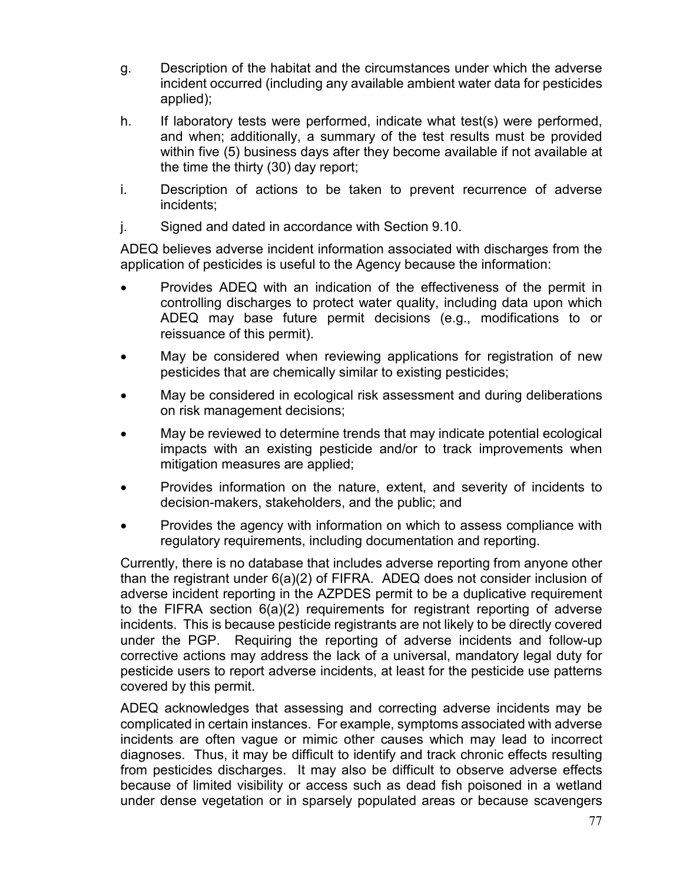g. Description of the habitat and the circumstances under which the adverse incident occurred (including any available ambient water data for pesticides applied);

h. If laboratory tests were performed, indicate what test(s) were performed, and when; additionally, a summary of the test results must be provided within five (5) business days after they become available if not available at the time the thirty (30) day report;

i. Description of actions to be taken to prevent recurrence of adverse incidents;

j. Signed and dated in accordance with Section 9.10.

ADEQ believes adverse incident information associated with discharges from the application of pesticides is useful to the Agency because the information:

- Provides ADEQ with an indication of the effectiveness of the permit in controlling discharges to protect water quality, including data upon which ADEQ may base future permit decisions (e.g., modifications to or reissuance of this permit).
- May be considered when reviewing applications for registration of new pesticides that are chemically similar to existing pesticides;
- May be considered in ecological risk assessment and during deliberations on risk management decisions;
- May be reviewed to determine trends that may indicate potential ecological impacts with an existing pesticide and/or to track improvements when mitigation measures are applied;
- Provides information on the nature, extent, and severity of incidents to decision-makers, stakeholders, and the public; and
- Provides the agency with information on which to assess compliance with regulatory requirements, including documentation and reporting.

Currently, there is no database that includes adverse reporting from anyone other than the registrant under 6(a)(2) of FIFRA. ADEQ does not consider inclusion of adverse incident reporting in the AZPDES permit to be a duplicative requirement to the FIFRA section 6(a)(2) requirements for registrant reporting of adverse incidents. This is because pesticide registrants are not likely to be directly covered under the PGP. Requiring the reporting of adverse incidents and follow-up corrective actions may address the lack of a universal, mandatory legal duty for pesticide users to report adverse incidents, at least for the pesticide use patterns covered by this permit.

ADEQ acknowledges that assessing and correcting adverse incidents may be complicated in certain instances. For example, symptoms associated with adverse incidents are often vague or mimic other causes which may lead to incorrect diagnoses. Thus, it may be difficult to identify and track chronic effects resulting from pesticides discharges. It may also be difficult to observe adverse effects because of limited visibility or access such as dead fish poisoned in a wetland under dense vegetation or in sparsely populated areas or because scavengers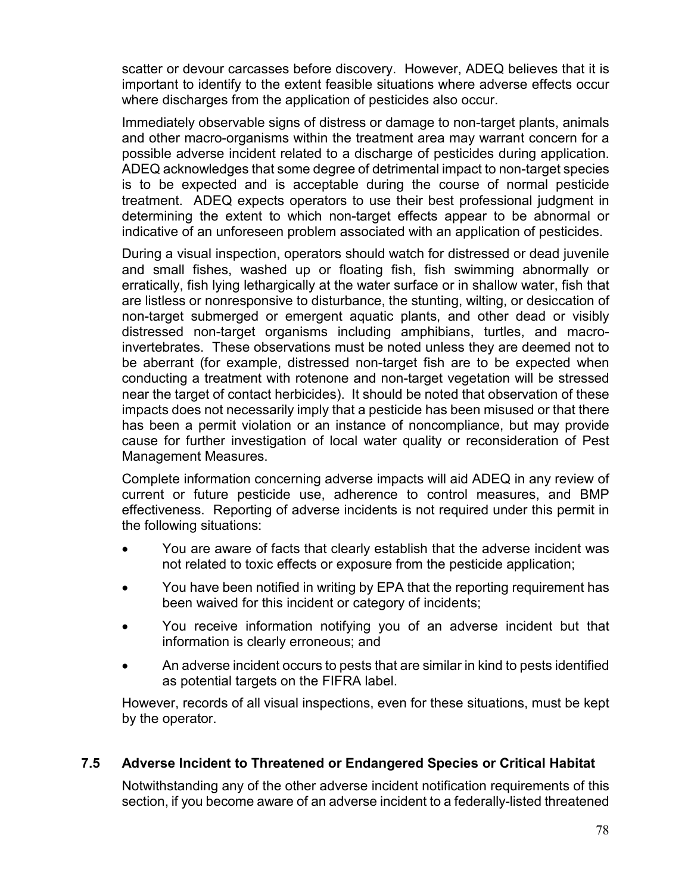scatter or devour carcasses before discovery. However, ADEQ believes that it is important to identify to the extent feasible situations where adverse effects occur where discharges from the application of pesticides also occur.

Immediately observable signs of distress or damage to non-target plants, animals and other macro-organisms within the treatment area may warrant concern for a possible adverse incident related to a discharge of pesticides during application. ADEQ acknowledges that some degree of detrimental impact to non-target species is to be expected and is acceptable during the course of normal pesticide treatment. ADEQ expects operators to use their best professional judgment in determining the extent to which non-target effects appear to be abnormal or indicative of an unforeseen problem associated with an application of pesticides.

During a visual inspection, operators should watch for distressed or dead juvenile and small fishes, washed up or floating fish, fish swimming abnormally or erratically, fish lying lethargically at the water surface or in shallow water, fish that are listless or nonresponsive to disturbance, the stunting, wilting, or desiccation of non-target submerged or emergent aquatic plants, and other dead or visibly distressed non-target organisms including amphibians, turtles, and macro-invertebrates. These observations must be noted unless they are deemed not to be aberrant (for example, distressed non-target fish are to be expected when conducting a treatment with rotenone and non-target vegetation will be stressed near the target of contact herbicides). It should be noted that observation of these impacts does not necessarily imply that a pesticide has been misused or that there has been a permit violation or an instance of noncompliance, but may provide cause for further investigation of local water quality or reconsideration of Pest Management Measures.

Complete information concerning adverse impacts will aid ADEQ in any review of current or future pesticide use, adherence to control measures, and BMP effectiveness. Reporting of adverse incidents is not required under this permit in the following situations:

- You are aware of facts that clearly establish that the adverse incident was not related to toxic effects or exposure from the pesticide application;
- You have been notified in writing by EPA that the reporting requirement has been waived for this incident or category of incidents;
- You receive information notifying you of an adverse incident but that information is clearly erroneous; and
- An adverse incident occurs to pests that are similar in kind to pests identified as potential targets on the FIFRA label.

However, records of all visual inspections, even for these situations, must be kept by the operator.

## 7.5 Adverse Incident to Threatened or Endangered Species or Critical Habitat

Notwithstanding any of the other adverse incident notification requirements of this section, if you become aware of an adverse incident to a federally-listed threatened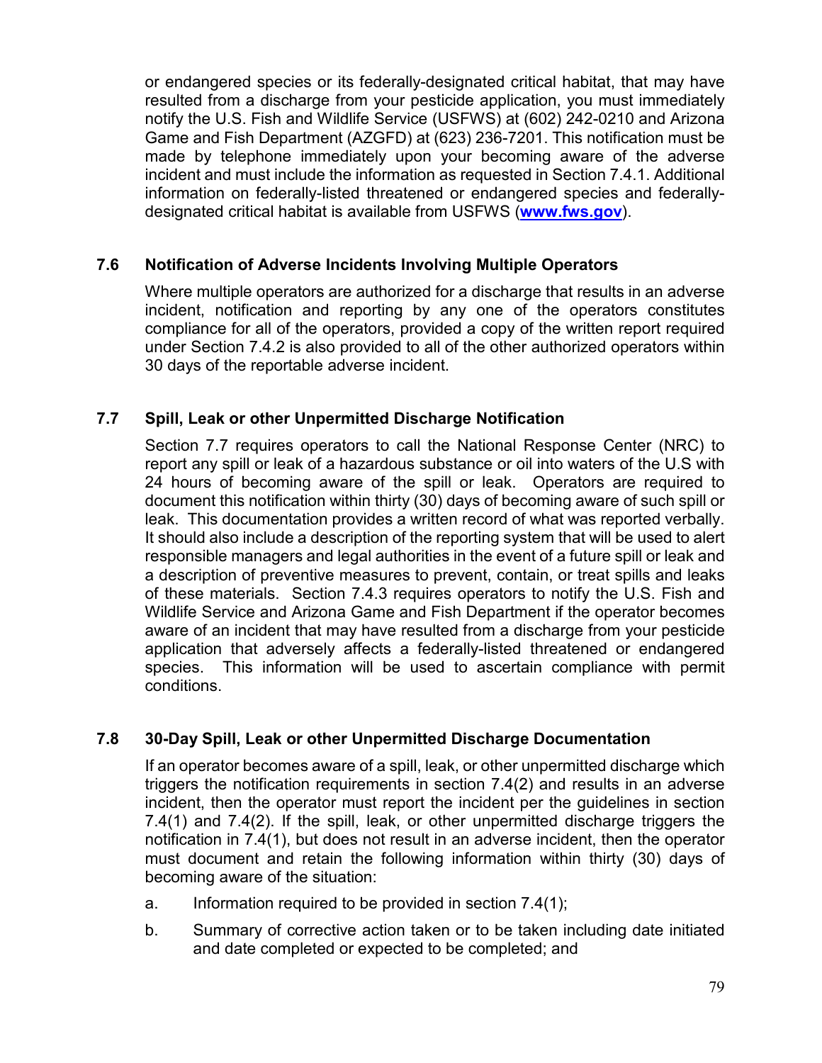or endangered species or its federally-designated critical habitat, that may have resulted from a discharge from your pesticide application, you must immediately notify the U.S. Fish and Wildlife Service (USFWS) at (602) 242-0210 and Arizona Game and Fish Department (AZGFD) at (623) 236-7201. This notification must be made by telephone immediately upon your becoming aware of the adverse incident and must include the information as requested in Section 7.4.1. Additional information on federally-listed threatened or endangered species and federally-designated critical habitat is available from USFWS (**www.fws.gov**).

### 7.6 Notification of Adverse Incidents Involving Multiple Operators

Where multiple operators are authorized for a discharge that results in an adverse incident, notification and reporting by any one of the operators constitutes compliance for all of the operators, provided a copy of the written report required under Section 7.4.2 is also provided to all of the other authorized operators within 30 days of the reportable adverse incident.

### 7.7 Spill, Leak or other Unpermitted Discharge Notification

Section 7.7 requires operators to call the National Response Center (NRC) to report any spill or leak of a hazardous substance or oil into waters of the U.S with 24 hours of becoming aware of the spill or leak. Operators are required to document this notification within thirty (30) days of becoming aware of such spill or leak. This documentation provides a written record of what was reported verbally. It should also include a description of the reporting system that will be used to alert responsible managers and legal authorities in the event of a future spill or leak and a description of preventive measures to prevent, contain, or treat spills and leaks of these materials. Section 7.4.3 requires operators to notify the U.S. Fish and Wildlife Service and Arizona Game and Fish Department if the operator becomes aware of an incident that may have resulted from a discharge from your pesticide application that adversely affects a federally-listed threatened or endangered species. This information will be used to ascertain compliance with permit conditions.

### 7.8 30-Day Spill, Leak or other Unpermitted Discharge Documentation

If an operator becomes aware of a spill, leak, or other unpermitted discharge which triggers the notification requirements in section 7.4(2) and results in an adverse incident, then the operator must report the incident per the guidelines in section 7.4(1) and 7.4(2). If the spill, leak, or other unpermitted discharge triggers the notification in 7.4(1), but does not result in an adverse incident, then the operator must document and retain the following information within thirty (30) days of becoming aware of the situation:

a. Information required to be provided in section 7.4(1);

b. Summary of corrective action taken or to be taken including date initiated and date completed or expected to be completed; and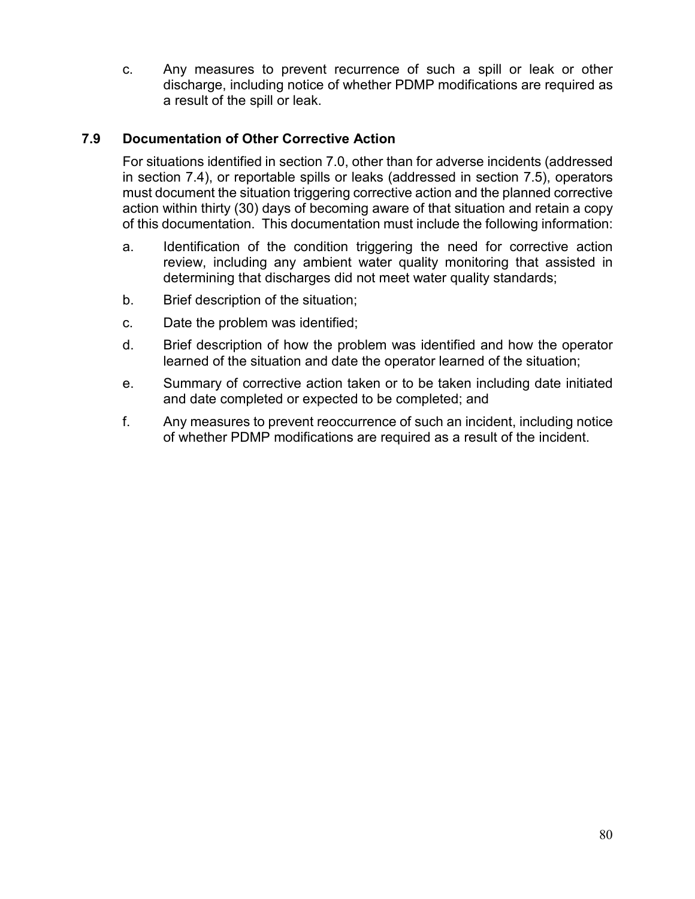c. Any measures to prevent recurrence of such a spill or leak or other discharge, including notice of whether PDMP modifications are required as a result of the spill or leak.

### 7.9 Documentation of Other Corrective Action

For situations identified in section 7.0, other than for adverse incidents (addressed in section 7.4), or reportable spills or leaks (addressed in section 7.5), operators must document the situation triggering corrective action and the planned corrective action within thirty (30) days of becoming aware of that situation and retain a copy of this documentation. This documentation must include the following information:

a. Identification of the condition triggering the need for corrective action review, including any ambient water quality monitoring that assisted in determining that discharges did not meet water quality standards;

b. Brief description of the situation;

c. Date the problem was identified;

d. Brief description of how the problem was identified and how the operator learned of the situation and date the operator learned of the situation;

e. Summary of corrective action taken or to be taken including date initiated and date completed or expected to be completed; and

f. Any measures to prevent reoccurrence of such an incident, including notice of whether PDMP modifications are required as a result of the incident.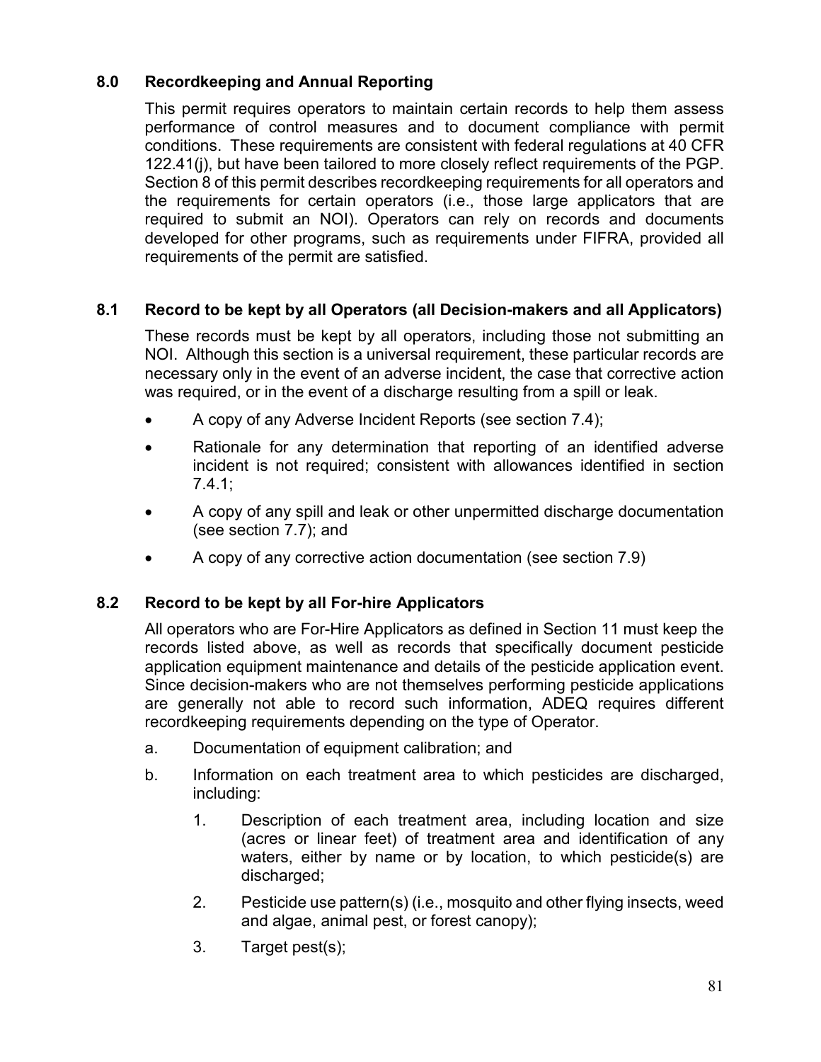## 8.0 Recordkeeping and Annual Reporting

This permit requires operators to maintain certain records to help them assess performance of control measures and to document compliance with permit conditions. These requirements are consistent with federal regulations at 40 CFR 122.41(j), but have been tailored to more closely reflect requirements of the PGP. Section 8 of this permit describes recordkeeping requirements for all operators and the requirements for certain operators (i.e., those large applicators that are required to submit an NOI). Operators can rely on records and documents developed for other programs, such as requirements under FIFRA, provided all requirements of the permit are satisfied.

## 8.1 Record to be kept by all Operators (all Decision-makers and all Applicators)

These records must be kept by all operators, including those not submitting an NOI. Although this section is a universal requirement, these particular records are necessary only in the event of an adverse incident, the case that corrective action was required, or in the event of a discharge resulting from a spill or leak.

- A copy of any Adverse Incident Reports (see section 7.4);
- Rationale for any determination that reporting of an identified adverse incident is not required; consistent with allowances identified in section 7.4.1;
- A copy of any spill and leak or other unpermitted discharge documentation (see section 7.7); and
- A copy of any corrective action documentation (see section 7.9)

## 8.2 Record to be kept by all For-hire Applicators

All operators who are For-Hire Applicators as defined in Section 11 must keep the records listed above, as well as records that specifically document pesticide application equipment maintenance and details of the pesticide application event. Since decision-makers who are not themselves performing pesticide applications are generally not able to record such information, ADEQ requires different recordkeeping requirements depending on the type of Operator.

a. Documentation of equipment calibration; and

b. Information on each treatment area to which pesticides are discharged, including:

   1. Description of each treatment area, including location and size (acres or linear feet) of treatment area and identification of any waters, either by name or by location, to which pesticide(s) are discharged;

   2. Pesticide use pattern(s) (i.e., mosquito and other flying insects, weed and algae, animal pest, or forest canopy);

   3. Target pest(s);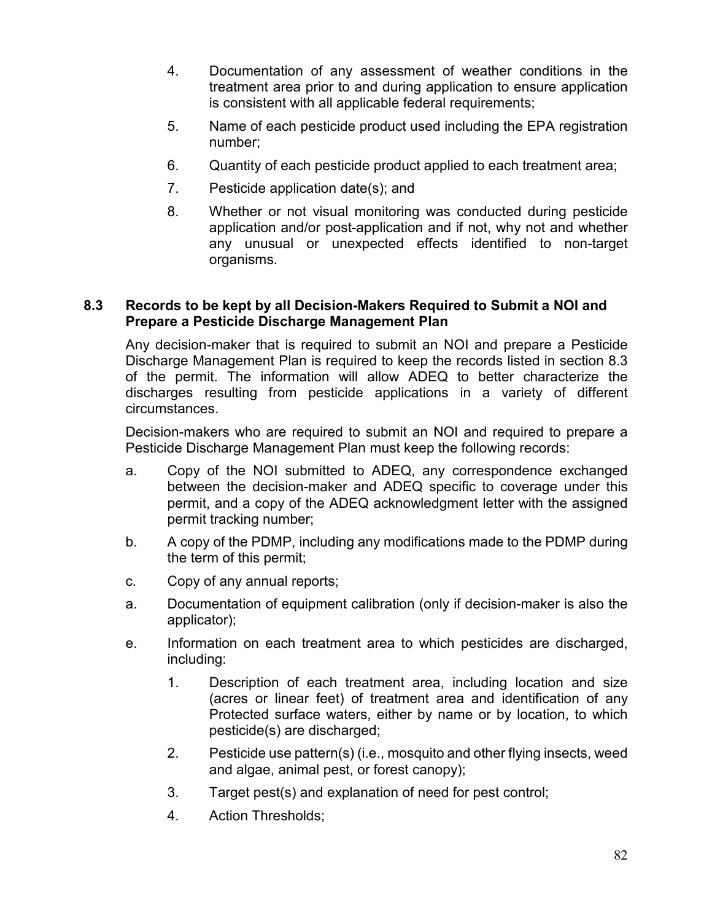4. Documentation of any assessment of weather conditions in the treatment area prior to and during application to ensure application is consistent with all applicable federal requirements;

5. Name of each pesticide product used including the EPA registration number;

6. Quantity of each pesticide product applied to each treatment area;

7. Pesticide application date(s); and

8. Whether or not visual monitoring was conducted during pesticide application and/or post-application and if not, why not and whether any unusual or unexpected effects identified to non-target organisms.

### 8.3 Records to be kept by all Decision-Makers Required to Submit a NOI and Prepare a Pesticide Discharge Management Plan

Any decision-maker that is required to submit an NOI and prepare a Pesticide Discharge Management Plan is required to keep the records listed in section 8.3 of the permit. The information will allow ADEQ to better characterize the discharges resulting from pesticide applications in a variety of different circumstances.

Decision-makers who are required to submit an NOI and required to prepare a Pesticide Discharge Management Plan must keep the following records:

a. Copy of the NOI submitted to ADEQ, any correspondence exchanged between the decision-maker and ADEQ specific to coverage under this permit, and a copy of the ADEQ acknowledgment letter with the assigned permit tracking number;

b. A copy of the PDMP, including any modifications made to the PDMP during the term of this permit;

c. Copy of any annual reports;

a. Documentation of equipment calibration (only if decision-maker is also the applicator);

e. Information on each treatment area to which pesticides are discharged, including:

   1. Description of each treatment area, including location and size (acres or linear feet) of treatment area and identification of any Protected surface waters, either by name or by location, to which pesticide(s) are discharged;

   2. Pesticide use pattern(s) (i.e., mosquito and other flying insects, weed and algae, animal pest, or forest canopy);

   3. Target pest(s) and explanation of need for pest control;

   4. Action Thresholds;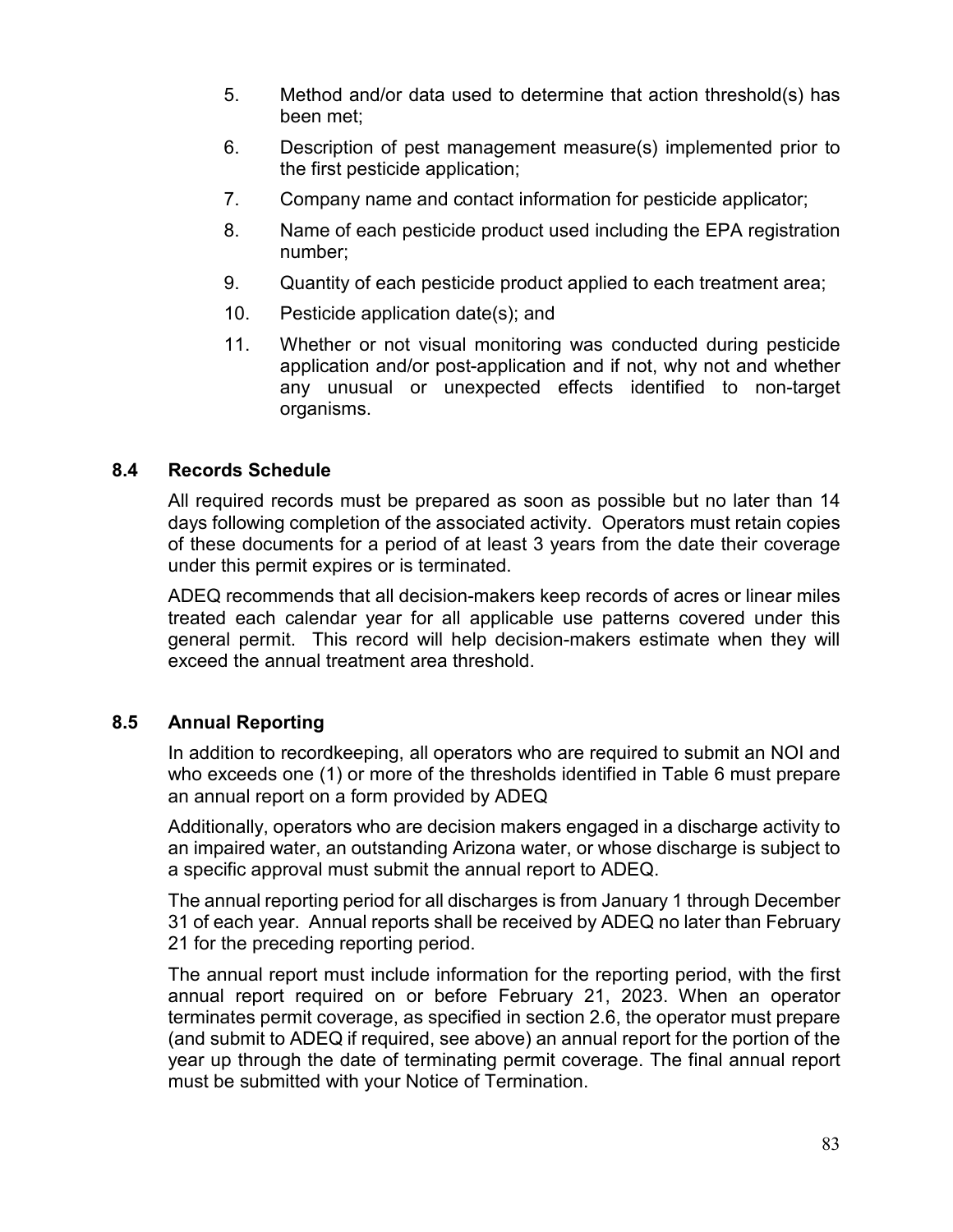5. Method and/or data used to determine that action threshold(s) has been met;
6. Description of pest management measure(s) implemented prior to the first pesticide application;
7. Company name and contact information for pesticide applicator;
8. Name of each pesticide product used including the EPA registration number;
9. Quantity of each pesticide product applied to each treatment area;
10. Pesticide application date(s); and
11. Whether or not visual monitoring was conducted during pesticide application and/or post-application and if not, why not and whether any unusual or unexpected effects identified to non-target organisms.

## 8.4 Records Schedule

All required records must be prepared as soon as possible but no later than 14 days following completion of the associated activity. Operators must retain copies of these documents for a period of at least 3 years from the date their coverage under this permit expires or is terminated.

ADEQ recommends that all decision-makers keep records of acres or linear miles treated each calendar year for all applicable use patterns covered under this general permit. This record will help decision-makers estimate when they will exceed the annual treatment area threshold.

## 8.5 Annual Reporting

In addition to recordkeeping, all operators who are required to submit an NOI and who exceeds one (1) or more of the thresholds identified in Table 6 must prepare an annual report on a form provided by ADEQ

Additionally, operators who are decision makers engaged in a discharge activity to an impaired water, an outstanding Arizona water, or whose discharge is subject to a specific approval must submit the annual report to ADEQ.

The annual reporting period for all discharges is from January 1 through December 31 of each year. Annual reports shall be received by ADEQ no later than February 21 for the preceding reporting period.

The annual report must include information for the reporting period, with the first annual report required on or before February 21, 2023. When an operator terminates permit coverage, as specified in section 2.6, the operator must prepare (and submit to ADEQ if required, see above) an annual report for the portion of the year up through the date of terminating permit coverage. The final annual report must be submitted with your Notice of Termination.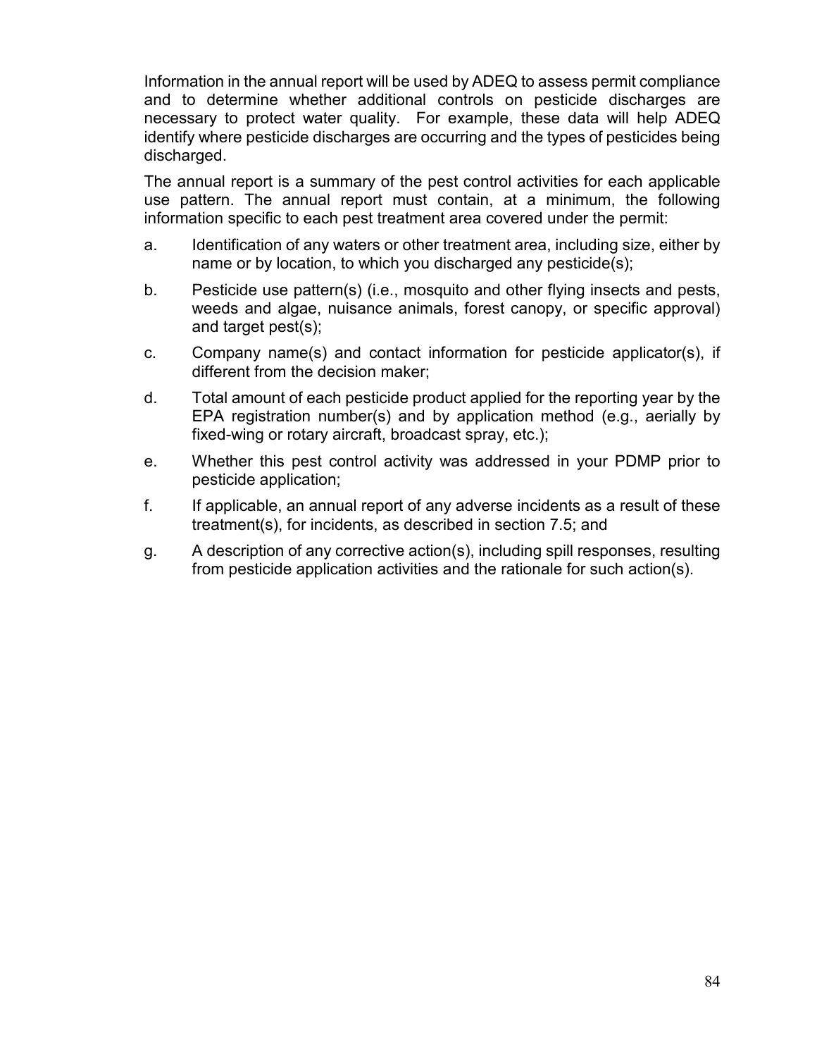Information in the annual report will be used by ADEQ to assess permit compliance and to determine whether additional controls on pesticide discharges are necessary to protect water quality. For example, these data will help ADEQ identify where pesticide discharges are occurring and the types of pesticides being discharged.

The annual report is a summary of the pest control activities for each applicable use pattern. The annual report must contain, at a minimum, the following information specific to each pest treatment area covered under the permit:

a. Identification of any waters or other treatment area, including size, either by name or by location, to which you discharged any pesticide(s);

b. Pesticide use pattern(s) (i.e., mosquito and other flying insects and pests, weeds and algae, nuisance animals, forest canopy, or specific approval) and target pest(s);

c. Company name(s) and contact information for pesticide applicator(s), if different from the decision maker;

d. Total amount of each pesticide product applied for the reporting year by the EPA registration number(s) and by application method (e.g., aerially by fixed-wing or rotary aircraft, broadcast spray, etc.);

e. Whether this pest control activity was addressed in your PDMP prior to pesticide application;

f. If applicable, an annual report of any adverse incidents as a result of these treatment(s), for incidents, as described in section 7.5; and

g. A description of any corrective action(s), including spill responses, resulting from pesticide application activities and the rationale for such action(s).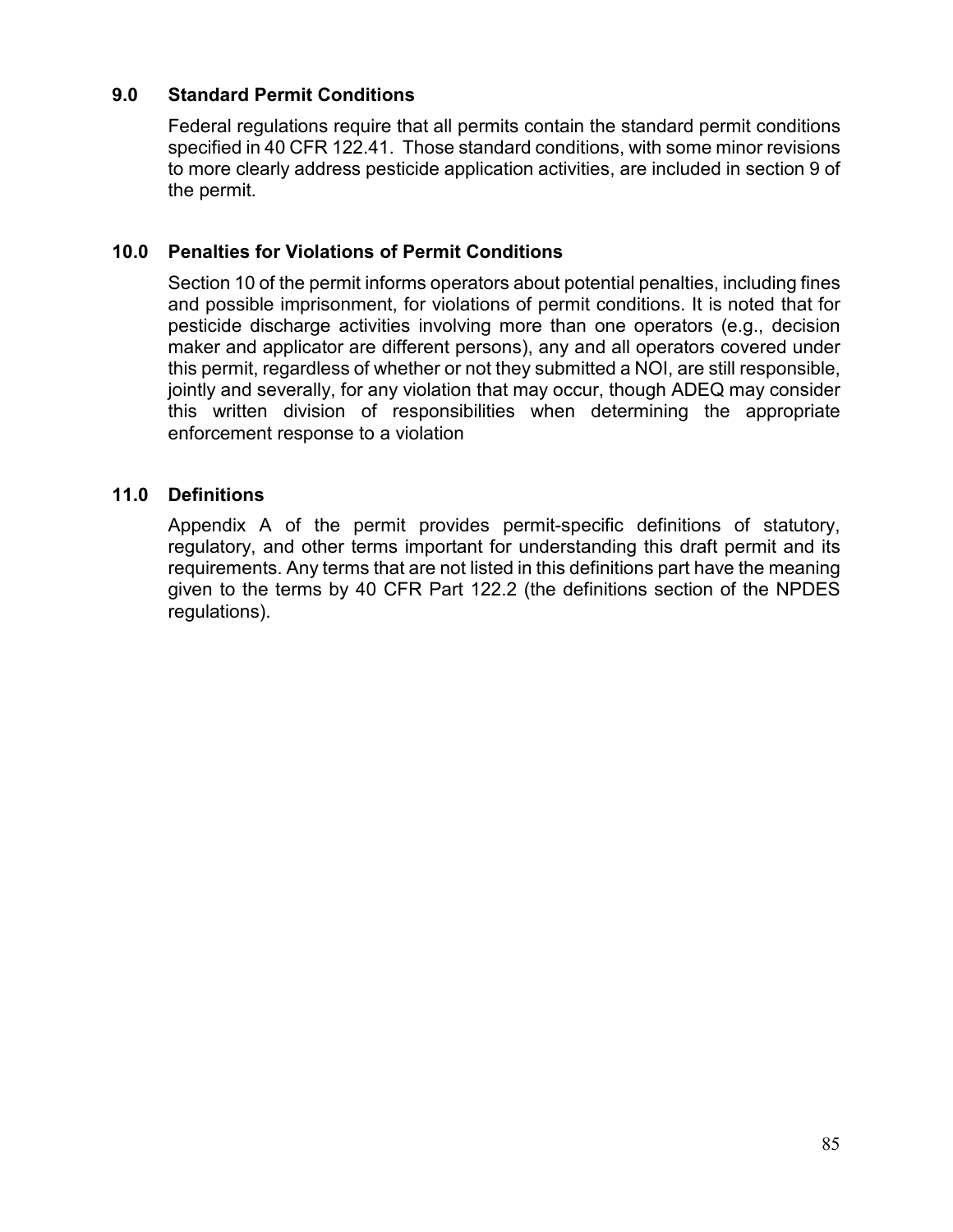## 9.0 Standard Permit Conditions

Federal regulations require that all permits contain the standard permit conditions specified in 40 CFR 122.41. Those standard conditions, with some minor revisions to more clearly address pesticide application activities, are included in section 9 of the permit.

## 10.0 Penalties for Violations of Permit Conditions

Section 10 of the permit informs operators about potential penalties, including fines and possible imprisonment, for violations of permit conditions. It is noted that for pesticide discharge activities involving more than one operators (e.g., decision maker and applicator are different persons), any and all operators covered under this permit, regardless of whether or not they submitted a NOI, are still responsible, jointly and severally, for any violation that may occur, though ADEQ may consider this written division of responsibilities when determining the appropriate enforcement response to a violation

## 11.0 Definitions

Appendix A of the permit provides permit-specific definitions of statutory, regulatory, and other terms important for understanding this draft permit and its requirements. Any terms that are not listed in this definitions part have the meaning given to the terms by 40 CFR Part 122.2 (the definitions section of the NPDES regulations).